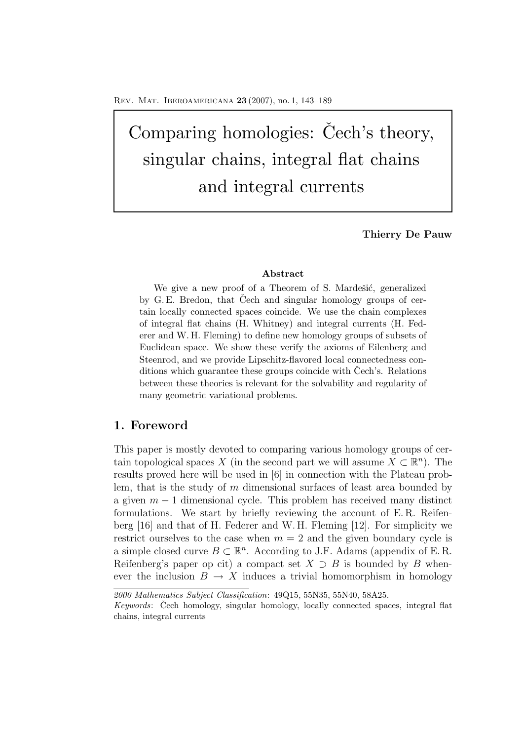# Comparing homologies: Čech's theory, singular chains, integral flat chains and integral currents

**Thierry De Pauw**

### Abstract

We give a new proof of a Theorem of S. Mardešić, generalized by G. E. Bredon, that Čech and singular homology groups of certain locally connected spaces coincide. We use the chain complexes of integral flat chains (H. Whitney) and integral currents (H. Federer and W. H. Fleming) to define new homology groups of subsets of Euclidean space. We show these verify the axioms of Eilenberg and Steenrod, and we provide Lipschitz-flavored local connectedness conditions which guarantee these groups coincide with Čech's. Relations between these theories is relevant for the solvability and regularity of many geometric variational problems.

## 1. Foreword

This paper is mostly devoted to comparing various homology groups of certain topological spaces $X$ (in the second part we will assume $X \subset \mathbb{R}^n$). The results proved here will be used in [6] in connection with the Plateau problem, that is the study of $m$ dimensional surfaces of least area bounded by a given $m-1$ dimensional cycle. This problem has received many distinct formulations. We start by briefly reviewing the account of E. R. Reifenberg [16] and that of H. Federer and W. H. Fleming [12]. For simplicity we restrict ourselves to the case when $m = 2$ and the given boundary cycle is a simple closed curve $B \subset \mathbb{R}^n$. According to J.F. Adams (appendix of E. R. Reifenberg's paper op cit) a compact set $X \supset B$ is bounded by $B$ whenever the inclusion $B \to X$ induces a trivial homomorphism in homology

*2000 Mathematics Subject Classification*: 49Q15, 55N35, 55N40, 58A25.

*Keywords*: Čech homology, singular homology, locally connected spaces, integral flat chains, integral currents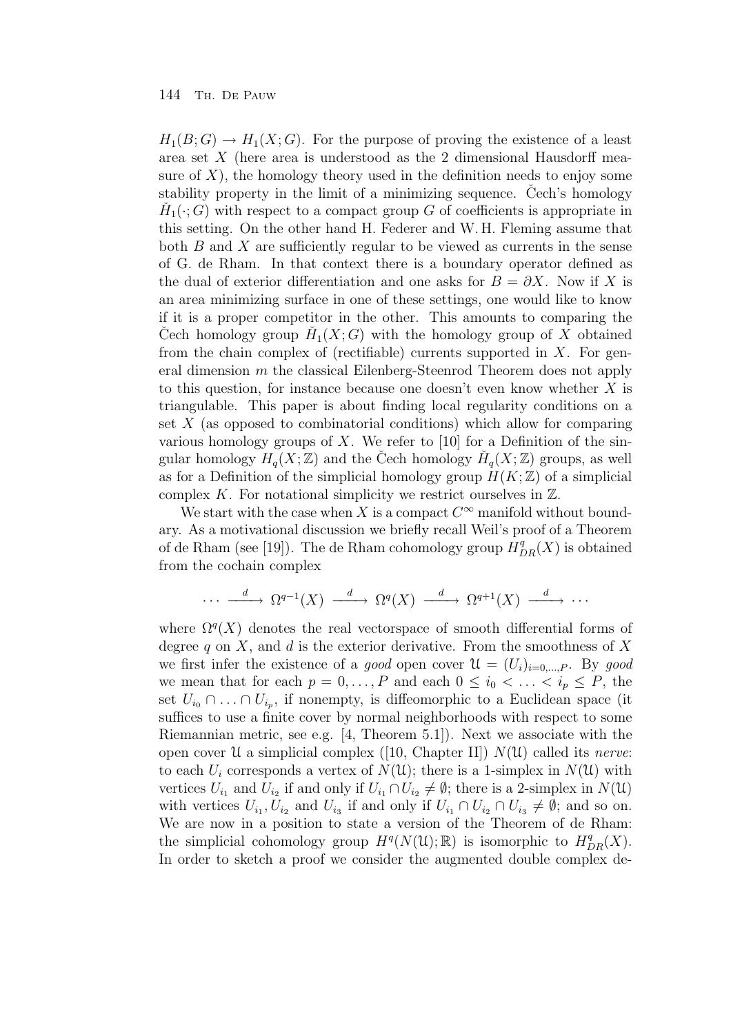$H_1(B;G) \to H_1(X;G)$. For the purpose of proving the existence of a least area set $X$ (here area is understood as the 2 dimensional Hausdorff measure of $X$), the homology theory used in the definition needs to enjoy some stability property in the limit of a minimizing sequence. Čech's homology $\check{H}_1(\cdot;G)$ with respect to a compact group $G$ of coefficients is appropriate in this setting. On the other hand H. Federer and W. H. Fleming assume that both $B$ and $X$ are sufficiently regular to be viewed as currents in the sense of G. de Rham. In that context there is a boundary operator defined as the dual of exterior differentiation and one asks for $B = \partial X$. Now if $X$ is an area minimizing surface in one of these settings, one would like to know if it is a proper competitor in the other. This amounts to comparing the Čech homology group $\check{H}_1(X;G)$ with the homology group of $X$ obtained from the chain complex of (rectifiable) currents supported in $X$. For general dimension $m$ the classical Eilenberg-Steenrod Theorem does not apply to this question, for instance because one doesn't even know whether $X$ is triangulable. This paper is about finding local regularity conditions on a set $X$ (as opposed to combinatorial conditions) which allow for comparing various homology groups of $X$. We refer to [10] for a Definition of the singular homology $H_q(X;\mathbb{Z})$ and the Čech homology $\check{H}_q(X;\mathbb{Z})$ groups, as well as for a Definition of the simplicial homology group $H(K;\mathbb{Z})$ of a simplicial complex $K$. For notational simplicity we restrict ourselves in $\mathbb{Z}$.

We start with the case when $X$ is a compact $C^\infty$ manifold without boundary. As a motivational discussion we briefly recall Weil's proof of a Theorem of de Rham (see [19]). The de Rham cohomology group $H^q_{DR}(X)$ is obtained from the cochain complex

$$\cdots \xrightarrow{\ d\ } \Omega^{q-1}(X) \xrightarrow{\ d\ } \Omega^{q}(X) \xrightarrow{\ d\ } \Omega^{q+1}(X) \xrightarrow{\ d\ } \cdots$$

where $\Omega^q(X)$ denotes the real vectorspace of smooth differential forms of degree $q$ on $X$, and $d$ is the exterior derivative. From the smoothness of $X$ we first infer the existence of a *good* open cover $\mathcal{U} = (U_i)_{i=0,\ldots,P}$. By *good* we mean that for each $p = 0,\ldots,P$ and each $0 \leq i_0 < \ldots < i_p \leq P$, the set $U_{i_0} \cap \ldots \cap U_{i_p}$, if nonempty, is diffeomorphic to a Euclidean space (it suffices to use a finite cover by normal neighborhoods with respect to some Riemannian metric, see e.g. [4, Theorem 5.1]). Next we associate with the open cover $\mathcal{U}$ a simplicial complex ([10, Chapter II]) $N(\mathcal{U})$ called its *nerve*: to each $U_i$ corresponds a vertex of $N(\mathcal{U})$; there is a 1-simplex in $N(\mathcal{U})$ with vertices $U_{i_1}$ and $U_{i_2}$ if and only if $U_{i_1} \cap U_{i_2} \neq \emptyset$; there is a 2-simplex in $N(\mathcal{U})$ with vertices $U_{i_1}, U_{i_2}$ and $U_{i_3}$ if and only if $U_{i_1} \cap U_{i_2} \cap U_{i_3} \neq \emptyset$; and so on. We are now in a position to state a version of the Theorem of de Rham: the simplicial cohomology group $H^q(N(\mathcal{U});\mathbb{R})$ is isomorphic to $H^q_{DR}(X)$. In order to sketch a proof we consider the augmented double complex de-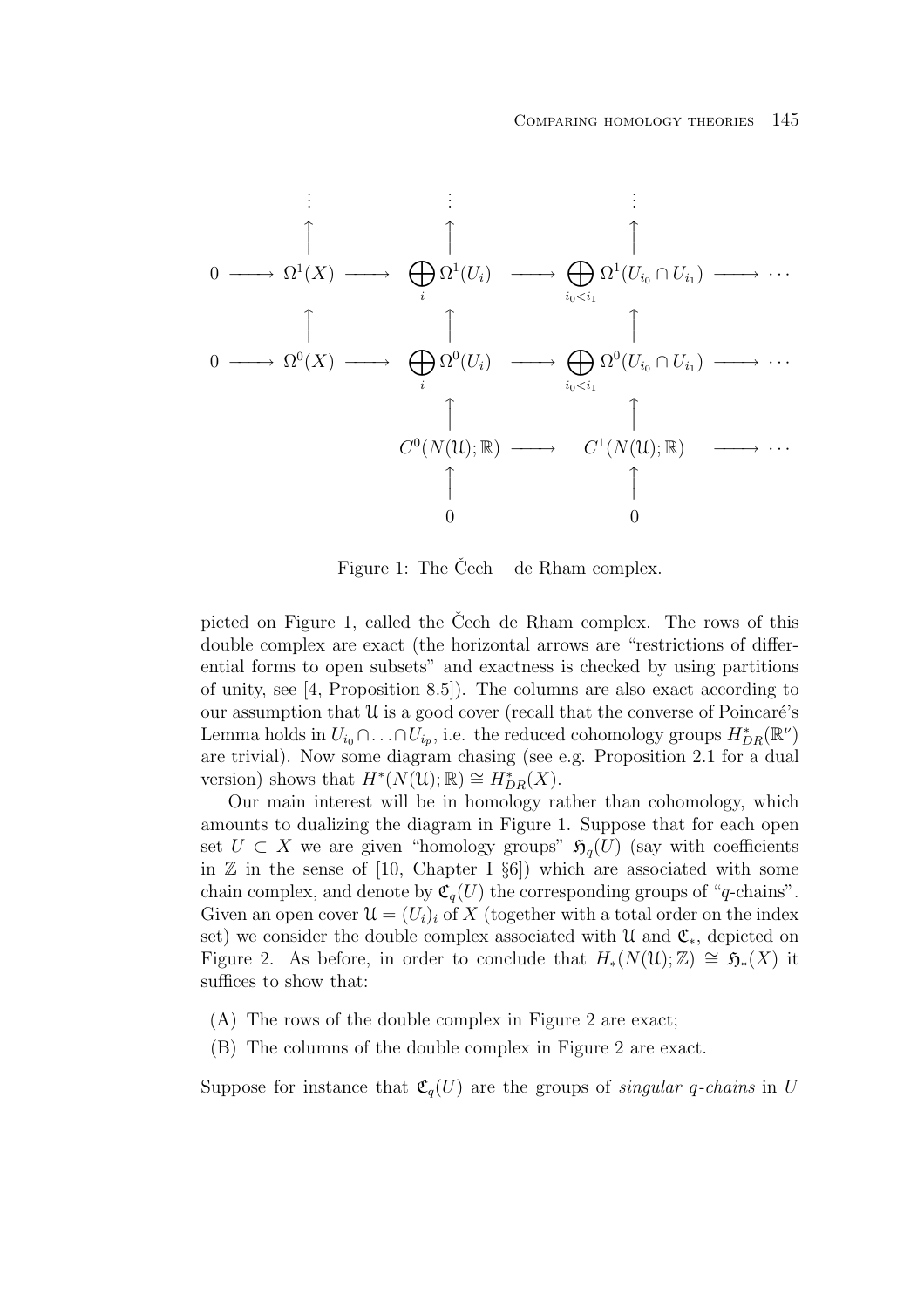$$
\begin{array}{ccccccccc}
 & & \vdots & & \vdots & & \vdots & & \\
 & & \uparrow & & \uparrow & & \uparrow & & \\
0 & \longrightarrow & \Omega^1(X) & \longrightarrow & \bigoplus_i \Omega^1(U_i) & \longrightarrow & \bigoplus_{i_0<i_1} \Omega^1(U_{i_0}\cap U_{i_1}) & \longrightarrow & \cdots \\
 & & \uparrow & & \uparrow & & \uparrow & & \\
0 & \longrightarrow & \Omega^0(X) & \longrightarrow & \bigoplus_i \Omega^0(U_i) & \longrightarrow & \bigoplus_{i_0<i_1} \Omega^0(U_{i_0}\cap U_{i_1}) & \longrightarrow & \cdots \\
 & & & & \uparrow & & \uparrow & & \\
 & & & & C^0(N(\mathfrak{U});\mathbb{R}) & \longrightarrow & C^1(N(\mathfrak{U});\mathbb{R}) & \longrightarrow & \cdots \\
 & & & & \uparrow & & \uparrow & & \\
 & & & & 0 & & 0 & &
\end{array}
$$

Figure 1: The Čech – de Rham complex.

picted on Figure 1, called the Čech–de Rham complex. The rows of this double complex are exact (the horizontal arrows are "restrictions of differential forms to open subsets" and exactness is checked by using partitions of unity, see [4, Proposition 8.5]). The columns are also exact according to our assumption that $\mathfrak{U}$ is a good cover (recall that the converse of Poincaré's Lemma holds in $U_{i_0}\cap\ldots\cap U_{i_p}$, i.e. the reduced cohomology groups $H^*_{DR}(\mathbb{R}^\nu)$ are trivial). Now some diagram chasing (see e.g. Proposition 2.1 for a dual version) shows that $H^*(N(\mathfrak{U});\mathbb{R}) \cong H^*_{DR}(X)$.

Our main interest will be in homology rather than cohomology, which amounts to dualizing the diagram in Figure 1. Suppose that for each open set $U \subset X$ we are given "homology groups" $\mathfrak{H}_q(U)$ (say with coefficients in $\mathbb{Z}$ in the sense of [10, Chapter I §6]) which are associated with some chain complex, and denote by $\mathfrak{C}_q(U)$ the corresponding groups of "$q$-chains". Given an open cover $\mathfrak{U} = (U_i)_i$ of $X$ (together with a total order on the index set) we consider the double complex associated with $\mathfrak{U}$ and $\mathfrak{C}_*$, depicted on Figure 2. As before, in order to conclude that $H_*(N(\mathfrak{U});\mathbb{Z}) \cong \mathfrak{H}_*(X)$ it suffices to show that:

(A) The rows of the double complex in Figure 2 are exact;

(B) The columns of the double complex in Figure 2 are exact.

Suppose for instance that $\mathfrak{C}_q(U)$ are the groups of *singular $q$-chains* in $U$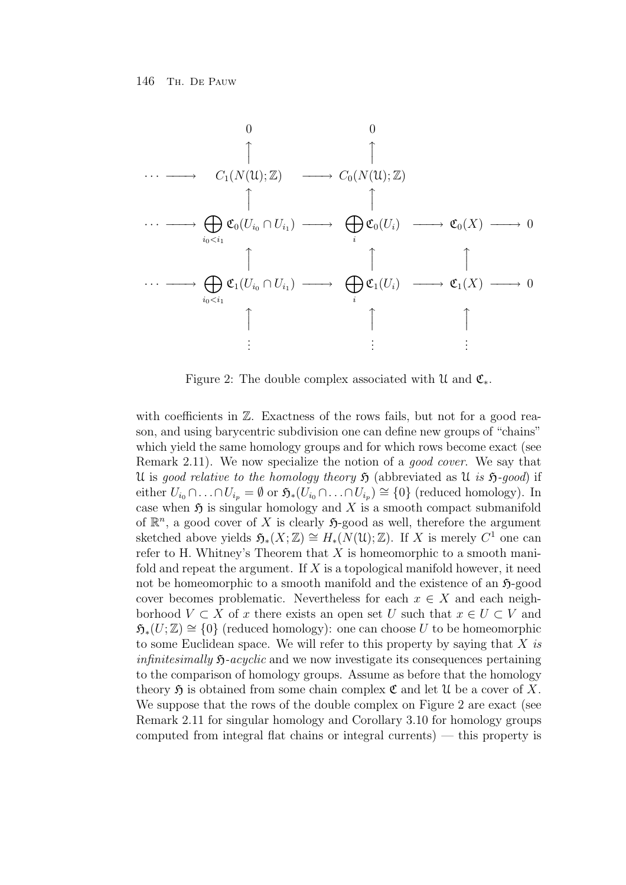$$
\begin{array}{ccccccccc}
 & & 0 & & 0 & & & & \\
 & & \uparrow & & \uparrow & & & & \\
\cdots & \longrightarrow & C_1(N(\mathfrak{U});\mathbb{Z}) & \longrightarrow & C_0(N(\mathfrak{U});\mathbb{Z}) & & & & \\
 & & \uparrow & & \uparrow & & & & \\
\cdots & \longrightarrow & \bigoplus_{i_0<i_1} \mathfrak{C}_0(U_{i_0} \cap U_{i_1}) & \longrightarrow & \bigoplus_i \mathfrak{C}_0(U_i) & \longrightarrow & \mathfrak{C}_0(X) & \longrightarrow & 0 \\
 & & \uparrow & & \uparrow & & \uparrow & & \\
\cdots & \longrightarrow & \bigoplus_{i_0<i_1} \mathfrak{C}_1(U_{i_0} \cap U_{i_1}) & \longrightarrow & \bigoplus_i \mathfrak{C}_1(U_i) & \longrightarrow & \mathfrak{C}_1(X) & \longrightarrow & 0 \\
 & & \uparrow & & \uparrow & & \uparrow & & \\
 & & \vdots & & \vdots & & \vdots & &
\end{array}
$$

Figure 2: The double complex associated with $\mathfrak{U}$ and $\mathfrak{C}_*$.

with coefficients in $\mathbb{Z}$. Exactness of the rows fails, but not for a good reason, and using barycentric subdivision one can define new groups of "chains" which yield the same homology groups and for which rows become exact (see Remark 2.11). We now specialize the notion of a *good cover*. We say that $\mathfrak{U}$ is *good relative to the homology theory* $\mathfrak{H}$ (abbreviated as $\mathfrak{U}$ *is* $\mathfrak{H}$*-good*) if either $U_{i_0} \cap \ldots \cap U_{i_p} = \emptyset$ or $\mathfrak{H}_*(U_{i_0} \cap \ldots \cap U_{i_p}) \cong \{0\}$ (reduced homology). In case when $\mathfrak{H}$ is singular homology and $X$ is a smooth compact submanifold of $\mathbb{R}^n$, a good cover of $X$ is clearly $\mathfrak{H}$-good as well, therefore the argument sketched above yields $\mathfrak{H}_*(X;\mathbb{Z}) \cong H_*(N(\mathfrak{U});\mathbb{Z})$. If $X$ is merely $C^1$ one can refer to H. Whitney's Theorem that $X$ is homeomorphic to a smooth manifold and repeat the argument. If $X$ is a topological manifold however, it need not be homeomorphic to a smooth manifold and the existence of an $\mathfrak{H}$-good cover becomes problematic. Nevertheless for each $x \in X$ and each neighborhood $V \subset X$ of $x$ there exists an open set $U$ such that $x \in U \subset V$ and $\mathfrak{H}_*(U;\mathbb{Z}) \cong \{0\}$ (reduced homology): one can choose $U$ to be homeomorphic to some Euclidean space. We will refer to this property by saying that $X$ *is infinitesimally* $\mathfrak{H}$*-acyclic* and we now investigate its consequences pertaining to the comparison of homology groups. Assume as before that the homology theory $\mathfrak{H}$ is obtained from some chain complex $\mathfrak{C}$ and let $\mathfrak{U}$ be a cover of $X$. We suppose that the rows of the double complex on Figure 2 are exact (see Remark 2.11 for singular homology and Corollary 3.10 for homology groups computed from integral flat chains or integral currents) — this property is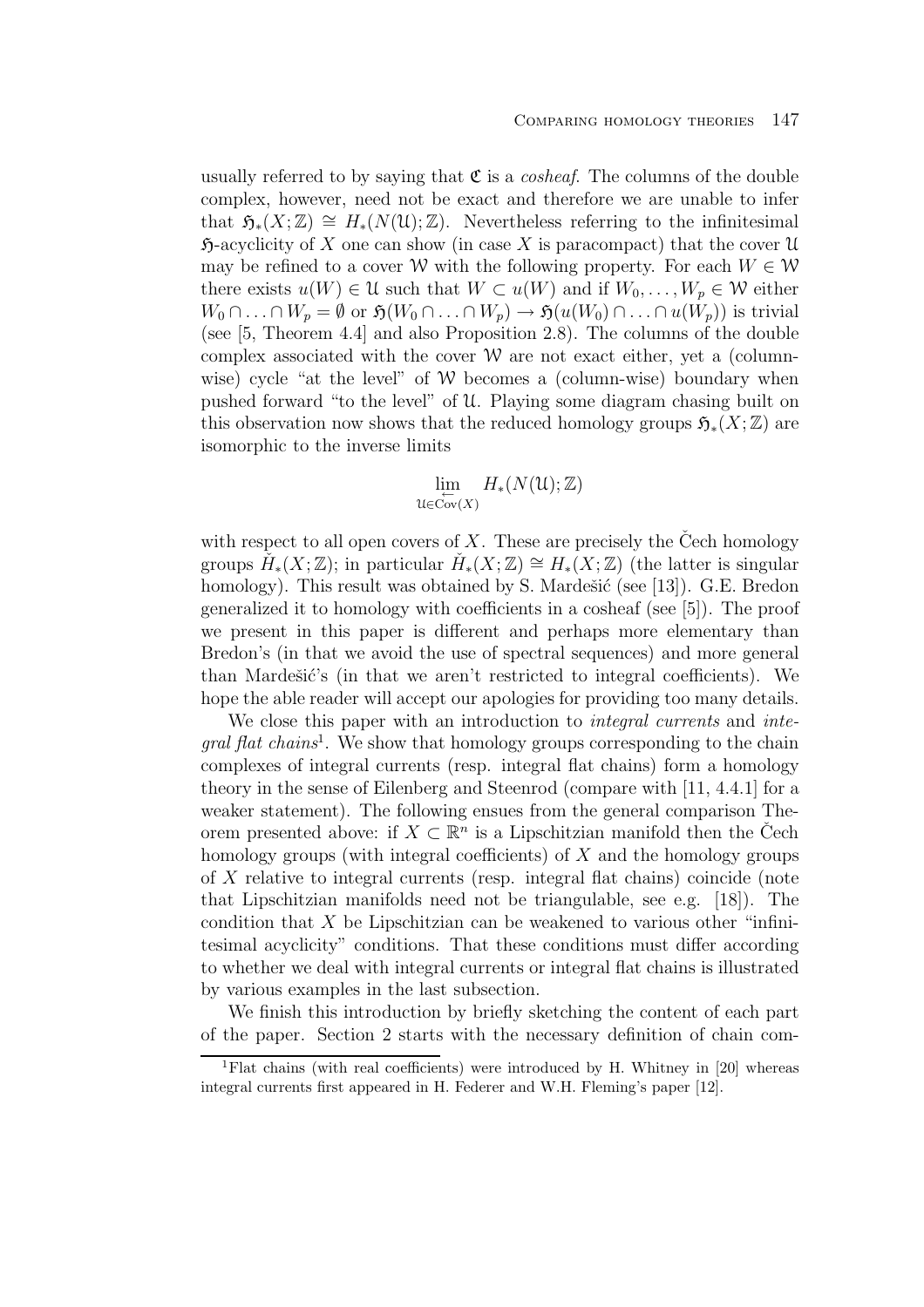usually referred to by saying that $\mathfrak{C}$ is a *cosheaf*. The columns of the double complex, however, need not be exact and therefore we are unable to infer that $\mathfrak{H}_*(X;\mathbb{Z}) \cong H_*(N(\mathcal{U});\mathbb{Z})$. Nevertheless referring to the infinitesimal $\mathfrak{H}$-acyclicity of $X$ one can show (in case $X$ is paracompact) that the cover $\mathcal{U}$ may be refined to a cover $\mathcal{W}$ with the following property. For each $W \in \mathcal{W}$ there exists $u(W) \in \mathcal{U}$ such that $W \subset u(W)$ and if $W_0, \ldots, W_p \in \mathcal{W}$ either $W_0 \cap \ldots \cap W_p = \emptyset$ or $\mathfrak{H}(W_0 \cap \ldots \cap W_p) \to \mathfrak{H}(u(W_0) \cap \ldots \cap u(W_p))$ is trivial (see [5, Theorem 4.4] and also Proposition 2.8). The columns of the double complex associated with the cover $\mathcal{W}$ are not exact either, yet a (column-wise) cycle "at the level" of $\mathcal{W}$ becomes a (column-wise) boundary when pushed forward "to the level" of $\mathcal{U}$. Playing some diagram chasing built on this observation now shows that the reduced homology groups $\mathfrak{H}_*(X;\mathbb{Z})$ are isomorphic to the inverse limits

$$\varprojlim_{\mathcal{U} \in \operatorname{Cov}(X)} H_*(N(\mathcal{U});\mathbb{Z})$$

with respect to all open covers of $X$. These are precisely the Čech homology groups $\check{H}_*(X;\mathbb{Z})$; in particular $\check{H}_*(X;\mathbb{Z}) \cong H_*(X;\mathbb{Z})$ (the latter is singular homology). This result was obtained by S. Mardešić (see [13]). G.E. Bredon generalized it to homology with coefficients in a cosheaf (see [5]). The proof we present in this paper is different and perhaps more elementary than Bredon's (in that we avoid the use of spectral sequences) and more general than Mardešić's (in that we aren't restricted to integral coefficients). We hope the able reader will accept our apologies for providing too many details.

We close this paper with an introduction to *integral currents* and *integral flat chains*[1]. We show that homology groups corresponding to the chain complexes of integral currents (resp. integral flat chains) form a homology theory in the sense of Eilenberg and Steenrod (compare with [11, 4.4.1] for a weaker statement). The following ensues from the general comparison Theorem presented above: if $X \subset \mathbb{R}^n$ is a Lipschitzian manifold then the Čech homology groups (with integral coefficients) of $X$ and the homology groups of $X$ relative to integral currents (resp. integral flat chains) coincide (note that Lipschitzian manifolds need not be triangulable, see e.g. [18]). The condition that $X$ be Lipschitzian can be weakened to various other "infinitesimal acyclicity" conditions. That these conditions must differ according to whether we deal with integral currents or integral flat chains is illustrated by various examples in the last subsection.

We finish this introduction by briefly sketching the content of each part of the paper. Section 2 starts with the necessary definition of chain com-

[1]Flat chains (with real coefficients) were introduced by H. Whitney in [20] whereas integral currents first appeared in H. Federer and W.H. Fleming's paper [12].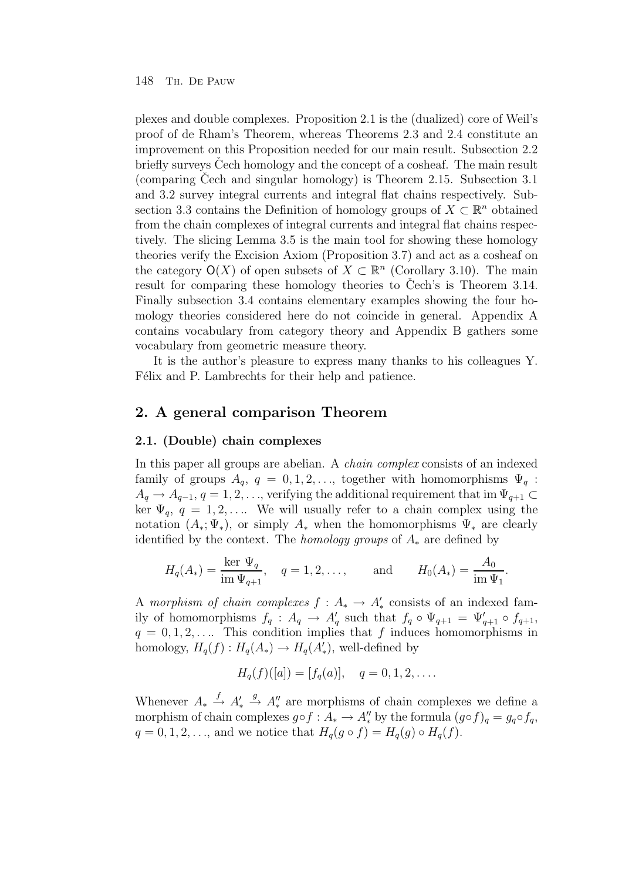plexes and double complexes. Proposition 2.1 is the (dualized) core of Weil's proof of de Rham's Theorem, whereas Theorems 2.3 and 2.4 constitute an improvement on this Proposition needed for our main result. Subsection 2.2 briefly surveys Čech homology and the concept of a cosheaf. The main result (comparing Čech and singular homology) is Theorem 2.15. Subsection 3.1 and 3.2 survey integral currents and integral flat chains respectively. Subsection 3.3 contains the Definition of homology groups of $X \subset \mathbb{R}^n$ obtained from the chain complexes of integral currents and integral flat chains respectively. The slicing Lemma 3.5 is the main tool for showing these homology theories verify the Excision Axiom (Proposition 3.7) and act as a cosheaf on the category $\mathsf{O}(X)$ of open subsets of $X \subset \mathbb{R}^n$ (Corollary 3.10). The main result for comparing these homology theories to Čech's is Theorem 3.14. Finally subsection 3.4 contains elementary examples showing the four homology theories considered here do not coincide in general. Appendix A contains vocabulary from category theory and Appendix B gathers some vocabulary from geometric measure theory.

It is the author's pleasure to express many thanks to his colleagues Y. Félix and P. Lambrechts for their help and patience.

## 2. A general comparison Theorem

### 2.1. (Double) chain complexes

In this paper all groups are abelian. A *chain complex* consists of an indexed family of groups $A_q$, $q = 0, 1, 2, \ldots$, together with homomorphisms $\Psi_q : A_q \to A_{q-1}$, $q = 1, 2, \ldots$, verifying the additional requirement that $\operatorname{im} \Psi_{q+1} \subset \ker \Psi_q$, $q = 1, 2, \ldots$. We will usually refer to a chain complex using the notation $(A_*; \Psi_*)$, or simply $A_*$ when the homomorphisms $\Psi_*$ are clearly identified by the context. The *homology groups* of $A_*$ are defined by

$$H_q(A_*) = \frac{\ker \Psi_q}{\operatorname{im} \Psi_{q+1}}, \quad q = 1, 2, \ldots, \qquad \text{and} \qquad H_0(A_*) = \frac{A_0}{\operatorname{im} \Psi_1}.$$

A *morphism of chain complexes* $f : A_* \to A'_*$ consists of an indexed family of homomorphisms $f_q : A_q \to A'_q$ such that $f_q \circ \Psi_{q+1} = \Psi'_{q+1} \circ f_{q+1}$, $q = 0, 1, 2, \ldots$. This condition implies that $f$ induces homomorphisms in homology, $H_q(f) : H_q(A_*) \to H_q(A'_*)$, well-defined by

$$H_q(f)([a]) = [f_q(a)], \quad q = 0, 1, 2, \ldots.$$

Whenever $A_* \xrightarrow{f} A'_* \xrightarrow{g} A''_*$ are morphisms of chain complexes we define a morphism of chain complexes $g \circ f : A_* \to A''_*$ by the formula $(g \circ f)_q = g_q \circ f_q$, $q = 0, 1, 2, \ldots$, and we notice that $H_q(g \circ f) = H_q(g) \circ H_q(f)$.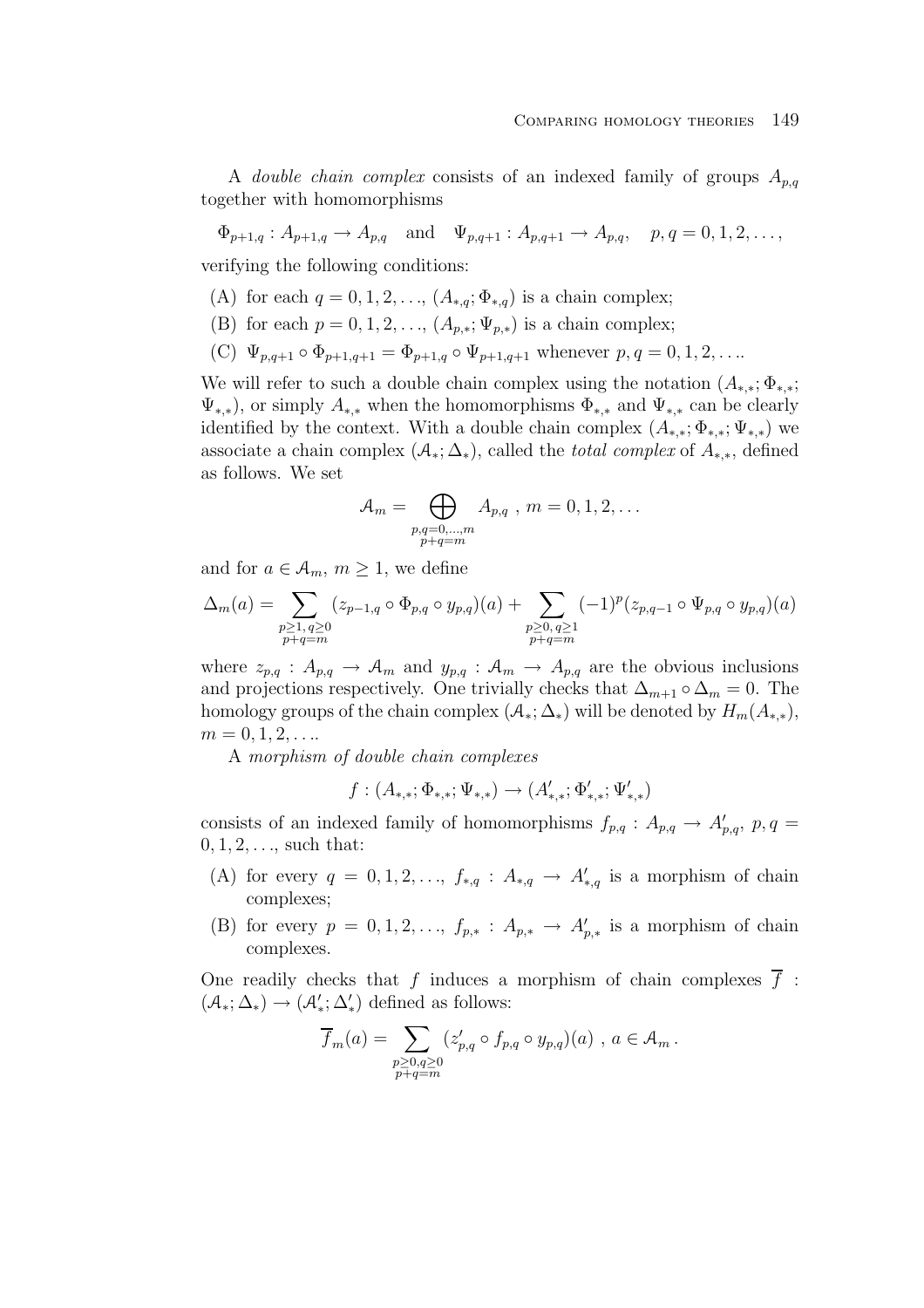A *double chain complex* consists of an indexed family of groups $A_{p,q}$ together with homomorphisms

$$\Phi_{p+1,q} : A_{p+1,q} \to A_{p,q} \quad \text{and} \quad \Psi_{p,q+1} : A_{p,q+1} \to A_{p,q}, \quad p,q = 0,1,2,\ldots,$$

verifying the following conditions:

(A) for each $q = 0,1,2,\ldots$, $(A_{*,q}; \Phi_{*,q})$ is a chain complex;

(B) for each $p = 0,1,2,\ldots$, $(A_{p,*}; \Psi_{p,*})$ is a chain complex;

(C) $\Psi_{p,q+1} \circ \Phi_{p+1,q+1} = \Phi_{p+1,q} \circ \Psi_{p+1,q+1}$ whenever $p,q = 0,1,2,\ldots$.

We will refer to such a double chain complex using the notation $(A_{*,*}; \Phi_{*,*}; \Psi_{*,*})$, or simply $A_{*,*}$ when the homomorphisms $\Phi_{*,*}$ and $\Psi_{*,*}$ can be clearly identified by the context. With a double chain complex $(A_{*,*}; \Phi_{*,*}; \Psi_{*,*})$ we associate a chain complex $(\mathcal{A}_*; \Delta_*)$, called the *total complex* of $A_{*,*}$, defined as follows. We set

$$\mathcal{A}_m = \bigoplus_{\substack{p,q=0,\ldots,m \\ p+q=m}} A_{p,q} \ , \ m = 0,1,2,\ldots$$

and for $a \in \mathcal{A}_m$, $m \geq 1$, we define

$$\Delta_m(a) = \sum_{\substack{p\geq 1,\, q\geq 0 \\ p+q=m}} (z_{p-1,q} \circ \Phi_{p,q} \circ y_{p,q})(a) + \sum_{\substack{p\geq 0,\, q\geq 1 \\ p+q=m}} (-1)^p (z_{p,q-1} \circ \Psi_{p,q} \circ y_{p,q})(a)$$

where $z_{p,q} : A_{p,q} \to \mathcal{A}_m$ and $y_{p,q} : \mathcal{A}_m \to A_{p,q}$ are the obvious inclusions and projections respectively. One trivially checks that $\Delta_{m+1} \circ \Delta_m = 0$. The homology groups of the chain complex $(\mathcal{A}_*; \Delta_*)$ will be denoted by $H_m(A_{*,*})$, $m = 0,1,2,\ldots$.

A *morphism of double chain complexes*

$$f : (A_{*,*}; \Phi_{*,*}; \Psi_{*,*}) \to (A'_{*,*}; \Phi'_{*,*}; \Psi'_{*,*})$$

consists of an indexed family of homomorphisms $f_{p,q} : A_{p,q} \to A'_{p,q}$, $p,q = 0,1,2,\ldots$, such that:

(A) for every $q = 0,1,2,\ldots$, $f_{*,q} : A_{*,q} \to A'_{*,q}$ is a morphism of chain complexes;

(B) for every $p = 0,1,2,\ldots$, $f_{p,*} : A_{p,*} \to A'_{p,*}$ is a morphism of chain complexes.

One readily checks that $f$ induces a morphism of chain complexes $\overline{f} : (\mathcal{A}_*; \Delta_*) \to (\mathcal{A}'_*; \Delta'_*)$ defined as follows:

$$\overline{f}_m(a) = \sum_{\substack{p\geq 0, q\geq 0 \\ p+q=m}} (z'_{p,q} \circ f_{p,q} \circ y_{p,q})(a) \ , \ a \in \mathcal{A}_m \, .$$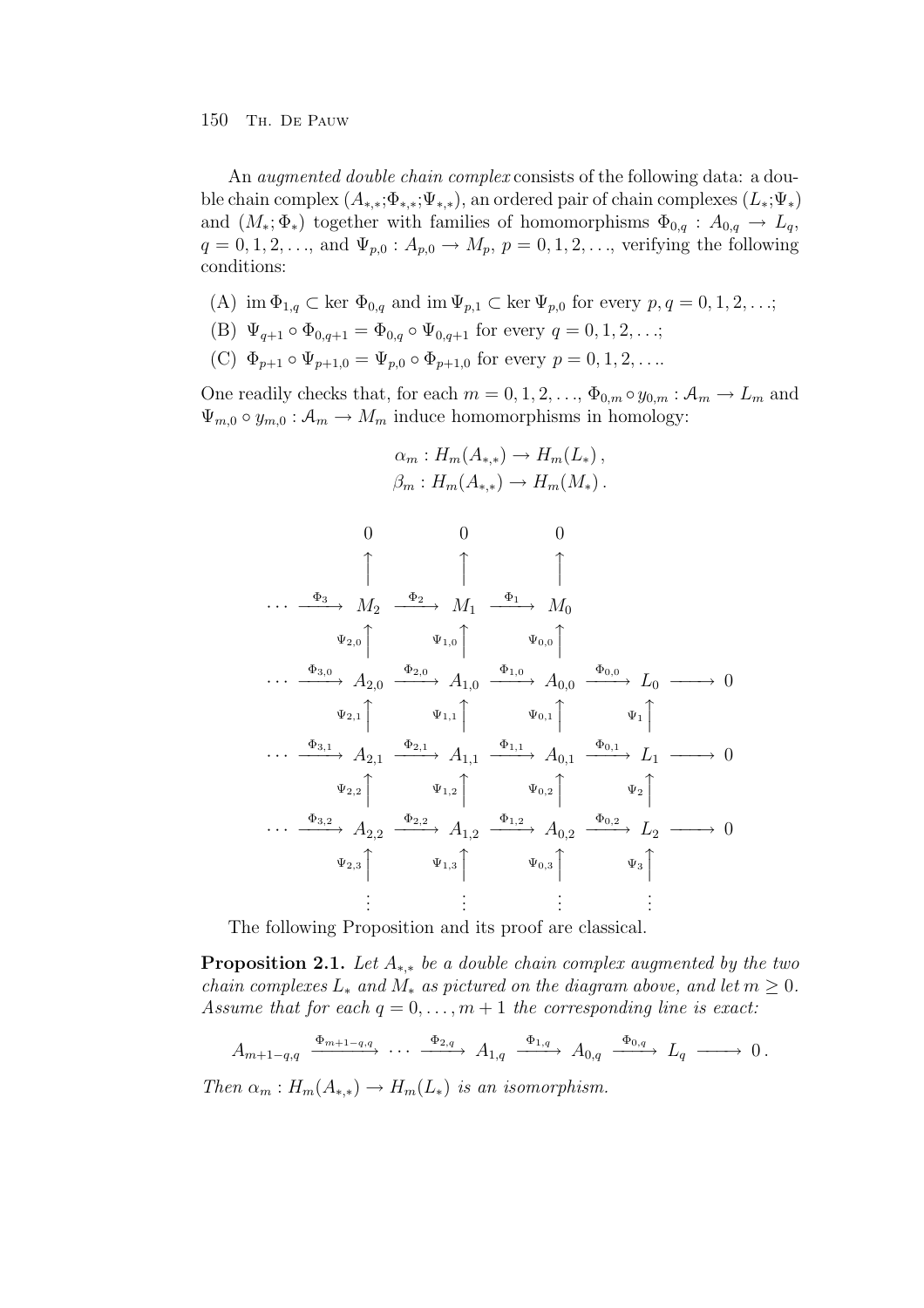An *augmented double chain complex* consists of the following data: a double chain complex $(A_{*,*};\Phi_{*,*};\Psi_{*,*})$, an ordered pair of chain complexes $(L_*;\Psi_*)$ and $(M_*;\Phi_*)$ together with families of homomorphisms $\Phi_{0,q} : A_{0,q} \to L_q$, $q = 0,1,2,\ldots$, and $\Psi_{p,0} : A_{p,0} \to M_p$, $p = 0,1,2,\ldots$, verifying the following conditions:

(A) $\operatorname{im}\Phi_{1,q} \subset \ker \Phi_{0,q}$ and $\operatorname{im}\Psi_{p,1} \subset \ker \Psi_{p,0}$ for every $p,q = 0,1,2,\ldots$;

(B) $\Psi_{q+1} \circ \Phi_{0,q+1} = \Phi_{0,q} \circ \Psi_{0,q+1}$ for every $q = 0,1,2,\ldots$;

(C) $\Phi_{p+1} \circ \Psi_{p+1,0} = \Psi_{p,0} \circ \Phi_{p+1,0}$ for every $p = 0,1,2,\ldots$.

One readily checks that, for each $m = 0,1,2,\ldots$, $\Phi_{0,m} \circ y_{0,m} : \mathcal{A}_m \to L_m$ and $\Psi_{m,0} \circ y_{m,0} : \mathcal{A}_m \to M_m$ induce homomorphisms in homology:

$$\alpha_m : H_m(A_{*,*}) \to H_m(L_*)\,,$$
$$\beta_m : H_m(A_{*,*}) \to H_m(M_*)\,.$$

$$\begin{array}{ccccccccccc}
 & & 0 & & 0 & & 0 & & & & \\
 & & \uparrow & & \uparrow & & \uparrow & & & & \\
\cdots & \xrightarrow{\Phi_3} & M_2 & \xrightarrow{\Phi_2} & M_1 & \xrightarrow{\Phi_1} & M_0 & & & & \\
 & & \uparrow{\scriptstyle \Psi_{2,0}} & & \uparrow{\scriptstyle \Psi_{1,0}} & & \uparrow{\scriptstyle \Psi_{0,0}} & & & & \\
\cdots & \xrightarrow{\Phi_{3,0}} & A_{2,0} & \xrightarrow{\Phi_{2,0}} & A_{1,0} & \xrightarrow{\Phi_{1,0}} & A_{0,0} & \xrightarrow{\Phi_{0,0}} & L_0 & \longrightarrow & 0 \\
 & & \uparrow{\scriptstyle \Psi_{2,1}} & & \uparrow{\scriptstyle \Psi_{1,1}} & & \uparrow{\scriptstyle \Psi_{0,1}} & & \uparrow{\scriptstyle \Psi_{1}} & & \\
\cdots & \xrightarrow{\Phi_{3,1}} & A_{2,1} & \xrightarrow{\Phi_{2,1}} & A_{1,1} & \xrightarrow{\Phi_{1,1}} & A_{0,1} & \xrightarrow{\Phi_{0,1}} & L_1 & \longrightarrow & 0 \\
 & & \uparrow{\scriptstyle \Psi_{2,2}} & & \uparrow{\scriptstyle \Psi_{1,2}} & & \uparrow{\scriptstyle \Psi_{0,2}} & & \uparrow{\scriptstyle \Psi_{2}} & & \\
\cdots & \xrightarrow{\Phi_{3,2}} & A_{2,2} & \xrightarrow{\Phi_{2,2}} & A_{1,2} & \xrightarrow{\Phi_{1,2}} & A_{0,2} & \xrightarrow{\Phi_{0,2}} & L_2 & \longrightarrow & 0 \\
 & & \uparrow{\scriptstyle \Psi_{2,3}} & & \uparrow{\scriptstyle \Psi_{1,3}} & & \uparrow{\scriptstyle \Psi_{0,3}} & & \uparrow{\scriptstyle \Psi_{3}} & & \\
 & & \vdots & & \vdots & & \vdots & & \vdots & &
\end{array}$$

The following Proposition and its proof are classical.

**Proposition 2.1.** *Let $A_{*,*}$ be a double chain complex augmented by the two chain complexes $L_*$ and $M_*$ as pictured on the diagram above, and let $m \geq 0$. Assume that for each $q = 0,\ldots,m+1$ the corresponding line is exact:*

$$A_{m+1-q,q} \xrightarrow{\Phi_{m+1-q,q}} \cdots \xrightarrow{\Phi_{2,q}} A_{1,q} \xrightarrow{\Phi_{1,q}} A_{0,q} \xrightarrow{\Phi_{0,q}} L_q \longrightarrow 0\,.$$

*Then $\alpha_m : H_m(A_{*,*}) \to H_m(L_*)$ is an isomorphism.*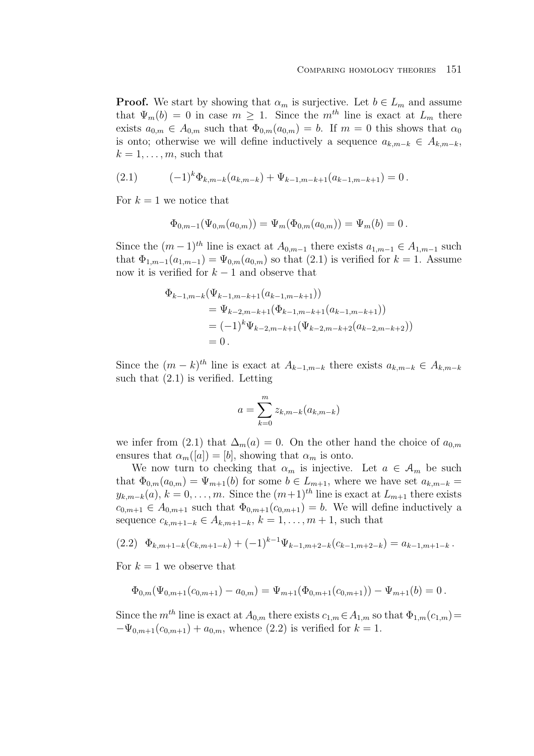**Proof.** We start by showing that $\alpha_m$ is surjective. Let $b \in L_m$ and assume that $\Psi_m(b) = 0$ in case $m \geq 1$. Since the $m^{th}$ line is exact at $L_m$ there exists $a_{0,m} \in A_{0,m}$ such that $\Phi_{0,m}(a_{0,m}) = b$. If $m = 0$ this shows that $\alpha_0$ is onto; otherwise we will define inductively a sequence $a_{k,m-k} \in A_{k,m-k}$, $k = 1, \ldots, m$, such that

$$(-1)^k \Phi_{k,m-k}(a_{k,m-k}) + \Psi_{k-1,m-k+1}(a_{k-1,m-k+1}) = 0\,. \tag{2.1}$$

For $k = 1$ we notice that

$$\Phi_{0,m-1}(\Psi_{0,m}(a_{0,m})) = \Psi_m(\Phi_{0,m}(a_{0,m})) = \Psi_m(b) = 0\,.$$

Since the $(m-1)^{th}$ line is exact at $A_{0,m-1}$ there exists $a_{1,m-1} \in A_{1,m-1}$ such that $\Phi_{1,m-1}(a_{1,m-1}) = \Psi_{0,m}(a_{0,m})$ so that (2.1) is verified for $k = 1$. Assume now it is verified for $k-1$ and observe that

$$\begin{aligned}
\Phi_{k-1,m-k}(&\Psi_{k-1,m-k+1}(a_{k-1,m-k+1})) \\
&= \Psi_{k-2,m-k+1}(\Phi_{k-1,m-k+1}(a_{k-1,m-k+1})) \\
&= (-1)^k \Psi_{k-2,m-k+1}(\Psi_{k-2,m-k+2}(a_{k-2,m-k+2})) \\
&= 0\,.
\end{aligned}$$

Since the $(m-k)^{th}$ line is exact at $A_{k-1,m-k}$ there exists $a_{k,m-k} \in A_{k,m-k}$ such that (2.1) is verified. Letting

$$a = \sum_{k=0}^{m} z_{k,m-k}(a_{k,m-k})$$

we infer from (2.1) that $\Delta_m(a) = 0$. On the other hand the choice of $a_{0,m}$ ensures that $\alpha_m([a]) = [b]$, showing that $\alpha_m$ is onto.

We now turn to checking that $\alpha_m$ is injective. Let $a \in \mathcal{A}_m$ be such that $\Phi_{0,m}(a_{0,m}) = \Psi_{m+1}(b)$ for some $b \in L_{m+1}$, where we have set $a_{k,m-k} = y_{k,m-k}(a)$, $k = 0, \ldots, m$. Since the $(m+1)^{th}$ line is exact at $L_{m+1}$ there exists $c_{0,m+1} \in A_{0,m+1}$ such that $\Phi_{0,m+1}(c_{0,m+1}) = b$. We will define inductively a sequence $c_{k,m+1-k} \in A_{k,m+1-k}$, $k = 1, \ldots, m+1$, such that

$$\Phi_{k,m+1-k}(c_{k,m+1-k}) + (-1)^{k-1}\Psi_{k-1,m+2-k}(c_{k-1,m+2-k}) = a_{k-1,m+1-k}\,. \tag{2.2}$$

For $k = 1$ we observe that

$$\Phi_{0,m}(\Psi_{0,m+1}(c_{0,m+1}) - a_{0,m}) = \Psi_{m+1}(\Phi_{0,m+1}(c_{0,m+1})) - \Psi_{m+1}(b) = 0\,.$$

Since the $m^{th}$ line is exact at $A_{0,m}$ there exists $c_{1,m} \in A_{1,m}$ so that $\Phi_{1,m}(c_{1,m}) = -\Psi_{0,m+1}(c_{0,m+1}) + a_{0,m}$, whence (2.2) is verified for $k = 1$.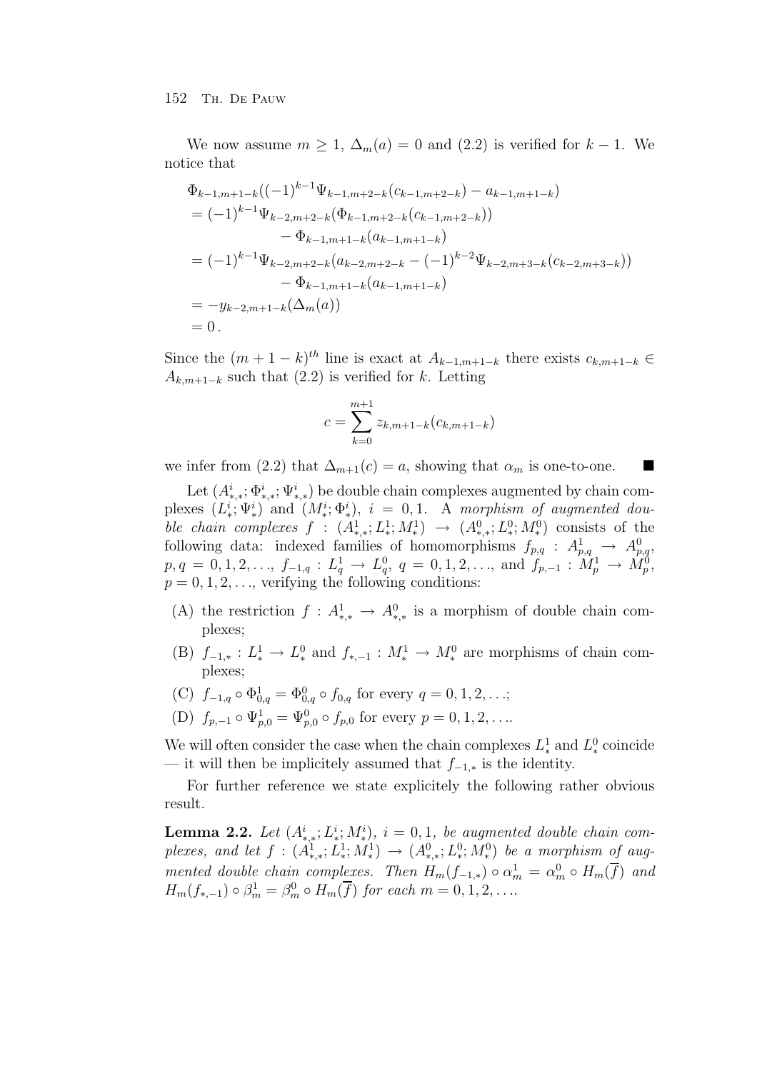We now assume $m \geq 1$, $\Delta_m(a) = 0$ and (2.2) is verified for $k-1$. We notice that

$$
\begin{aligned}
&\Phi_{k-1,m+1-k}((-1)^{k-1}\Psi_{k-1,m+2-k}(c_{k-1,m+2-k}) - a_{k-1,m+1-k}) \\
&= (-1)^{k-1}\Psi_{k-2,m+2-k}(\Phi_{k-1,m+2-k}(c_{k-1,m+2-k})) \\
&\qquad - \Phi_{k-1,m+1-k}(a_{k-1,m+1-k}) \\
&= (-1)^{k-1}\Psi_{k-2,m+2-k}(a_{k-2,m+2-k} - (-1)^{k-2}\Psi_{k-2,m+3-k}(c_{k-2,m+3-k})) \\
&\qquad - \Phi_{k-1,m+1-k}(a_{k-1,m+1-k}) \\
&= -y_{k-2,m+1-k}(\Delta_m(a)) \\
&= 0\,.
\end{aligned}
$$

Since the $(m+1-k)^{th}$ line is exact at $A_{k-1,m+1-k}$ there exists $c_{k,m+1-k} \in A_{k,m+1-k}$ such that (2.2) is verified for $k$. Letting

$$
c = \sum_{k=0}^{m+1} z_{k,m+1-k}(c_{k,m+1-k})
$$

we infer from (2.2) that $\Delta_{m+1}(c) = a$, showing that $\alpha_m$ is one-to-one. ∎

Let $(A^i_{*,*}; \Phi^i_{*,*}; \Psi^i_{*,*})$ be double chain complexes augmented by chain complexes $(L^i_*; \Psi^i_*)$ and $(M^i_*; \Phi^i_*)$, $i = 0, 1$. A *morphism of augmented double chain complexes* $f : (A^1_{*,*}; L^1_*; M^1_*) \to (A^0_{*,*}; L^0_*; M^0_*)$ consists of the following data: indexed families of homomorphisms $f_{p,q} : A^1_{p,q} \to A^0_{p,q}$, $p, q = 0, 1, 2, \ldots$, $f_{-1,q} : L^1_q \to L^0_q$, $q = 0, 1, 2, \ldots$, and $f_{p,-1} : M^1_p \to M^0_p$, $p = 0, 1, 2, \ldots$, verifying the following conditions:

- (A) the restriction $f : A^1_{*,*} \to A^0_{*,*}$ is a morphism of double chain complexes;
- (B) $f_{-1,*} : L^1_* \to L^0_*$ and $f_{*,-1} : M^1_* \to M^0_*$ are morphisms of chain complexes;
- (C) $f_{-1,q} \circ \Phi^1_{0,q} = \Phi^0_{0,q} \circ f_{0,q}$ for every $q = 0, 1, 2, \ldots$;
- (D) $f_{p,-1} \circ \Psi^1_{p,0} = \Psi^0_{p,0} \circ f_{p,0}$ for every $p = 0, 1, 2, \ldots$.

We will often consider the case when the chain complexes $L^1_*$ and $L^0_*$ coincide — it will then be implicitely assumed that $f_{-1,*}$ is the identity.

For further reference we state explicitely the following rather obvious result.

**Lemma 2.2.** *Let $(A^i_{*,*}; L^i_*; M^i_*)$, $i = 0, 1$, be augmented double chain complexes, and let $f : (A^1_{*,*}; L^1_*; M^1_*) \to (A^0_{*,*}; L^0_*; M^0_*)$ be a morphism of augmented double chain complexes. Then $H_m(f_{-1,*}) \circ \alpha^1_m = \alpha^0_m \circ H_m(\overline{f})$ and $H_m(f_{*,-1}) \circ \beta^1_m = \beta^0_m \circ H_m(\overline{f})$ for each $m = 0, 1, 2, \ldots$.*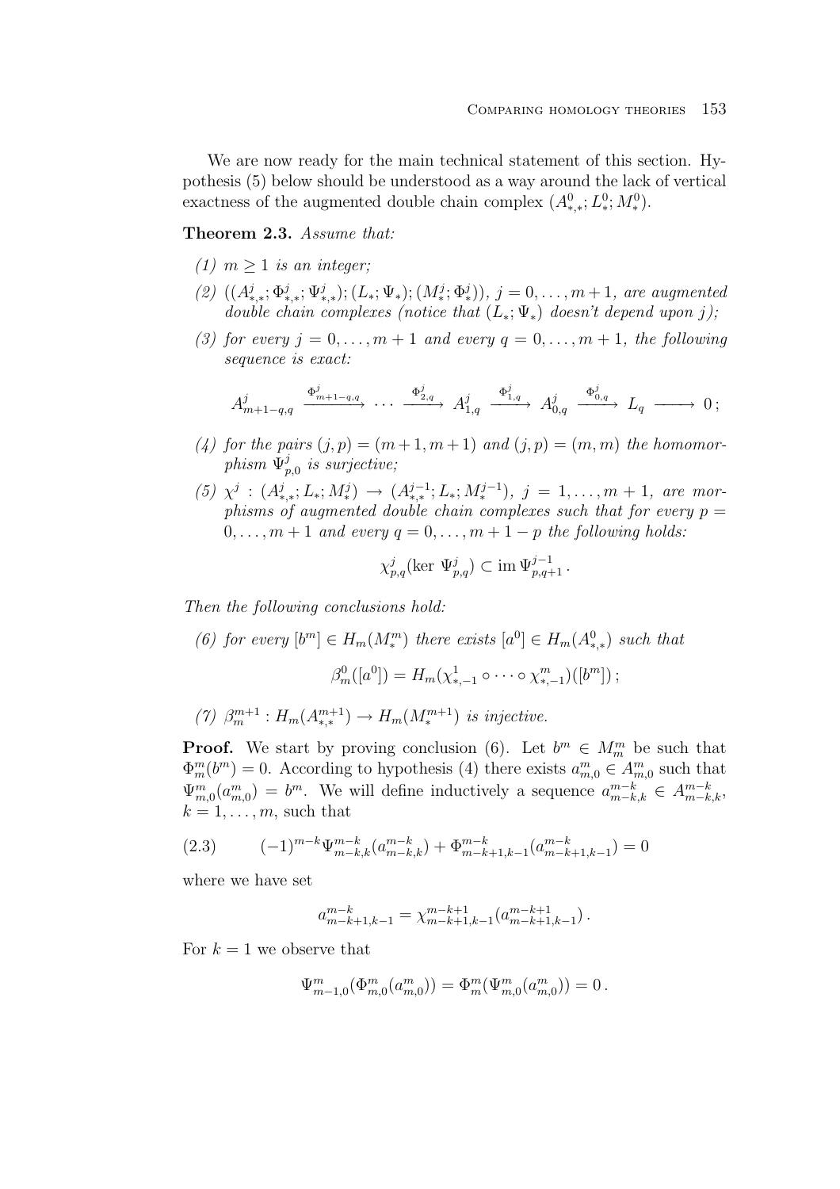We are now ready for the main technical statement of this section. Hypothesis (5) below should be understood as a way around the lack of vertical exactness of the augmented double chain complex $(A^0_{*,*}; L^0_*; M^0_*)$.

**Theorem 2.3.** *Assume that:*

*(1) $m \geq 1$ is an integer;*

*(2) $((A^j_{*,*}; \Phi^j_{*,*}; \Psi^j_{*,*}); (L_*; \Psi_*); (M^j_*; \Phi^j_*))$, $j = 0, \ldots, m+1$, are augmented double chain complexes (notice that $(L_*; \Psi_*)$ doesn't depend upon $j$);*

*(3) for every $j = 0, \ldots, m+1$ and every $q = 0, \ldots, m+1$, the following sequence is exact:*

$$A^j_{m+1-q,q} \xrightarrow{\Phi^j_{m+1-q,q}} \cdots \xrightarrow{\Phi^j_{2,q}} A^j_{1,q} \xrightarrow{\Phi^j_{1,q}} A^j_{0,q} \xrightarrow{\Phi^j_{0,q}} L_q \longrightarrow 0\,;$$

*(4) for the pairs $(j,p) = (m+1, m+1)$ and $(j,p) = (m,m)$ the homomorphism $\Psi^j_{p,0}$ is surjective;*

*(5) $\chi^j : (A^j_{*,*}; L_*; M^j_*) \to (A^{j-1}_{*,*}; L_*; M^{j-1}_*)$, $j = 1, \ldots, m+1$, are morphisms of augmented double chain complexes such that for every $p = 0, \ldots, m+1$ and every $q = 0, \ldots, m+1-p$ the following holds:*

$$\chi^j_{p,q}(\ker\, \Psi^j_{p,q}) \subset \operatorname{im} \Psi^{j-1}_{p,q+1}\,.$$

*Then the following conclusions hold:*

*(6) for every $[b^m] \in H_m(M^m_*)$ there exists $[a^0] \in H_m(A^0_{*,*})$ such that*

$$\beta^0_m([a^0]) = H_m(\chi^1_{*,-1} \circ \cdots \circ \chi^m_{*,-1})([b^m])\,;$$

*(7) $\beta^{m+1}_m : H_m(A^{m+1}_{*,*}) \to H_m(M^{m+1}_*)$ is injective.*

**Proof.** We start by proving conclusion (6). Let $b^m \in M^m_m$ be such that $\Phi^m_m(b^m) = 0$. According to hypothesis (4) there exists $a^m_{m,0} \in A^m_{m,0}$ such that $\Psi^m_{m,0}(a^m_{m,0}) = b^m$. We will define inductively a sequence $a^{m-k}_{m-k,k} \in A^{m-k}_{m-k,k}$, $k = 1, \ldots, m$, such that

$$(2.3) \qquad (-1)^{m-k}\Psi^{m-k}_{m-k,k}(a^{m-k}_{m-k,k}) + \Phi^{m-k}_{m-k+1,k-1}(a^{m-k}_{m-k+1,k-1}) = 0$$

where we have set

$$a^{m-k}_{m-k+1,k-1} = \chi^{m-k+1}_{m-k+1,k-1}(a^{m-k+1}_{m-k+1,k-1})\,.$$

For $k = 1$ we observe that

$$\Psi^m_{m-1,0}(\Phi^m_{m,0}(a^m_{m,0})) = \Phi^m_m(\Psi^m_{m,0}(a^m_{m,0})) = 0\,.$$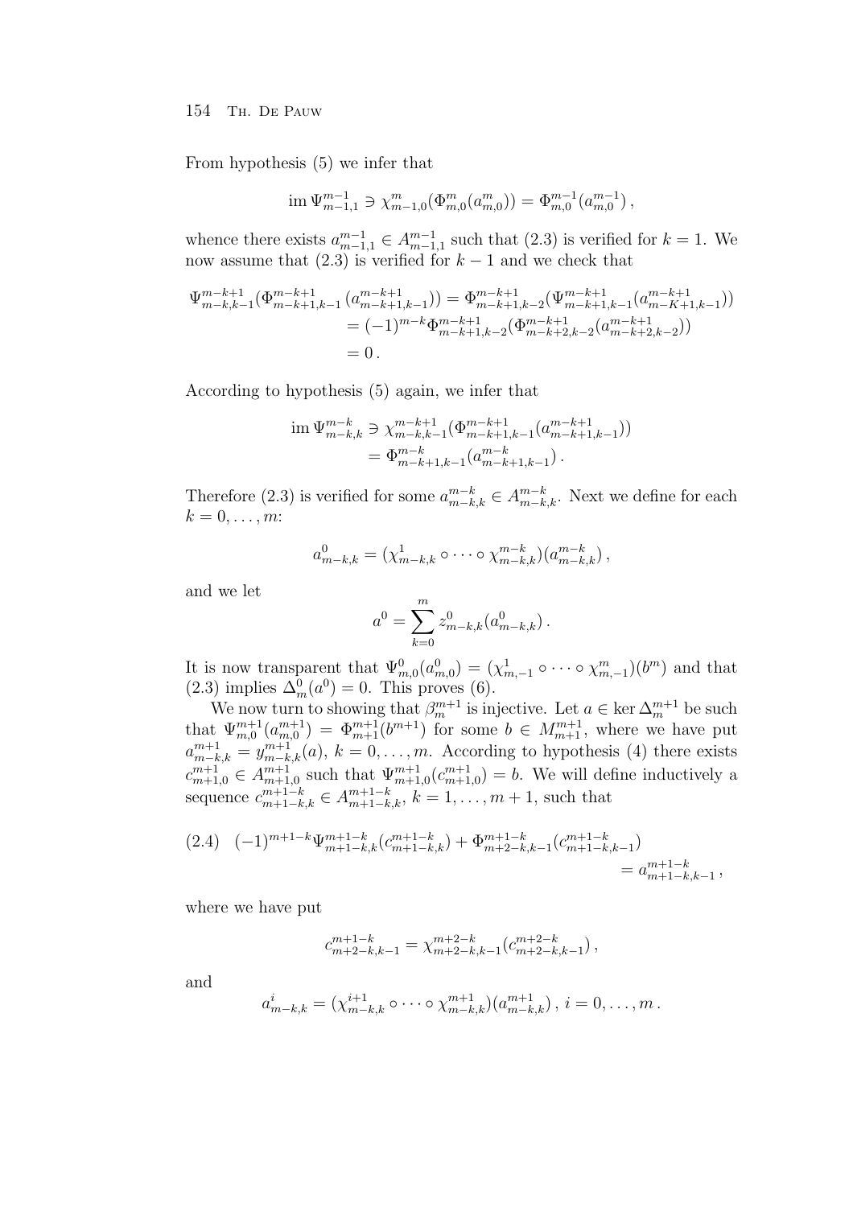From hypothesis (5) we infer that

$$\operatorname{im} \Psi^{m-1}_{m-1,1} \ni \chi^m_{m-1,0}(\Phi^m_{m,0}(a^m_{m,0})) = \Phi^{m-1}_{m,0}(a^{m-1}_{m,0}),$$

whence there exists $a^{m-1}_{m-1,1} \in A^{m-1}_{m-1,1}$ such that (2.3) is verified for $k=1$. We now assume that (2.3) is verified for $k-1$ and we check that

$$\begin{aligned}
\Psi^{m-k+1}_{m-k,k-1}(\Phi^{m-k+1}_{m-k+1,k-1}(a^{m-k+1}_{m-k+1,k-1})) &= \Phi^{m-k+1}_{m-k+1,k-2}(\Psi^{m-k+1}_{m-k+1,k-1}(a^{m-k+1}_{m-K+1,k-1})) \\
&= (-1)^{m-k}\Phi^{m-k+1}_{m-k+1,k-2}(\Phi^{m-k+1}_{m-k+2,k-2}(a^{m-k+1}_{m-k+2,k-2})) \\
&= 0\,.
\end{aligned}$$

According to hypothesis (5) again, we infer that

$$\begin{aligned}
\operatorname{im} \Psi^{m-k}_{m-k,k} &\ni \chi^{m-k+1}_{m-k,k-1}(\Phi^{m-k+1}_{m-k+1,k-1}(a^{m-k+1}_{m-k+1,k-1})) \\
&= \Phi^{m-k}_{m-k+1,k-1}(a^{m-k}_{m-k+1,k-1})\,.
\end{aligned}$$

Therefore (2.3) is verified for some $a^{m-k}_{m-k,k} \in A^{m-k}_{m-k,k}$. Next we define for each $k = 0, \ldots, m$:

$$a^0_{m-k,k} = (\chi^1_{m-k,k} \circ \cdots \circ \chi^{m-k}_{m-k,k})(a^{m-k}_{m-k,k})\,,$$

and we let

$$a^0 = \sum_{k=0}^{m} z^0_{m-k,k}(a^0_{m-k,k})\,.$$

It is now transparent that $\Psi^0_{m,0}(a^0_{m,0}) = (\chi^1_{m,-1} \circ \cdots \circ \chi^m_{m,-1})(b^m)$ and that (2.3) implies $\Delta^0_m(a^0) = 0$. This proves (6).

We now turn to showing that $\beta^{m+1}_m$ is injective. Let $a \in \ker \Delta^{m+1}_m$ be such that $\Psi^{m+1}_{m,0}(a^{m+1}_{m,0}) = \Phi^{m+1}_{m+1}(b^{m+1})$ for some $b \in M^{m+1}_{m+1}$, where we have put $a^{m+1}_{m-k,k} = y^{m+1}_{m-k,k}(a)$, $k = 0, \ldots, m$. According to hypothesis (4) there exists $c^{m+1}_{m+1,0} \in A^{m+1}_{m+1,0}$ such that $\Psi^{m+1}_{m+1,0}(c^{m+1}_{m+1,0}) = b$. We will define inductively a sequence $c^{m+1-k}_{m+1-k,k} \in A^{m+1-k}_{m+1-k,k}$, $k = 1, \ldots, m+1$, such that

$$(2.4)\quad (-1)^{m+1-k}\Psi^{m+1-k}_{m+1-k,k}(c^{m+1-k}_{m+1-k,k}) + \Phi^{m+1-k}_{m+2-k,k-1}(c^{m+1-k}_{m+1-k,k-1}) = a^{m+1-k}_{m+1-k,k-1}\,,$$

where we have put

$$c^{m+1-k}_{m+2-k,k-1} = \chi^{m+2-k}_{m+2-k,k-1}(c^{m+2-k}_{m+2-k,k-1})\,,$$

and

$$a^i_{m-k,k} = (\chi^{i+1}_{m-k,k} \circ \cdots \circ \chi^{m+1}_{m-k,k})(a^{m+1}_{m-k,k})\,,\; i = 0, \ldots, m\,.$$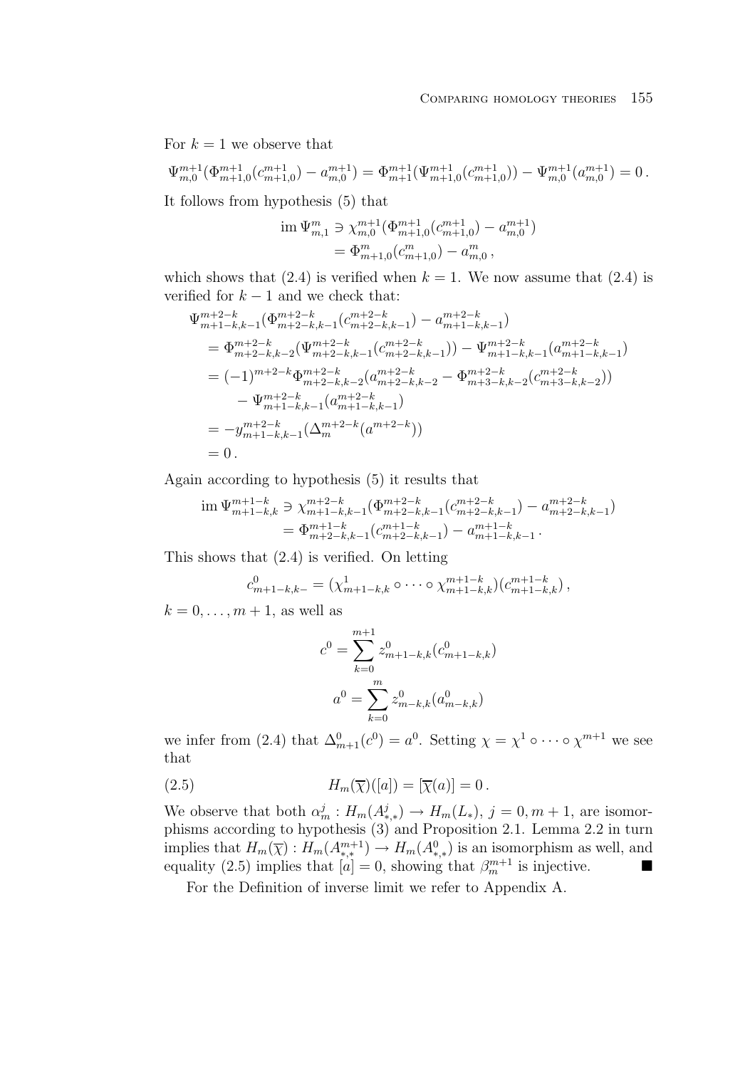For $k = 1$ we observe that

$$\Psi^{m+1}_{m,0}(\Phi^{m+1}_{m+1,0}(c^{m+1}_{m+1,0}) - a^{m+1}_{m,0}) = \Phi^{m+1}_{m+1}(\Psi^{m+1}_{m+1,0}(c^{m+1}_{m+1,0})) - \Psi^{m+1}_{m,0}(a^{m+1}_{m,0}) = 0\,.$$

It follows from hypothesis (5) that

$$\begin{aligned}
\operatorname{im}\Psi^{m}_{m,1} &\ni \chi^{m+1}_{m,0}(\Phi^{m+1}_{m+1,0}(c^{m+1}_{m+1,0}) - a^{m+1}_{m,0}) \\
&= \Phi^{m}_{m+1,0}(c^{m}_{m+1,0}) - a^{m}_{m,0}\,,
\end{aligned}$$

which shows that (2.4) is verified when $k = 1$. We now assume that (2.4) is verified for $k-1$ and we check that:

$$\begin{aligned}
&\Psi^{m+2-k}_{m+1-k,k-1}(\Phi^{m+2-k}_{m+2-k,k-1}(c^{m+2-k}_{m+2-k,k-1}) - a^{m+2-k}_{m+1-k,k-1}) \\
&= \Phi^{m+2-k}_{m+2-k,k-2}(\Psi^{m+2-k}_{m+2-k,k-1}(c^{m+2-k}_{m+2-k,k-1})) - \Psi^{m+2-k}_{m+1-k,k-1}(a^{m+2-k}_{m+1-k,k-1}) \\
&= (-1)^{m+2-k}\Phi^{m+2-k}_{m+2-k,k-2}(a^{m+2-k}_{m+2-k,k-2} - \Phi^{m+2-k}_{m+3-k,k-2}(c^{m+2-k}_{m+3-k,k-2})) \\
&\quad - \Psi^{m+2-k}_{m+1-k,k-1}(a^{m+2-k}_{m+1-k,k-1}) \\
&= -y^{m+2-k}_{m+1-k,k-1}(\Delta^{m+2-k}_{m}(a^{m+2-k})) \\
&= 0\,.
\end{aligned}$$

Again according to hypothesis (5) it results that

$$\begin{aligned}
\operatorname{im}\Psi^{m+1-k}_{m+1-k,k} &\ni \chi^{m+2-k}_{m+1-k,k-1}(\Phi^{m+2-k}_{m+2-k,k-1}(c^{m+2-k}_{m+2-k,k-1}) - a^{m+2-k}_{m+2-k,k-1}) \\
&= \Phi^{m+1-k}_{m+2-k,k-1}(c^{m+1-k}_{m+2-k,k-1}) - a^{m+1-k}_{m+1-k,k-1}\,.
\end{aligned}$$

This shows that (2.4) is verified. On letting

$$c^{0}_{m+1-k,k-} = (\chi^{1}_{m+1-k,k} \circ \cdots \circ \chi^{m+1-k}_{m+1-k,k})(c^{m+1-k}_{m+1-k,k})\,,$$

$k = 0, \ldots, m+1$, as well as

$$c^0 = \sum_{k=0}^{m+1} z^{0}_{m+1-k,k}(c^{0}_{m+1-k,k})$$

$$a^0 = \sum_{k=0}^{m} z^{0}_{m-k,k}(a^{0}_{m-k,k})$$

we infer from (2.4) that $\Delta^{0}_{m+1}(c^0) = a^0$. Setting $\chi = \chi^1 \circ \cdots \circ \chi^{m+1}$ we see that

$$H_m(\overline{\chi})([a]) = [\overline{\chi}(a)] = 0\,. \tag{2.5}$$

We observe that both $\alpha^{j}_{m} : H_m(A^{j}_{*,*}) \to H_m(L_*)$, $j = 0, m+1$, are isomorphisms according to hypothesis (3) and Proposition 2.1. Lemma 2.2 in turn implies that $H_m(\overline{\chi}) : H_m(A^{m+1}_{*,*}) \to H_m(A^{0}_{*,*})$ is an isomorphism as well, and equality (2.5) implies that $[a] = 0$, showing that $\beta^{m+1}_{m}$ is injective. ∎

For the Definition of inverse limit we refer to Appendix A.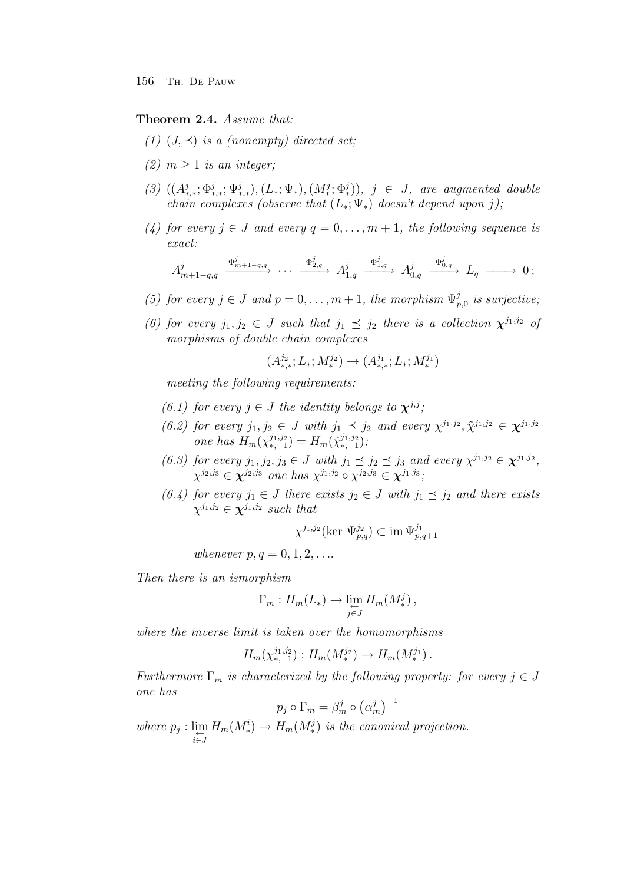**Theorem 2.4.** *Assume that:*

*(1)* $(J, \preceq)$ *is a (nonempty) directed set;*

*(2)* $m \geq 1$ *is an integer;*

*(3)* $((A^j_{*,*}; \Phi^j_{*,*}; \Psi^j_{*,*}), (L_*; \Psi_*), (M^j_*; \Phi^j_*))$, $j \in J$, *are augmented double chain complexes (observe that* $(L_*; \Psi_*)$ *doesn't depend upon* $j$*);*

*(4) for every* $j \in J$ *and every* $q = 0, \ldots, m+1$, *the following sequence is exact:*

$$A^j_{m+1-q,q} \xrightarrow{\Phi^j_{m+1-q,q}} \cdots \xrightarrow{\Phi^j_{2,q}} A^j_{1,q} \xrightarrow{\Phi^j_{1,q}} A^j_{0,q} \xrightarrow{\Phi^j_{0,q}} L_q \longrightarrow 0\,;$$

*(5) for every* $j \in J$ *and* $p = 0, \ldots, m+1$, *the morphism* $\Psi^j_{p,0}$ *is surjective;*

*(6) for every* $j_1, j_2 \in J$ *such that* $j_1 \preceq j_2$ *there is a collection* $\boldsymbol{\chi}^{j_1,j_2}$ *of morphisms of double chain complexes*

$$(A^{j_2}_{*,*}; L_*; M^{j_2}_*) \to (A^{j_1}_{*,*}; L_*; M^{j_1}_*)$$

*meeting the following requirements:*

*(6.1) for every* $j \in J$ *the identity belongs to* $\boldsymbol{\chi}^{j,j}$*;*

*(6.2) for every* $j_1, j_2 \in J$ *with* $j_1 \preceq j_2$ *and every* $\chi^{j_1,j_2}, \tilde{\chi}^{j_1,j_2} \in \boldsymbol{\chi}^{j_1,j_2}$ *one has* $H_m(\chi^{j_1,j_2}_{*,-1}) = H_m(\tilde{\chi}^{j_1,j_2}_{*,-1})$*;*

*(6.3) for every* $j_1, j_2, j_3 \in J$ *with* $j_1 \preceq j_2 \preceq j_3$ *and every* $\chi^{j_1,j_2} \in \boldsymbol{\chi}^{j_1,j_2}$, $\chi^{j_2,j_3} \in \boldsymbol{\chi}^{j_2,j_3}$ *one has* $\chi^{j_1,j_2} \circ \chi^{j_2,j_3} \in \boldsymbol{\chi}^{j_1,j_3}$*;*

*(6.4) for every* $j_1 \in J$ *there exists* $j_2 \in J$ *with* $j_1 \preceq j_2$ *and there exists* $\chi^{j_1,j_2} \in \boldsymbol{\chi}^{j_1,j_2}$ *such that*

$$\chi^{j_1,j_2}(\ker \Psi^{j_2}_{p,q}) \subset \operatorname{im} \Psi^{j_1}_{p,q+1}$$

*whenever* $p, q = 0, 1, 2, \ldots$.

*Then there is an ismorphism*

$$\Gamma_m : H_m(L_*) \to \varprojlim_{j \in J} H_m(M^j_*)\,,$$

*where the inverse limit is taken over the homomorphisms*

$$H_m(\chi^{j_1,j_2}_{*,-1}) : H_m(M^{j_2}_*) \to H_m(M^{j_1}_*)\,.$$

*Furthermore* $\Gamma_m$ *is characterized by the following property: for every* $j \in J$ *one has*

$$p_j \circ \Gamma_m = \beta^j_m \circ \left(\alpha^j_m\right)^{-1}$$

*where* $p_j : \varprojlim_{i \in J} H_m(M^i_*) \to H_m(M^j_*)$ *is the canonical projection.*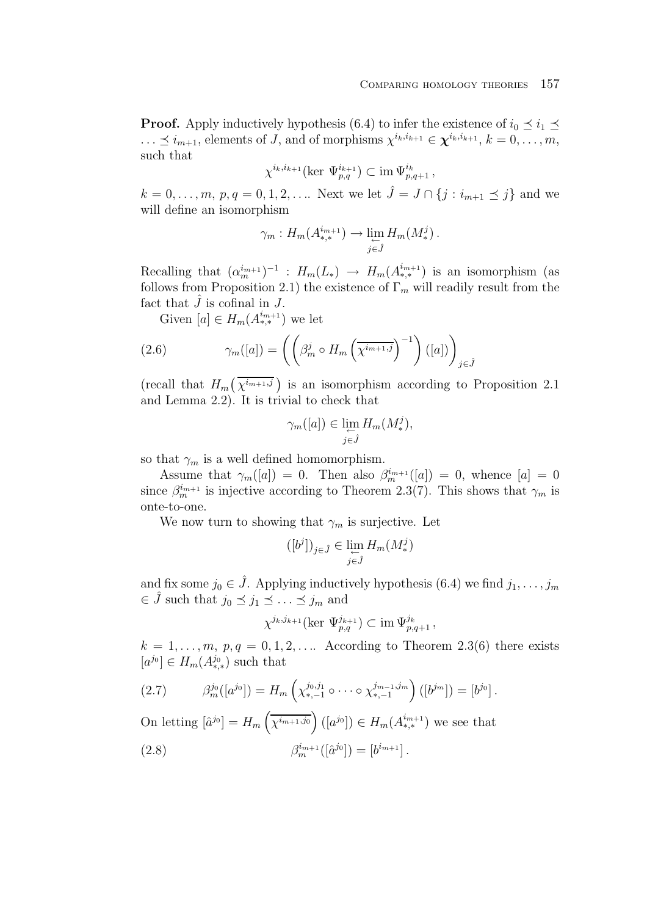**Proof.** Apply inductively hypothesis (6.4) to infer the existence of $i_0 \preceq i_1 \preceq \ldots \preceq i_{m+1}$, elements of $J$, and of morphisms $\chi^{i_k,i_{k+1}} \in \boldsymbol{\chi}^{i_k,i_{k+1}}$, $k = 0, \ldots, m$, such that

$$\chi^{i_k,i_{k+1}}(\ker\, \Psi^{i_{k+1}}_{p,q}) \subset \operatorname{im} \Psi^{i_k}_{p,q+1}\,,$$

$k = 0, \ldots, m$, $p, q = 0, 1, 2, \ldots$. Next we let $\hat{J} = J \cap \{j : i_{m+1} \preceq j\}$ and we will define an isomorphism

$$\gamma_m : H_m(A^{i_{m+1}}_{*,*}) \to \varprojlim_{j \in \hat{J}} H_m(M^j_*)\,.$$

Recalling that $(\alpha^{i_{m+1}}_m)^{-1} : H_m(L_*) \to H_m(A^{i_{m+1}}_{*,*})$ is an isomorphism (as follows from Proposition 2.1) the existence of $\Gamma_m$ will readily result from the fact that $\hat{J}$ is cofinal in $J$.

Given $[a] \in H_m(A^{i_{m+1}}_{*,*})$ we let

$$\gamma_m([a]) = \left( \left( \beta^j_m \circ H_m\left(\overline{\chi^{i_{m+1},j}}\right)^{-1} \right)([a]) \right)_{j \in \hat{J}} \tag{2.6}$$

(recall that $H_m\big(\overline{\chi^{i_{m+1},j}}\big)$ is an isomorphism according to Proposition 2.1 and Lemma 2.2). It is trivial to check that

$$\gamma_m([a]) \in \varprojlim_{j \in \hat{J}} H_m(M^j_*),$$

so that $\gamma_m$ is a well defined homomorphism.

Assume that $\gamma_m([a]) = 0$. Then also $\beta^{i_{m+1}}_m([a]) = 0$, whence $[a] = 0$ since $\beta^{i_{m+1}}_m$ is injective according to Theorem 2.3(7). This shows that $\gamma_m$ is onte-to-one.

We now turn to showing that $\gamma_m$ is surjective. Let

$$([b^j])_{j \in \hat{J}} \in \varprojlim_{j \in \hat{J}} H_m(M^j_*)$$

and fix some $j_0 \in \hat{J}$. Applying inductively hypothesis (6.4) we find $j_1, \ldots, j_m \in \hat{J}$ such that $j_0 \preceq j_1 \preceq \ldots \preceq j_m$ and

$$\chi^{j_k,j_{k+1}}(\ker\, \Psi^{j_{k+1}}_{p,q}) \subset \operatorname{im} \Psi^{j_k}_{p,q+1}\,,$$

$k = 1, \ldots, m$, $p, q = 0, 1, 2, \ldots$. According to Theorem 2.3(6) there exists $[a^{j_0}] \in H_m(A^{j_0}_{*,*})$ such that

$$\beta^{j_0}_m([a^{j_0}]) = H_m\left(\chi^{j_0,j_1}_{*,-1} \circ \cdots \circ \chi^{j_{m-1},j_m}_{*,-1}\right)([b^{j_m}]) = [b^{j_0}]\,. \tag{2.7}$$

On letting $[\hat{a}^{j_0}] = H_m\left(\overline{\chi^{i_{m+1},j_0}}\right)([a^{j_0}]) \in H_m(A^{i_{m+1}}_{*,*})$ we see that

$$\beta^{i_{m+1}}_m([\hat{a}^{j_0}]) = [b^{i_{m+1}}]\,. \tag{2.8}$$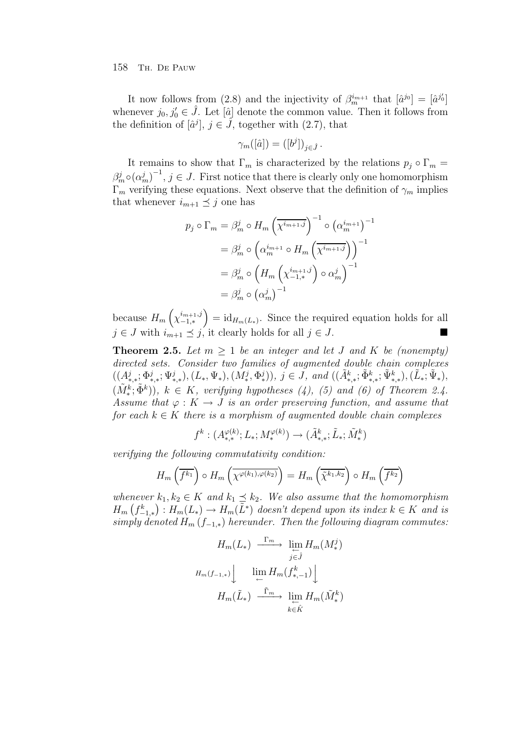It now follows from (2.8) and the injectivity of $\beta_m^{i_{m+1}}$ that $[\hat{a}^{j_0}] = [\hat{a}^{j_0'}]$ whenever $j_0, j_0' \in \hat{J}$. Let $[\hat{a}]$ denote the common value. Then it follows from the definition of $[\hat{a}^j]$, $j \in \hat{J}$, together with (2.7), that

$$\gamma_m([\hat{a}]) = ([b^j])_{j\in\hat{J}}\,.$$

It remains to show that $\Gamma_m$ is characterized by the relations $p_j \circ \Gamma_m = \beta_m^j \circ \left(\alpha_m^j\right)^{-1}$, $j \in J$. First notice that there is clearly only one homomorphism $\Gamma_m$ verifying these equations. Next observe that the definition of $\gamma_m$ implies that whenever $i_{m+1} \preceq j$ one has

$$\begin{aligned}
p_j \circ \Gamma_m &= \beta_m^j \circ H_m\left(\overline{\chi^{i_{m+1},j}}\right)^{-1} \circ \left(\alpha_m^{i_{m+1}}\right)^{-1} \\
&= \beta_m^j \circ \left(\alpha_m^{i_{m+1}} \circ H_m\left(\overline{\chi^{i_{m+1},j}}\right)\right)^{-1} \\
&= \beta_m^j \circ \left(H_m\left(\chi_{-1,*}^{i_{m+1},j}\right) \circ \alpha_m^j\right)^{-1} \\
&= \beta_m^j \circ \left(\alpha_m^j\right)^{-1}
\end{aligned}$$

because $H_m\left(\chi_{-1,*}^{i_{m+1},j}\right) = \mathrm{id}_{H_m(L_*)}$. Since the required equation holds for all $j \in J$ with $i_{m+1} \preceq j$, it clearly holds for all $j \in J$. ■

**Theorem 2.5.** *Let $m \geq 1$ be an integer and let $J$ and $K$ be (nonempty) directed sets. Consider two families of augmented double chain complexes $((A_{*,*}^j; \Phi_{*,*}^j; \Psi_{*,*}^j), (L_*, \Psi_*), (M_*^j, \Phi_*^j))$, $j \in J$, and $((\tilde{A}_{*,*}^k; \tilde{\Phi}_{*,*}^k; \tilde{\Psi}_{*,*}^k), (\tilde{L}_*; \tilde{\Psi}_*), (\tilde{M}_*^k; \tilde{\Phi}^k))$, $k \in K$, verifying hypotheses (4), (5) and (6) of Theorem 2.4. Assume that $\varphi : K \to J$ is an order preserving function, and assume that for each $k \in K$ there is a morphism of augmented double chain complexes*

$$f^k : (A_{*,*}^{\varphi(k)}; L_*; M_*^{\varphi(k)}) \to (\tilde{A}_{*,*}^k; \tilde{L}_*; \tilde{M}_*^k)$$

*verifying the following commutativity condition:*

$$H_m\left(\overline{f^{k_1}}\right) \circ H_m\left(\overline{\chi^{\varphi(k_1),\varphi(k_2)}}\right) = H_m\left(\overline{\tilde{\chi}^{k_1,k_2}}\right) \circ H_m\left(\overline{f^{k_2}}\right)$$

*whenever $k_1, k_2 \in K$ and $k_1 \preceq k_2$. We also assume that the homomorphism $H_m\left(f_{-1,*}^k\right) : H_m(L_*) \to H_m(\tilde{L}^*)$ doesn't depend upon its index $k \in K$ and is simply denoted $H_m\left(f_{-1,*}\right)$ hereunder. Then the following diagram commutes:*

$$\begin{array}{ccc}
H_m(L_*) & \xrightarrow{\ \Gamma_m\ } & \varprojlim_{j\in\hat{J}} H_m(M_*^j) \\
{\scriptstyle H_m(f_{-1,*})}\big\downarrow & & \big\downarrow {\scriptstyle \varprojlim H_m(f_{*,-1}^k)} \\
H_m(\tilde{L}_*) & \xrightarrow{\ \tilde{\Gamma}_m\ } & \varprojlim_{k\in\hat{K}} H_m(\tilde{M}_*^k)
\end{array}$$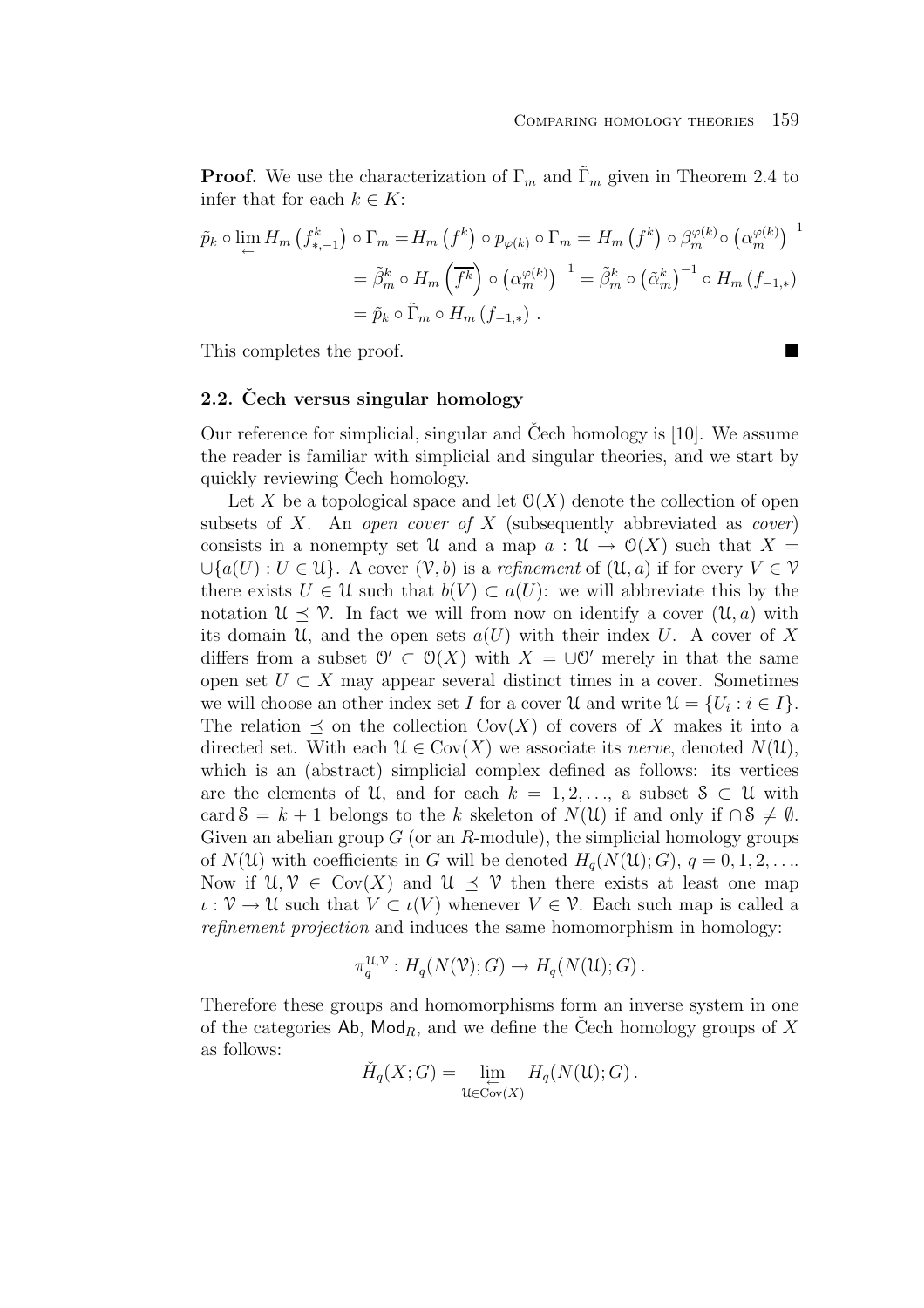**Proof.** We use the characterization of $\Gamma_m$ and $\tilde{\Gamma}_m$ given in Theorem 2.4 to infer that for each $k \in K$:

$$\begin{aligned}
\tilde{p}_k \circ \lim_{\leftarrow} H_m\left(f^k_{*,-1}\right) \circ \Gamma_m &= H_m\left(f^k\right) \circ p_{\varphi(k)} \circ \Gamma_m = H_m\left(f^k\right) \circ \beta^{\varphi(k)}_m \circ \left(\alpha^{\varphi(k)}_m\right)^{-1} \\
&= \tilde{\beta}^k_m \circ H_m\left(\overline{f^k}\right) \circ \left(\alpha^{\varphi(k)}_m\right)^{-1} = \tilde{\beta}^k_m \circ \left(\tilde{\alpha}^k_m\right)^{-1} \circ H_m\left(f_{-1,*}\right) \\
&= \tilde{p}_k \circ \tilde{\Gamma}_m \circ H_m\left(f_{-1,*}\right).
\end{aligned}$$

This completes the proof. ■

### 2.2. Čech versus singular homology

Our reference for simplicial, singular and Čech homology is [10]. We assume the reader is familiar with simplicial and singular theories, and we start by quickly reviewing Čech homology.

Let $X$ be a topological space and let $\mathcal{O}(X)$ denote the collection of open subsets of $X$. An *open cover of* $X$ (subsequently abbreviated as *cover*) consists in a nonempty set $\mathcal{U}$ and a map $a : \mathcal{U} \to \mathcal{O}(X)$ such that $X = \cup\{a(U) : U \in \mathcal{U}\}$. A cover $(\mathcal{V}, b)$ is a *refinement* of $(\mathcal{U}, a)$ if for every $V \in \mathcal{V}$ there exists $U \in \mathcal{U}$ such that $b(V) \subset a(U)$: we will abbreviate this by the notation $\mathcal{U} \preceq \mathcal{V}$. In fact we will from now on identify a cover $(\mathcal{U}, a)$ with its domain $\mathcal{U}$, and the open sets $a(U)$ with their index $U$. A cover of $X$ differs from a subset $\mathcal{O}' \subset \mathcal{O}(X)$ with $X = \cup\mathcal{O}'$ merely in that the same open set $U \subset X$ may appear several distinct times in a cover. Sometimes we will choose an other index set $I$ for a cover $\mathcal{U}$ and write $\mathcal{U} = \{U_i : i \in I\}$. The relation $\preceq$ on the collection $\mathrm{Cov}(X)$ of covers of $X$ makes it into a directed set. With each $\mathcal{U} \in \mathrm{Cov}(X)$ we associate its *nerve*, denoted $N(\mathcal{U})$, which is an (abstract) simplicial complex defined as follows: its vertices are the elements of $\mathcal{U}$, and for each $k = 1, 2, \ldots$, a subset $\mathcal{S} \subset \mathcal{U}$ with $\operatorname{card} \mathcal{S} = k + 1$ belongs to the $k$ skeleton of $N(\mathcal{U})$ if and only if $\cap \mathcal{S} \neq \emptyset$. Given an abelian group $G$ (or an $R$-module), the simplicial homology groups of $N(\mathcal{U})$ with coefficients in $G$ will be denoted $H_q(N(\mathcal{U}); G)$, $q = 0, 1, 2, \ldots$. Now if $\mathcal{U}, \mathcal{V} \in \mathrm{Cov}(X)$ and $\mathcal{U} \preceq \mathcal{V}$ then there exists at least one map $\iota : \mathcal{V} \to \mathcal{U}$ such that $V \subset \iota(V)$ whenever $V \in \mathcal{V}$. Each such map is called a *refinement projection* and induces the same homomorphism in homology:

$$\pi^{\mathcal{U},\mathcal{V}}_q : H_q(N(\mathcal{V}); G) \to H_q(N(\mathcal{U}); G).$$

Therefore these groups and homomorphisms form an inverse system in one of the categories $\mathsf{Ab}$, $\mathsf{Mod}_R$, and we define the Čech homology groups of $X$ as follows:

$$\check{H}_q(X; G) = \lim_{\substack{\leftarrow \\ \mathcal{U} \in \mathrm{Cov}(X)}} H_q(N(\mathcal{U}); G).$$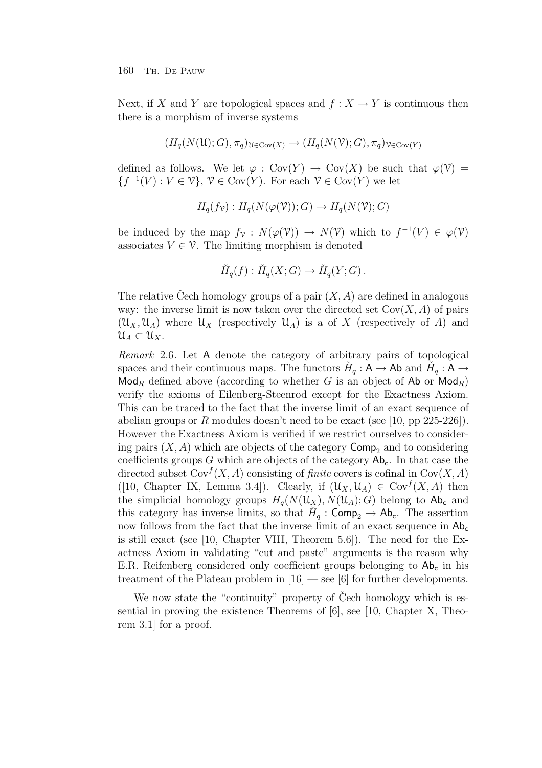Next, if $X$ and $Y$ are topological spaces and $f : X \to Y$ is continuous then there is a morphism of inverse systems

$$(H_q(N(\mathcal{U});G),\pi_q)_{\mathcal{U}\in\mathrm{Cov}(X)} \to (H_q(N(\mathcal{V});G),\pi_q)_{\mathcal{V}\in\mathrm{Cov}(Y)}$$

defined as follows. We let $\varphi : \mathrm{Cov}(Y) \to \mathrm{Cov}(X)$ be such that $\varphi(\mathcal{V}) = \{f^{-1}(V) : V \in \mathcal{V}\}$, $\mathcal{V} \in \mathrm{Cov}(Y)$. For each $\mathcal{V} \in \mathrm{Cov}(Y)$ we let

$$H_q(f_{\mathcal{V}}) : H_q(N(\varphi(\mathcal{V}));G) \to H_q(N(\mathcal{V});G)$$

be induced by the map $f_{\mathcal{V}} : N(\varphi(\mathcal{V})) \to N(\mathcal{V})$ which to $f^{-1}(V) \in \varphi(\mathcal{V})$ associates $V \in \mathcal{V}$. The limiting morphism is denoted

$$\check{H}_q(f) : \check{H}_q(X;G) \to \check{H}_q(Y;G)\,.$$

The relative Čech homology groups of a pair $(X,A)$ are defined in analogous way: the inverse limit is now taken over the directed set $\mathrm{Cov}(X,A)$ of pairs $(\mathcal{U}_X,\mathcal{U}_A)$ where $\mathcal{U}_X$ (respectively $\mathcal{U}_A$) is a of $X$ (respectively of $A$) and $\mathcal{U}_A \subset \mathcal{U}_X$.

*Remark* 2.6. Let $\mathsf{A}$ denote the category of arbitrary pairs of topological spaces and their continuous maps. The functors $\check{H}_q : \mathsf{A} \to \mathsf{Ab}$ and $\check{H}_q : \mathsf{A} \to \mathsf{Mod}_R$ defined above (according to whether $G$ is an object of $\mathsf{Ab}$ or $\mathsf{Mod}_R$) verify the axioms of Eilenberg-Steenrod except for the Exactness Axiom. This can be traced to the fact that the inverse limit of an exact sequence of abelian groups or $R$ modules doesn't need to be exact (see [10, pp 225-226]). However the Exactness Axiom is verified if we restrict ourselves to considering pairs $(X,A)$ which are objects of the category $\mathsf{Comp}_2$ and to considering coefficients groups $G$ which are objects of the category $\mathsf{Ab_c}$. In that case the directed subset $\mathrm{Cov}^f(X,A)$ consisting of *finite* covers is cofinal in $\mathrm{Cov}(X,A)$ ([10, Chapter IX, Lemma 3.4]). Clearly, if $(\mathcal{U}_X,\mathcal{U}_A) \in \mathrm{Cov}^f(X,A)$ then the simplicial homology groups $H_q(N(\mathcal{U}_X),N(\mathcal{U}_A);G)$ belong to $\mathsf{Ab_c}$ and this category has inverse limits, so that $\check{H}_q : \mathsf{Comp}_2 \to \mathsf{Ab_c}$. The assertion now follows from the fact that the inverse limit of an exact sequence in $\mathsf{Ab_c}$ is still exact (see [10, Chapter VIII, Theorem 5.6]). The need for the Exactness Axiom in validating "cut and paste" arguments is the reason why E.R. Reifenberg considered only coefficient groups belonging to $\mathsf{Ab_c}$ in his treatment of the Plateau problem in [16] — see [6] for further developments.

We now state the "continuity" property of Čech homology which is essential in proving the existence Theorems of [6], see [10, Chapter X, Theorem 3.1] for a proof.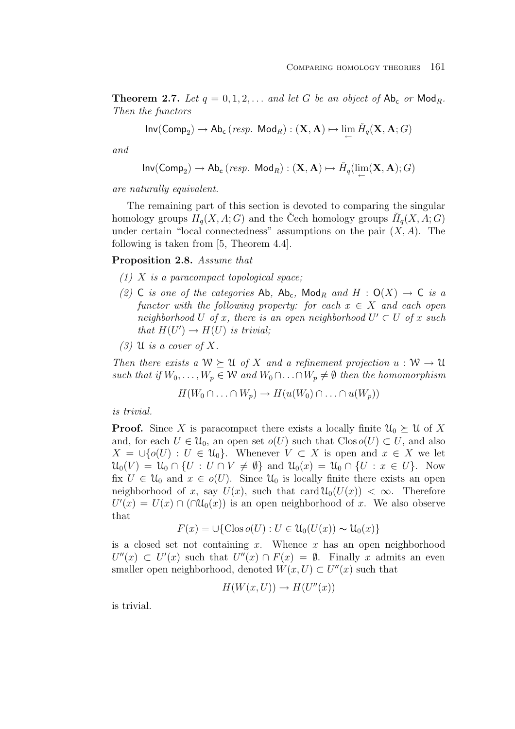**Theorem 2.7.** *Let $q = 0, 1, 2, \ldots$ and let $G$ be an object of $\mathsf{Ab_c}$ or $\mathsf{Mod}_R$. Then the functors*

$$\mathsf{Inv}(\mathsf{Comp}_2) \to \mathsf{Ab_c}\,(\textit{resp. } \mathsf{Mod}_R) : (\mathbf{X}, \mathbf{A}) \mapsto \varprojlim \check{H}_q(\mathbf{X}, \mathbf{A}; G)$$

*and*

$$\mathsf{Inv}(\mathsf{Comp}_2) \to \mathsf{Ab_c}\,(\textit{resp. } \mathsf{Mod}_R) : (\mathbf{X}, \mathbf{A}) \mapsto \check{H}_q(\varprojlim(\mathbf{X}, \mathbf{A}); G)$$

*are naturally equivalent.*

The remaining part of this section is devoted to comparing the singular homology groups $H_q(X, A; G)$ and the Čech homology groups $\check{H}_q(X, A; G)$ under certain "local connectedness" assumptions on the pair $(X, A)$. The following is taken from [5, Theorem 4.4].

**Proposition 2.8.** *Assume that*

*(1) $X$ is a paracompact topological space;*

*(2) $\mathsf{C}$ is one of the categories $\mathsf{Ab}$, $\mathsf{Ab_c}$, $\mathsf{Mod}_R$ and $H : \mathsf{O}(X) \to \mathsf{C}$ is a functor with the following property: for each $x \in X$ and each open neighborhood $U$ of $x$, there is an open neighborhood $U' \subset U$ of $x$ such that $H(U') \to H(U)$ is trivial;*

*(3) $\mathcal{U}$ is a cover of $X$.*

*Then there exists a $\mathcal{W} \succeq \mathcal{U}$ of $X$ and a refinement projection $u : \mathcal{W} \to \mathcal{U}$ such that if $W_0, \ldots, W_p \in \mathcal{W}$ and $W_0 \cap \ldots \cap W_p \neq \emptyset$ then the homomorphism*

$$H(W_0 \cap \ldots \cap W_p) \to H(u(W_0) \cap \ldots \cap u(W_p))$$

*is trivial.*

**Proof.** Since $X$ is paracompact there exists a locally finite $\mathcal{U}_0 \succeq \mathcal{U}$ of $X$ and, for each $U \in \mathcal{U}_0$, an open set $o(U)$ such that $\operatorname{Clos} o(U) \subset U$, and also $X = \cup\{o(U) : U \in \mathcal{U}_0\}$. Whenever $V \subset X$ is open and $x \in X$ we let $\mathcal{U}_0(V) = \mathcal{U}_0 \cap \{U : U \cap V \neq \emptyset\}$ and $\mathcal{U}_0(x) = \mathcal{U}_0 \cap \{U : x \in U\}$. Now fix $U \in \mathcal{U}_0$ and $x \in o(U)$. Since $\mathcal{U}_0$ is locally finite there exists an open neighborhood of $x$, say $U(x)$, such that $\operatorname{card} \mathcal{U}_0(U(x)) < \infty$. Therefore $U'(x) = U(x) \cap (\cap \mathcal{U}_0(x))$ is an open neighborhood of $x$. We also observe that

$$F(x) = \cup\{\operatorname{Clos} o(U) : U \in \mathcal{U}_0(U(x)) \sim \mathcal{U}_0(x)\}$$

is a closed set not containing $x$. Whence $x$ has an open neighborhood $U''(x) \subset U'(x)$ such that $U''(x) \cap F(x) = \emptyset$. Finally $x$ admits an even smaller open neighborhood, denoted $W(x, U) \subset U''(x)$ such that

$$H(W(x, U)) \to H(U''(x))$$

is trivial.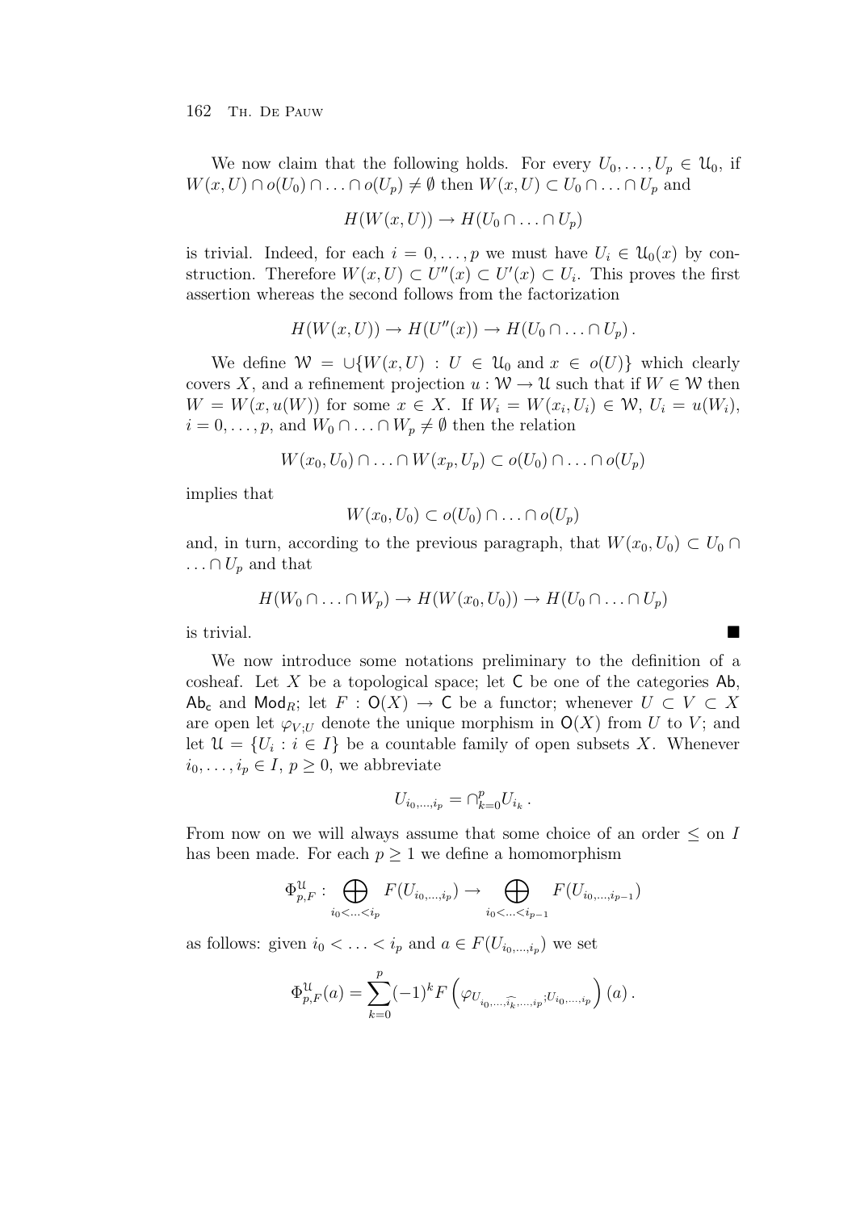We now claim that the following holds. For every $U_0, \ldots, U_p \in \mathcal{U}_0$, if $W(x,U) \cap o(U_0) \cap \ldots \cap o(U_p) \neq \emptyset$ then $W(x,U) \subset U_0 \cap \ldots \cap U_p$ and

$$H(W(x,U)) \to H(U_0 \cap \ldots \cap U_p)$$

is trivial. Indeed, for each $i = 0, \ldots, p$ we must have $U_i \in \mathcal{U}_0(x)$ by construction. Therefore $W(x,U) \subset U''(x) \subset U'(x) \subset U_i$. This proves the first assertion whereas the second follows from the factorization

$$H(W(x,U)) \to H(U''(x)) \to H(U_0 \cap \ldots \cap U_p)\,.$$

We define $\mathcal{W} = \cup\{W(x,U) : U \in \mathcal{U}_0 \text{ and } x \in o(U)\}$ which clearly covers $X$, and a refinement projection $u : \mathcal{W} \to \mathcal{U}$ such that if $W \in \mathcal{W}$ then $W = W(x, u(W))$ for some $x \in X$. If $W_i = W(x_i, U_i) \in \mathcal{W}$, $U_i = u(W_i)$, $i = 0, \ldots, p$, and $W_0 \cap \ldots \cap W_p \neq \emptyset$ then the relation

$$W(x_0, U_0) \cap \ldots \cap W(x_p, U_p) \subset o(U_0) \cap \ldots \cap o(U_p)$$

implies that

$$W(x_0, U_0) \subset o(U_0) \cap \ldots \cap o(U_p)$$

and, in turn, according to the previous paragraph, that $W(x_0, U_0) \subset U_0 \cap \ldots \cap U_p$ and that

$$H(W_0 \cap \ldots \cap W_p) \to H(W(x_0, U_0)) \to H(U_0 \cap \ldots \cap U_p)$$

is trivial. ■

We now introduce some notations preliminary to the definition of a cosheaf. Let $X$ be a topological space; let $\mathsf{C}$ be one of the categories $\mathsf{Ab}$, $\mathsf{Ab_c}$ and $\mathsf{Mod}_R$; let $F : \mathsf{O}(X) \to \mathsf{C}$ be a functor; whenever $U \subset V \subset X$ are open let $\varphi_{V;U}$ denote the unique morphism in $\mathsf{O}(X)$ from $U$ to $V$; and let $\mathcal{U} = \{U_i : i \in I\}$ be a countable family of open subsets $X$. Whenever $i_0, \ldots, i_p \in I$, $p \geq 0$, we abbreviate

$$U_{i_0,\ldots,i_p} = \cap_{k=0}^{p} U_{i_k}\,.$$

From now on we will always assume that some choice of an order $\leq$ on $I$ has been made. For each $p \geq 1$ we define a homomorphism

$$\Phi^{\mathcal{U}}_{p,F} : \bigoplus_{i_0 < \ldots < i_p} F(U_{i_0,\ldots,i_p}) \to \bigoplus_{i_0 < \ldots < i_{p-1}} F(U_{i_0,\ldots,i_{p-1}})$$

as follows: given $i_0 < \ldots < i_p$ and $a \in F(U_{i_0,\ldots,i_p})$ we set

$$\Phi^{\mathcal{U}}_{p,F}(a) = \sum_{k=0}^{p} (-1)^k F\left(\varphi_{U_{i_0,\ldots,\widehat{i_k},\ldots,i_p};U_{i_0,\ldots,i_p}}\right)(a)\,.$$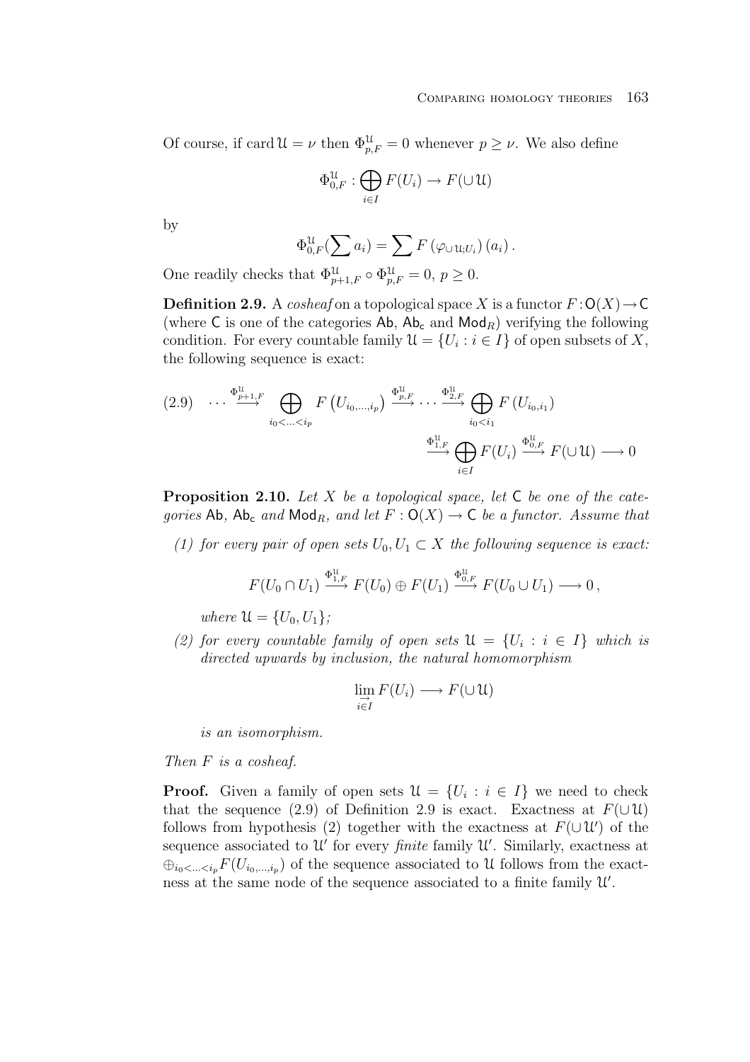Of course, if $\operatorname{card} \mathfrak{U} = \nu$ then $\Phi^{\mathfrak{U}}_{p,F} = 0$ whenever $p \geq \nu$. We also define

$$\Phi^{\mathfrak{U}}_{0,F} : \bigoplus_{i \in I} F(U_i) \to F(\cup \mathfrak{U})$$

by

$$\Phi^{\mathfrak{U}}_{0,F}(\sum a_i) = \sum F\left(\varphi_{\cup \mathfrak{U}; U_i}\right)(a_i) .$$

One readily checks that $\Phi^{\mathfrak{U}}_{p+1,F} \circ \Phi^{\mathfrak{U}}_{p,F} = 0$, $p \geq 0$.

**Definition 2.9.** A *cosheaf* on a topological space $X$ is a functor $F : \mathsf{O}(X) \to \mathsf{C}$ (where $\mathsf{C}$ is one of the categories $\mathsf{Ab}$, $\mathsf{Ab_c}$ and $\mathsf{Mod}_R$) verifying the following condition. For every countable family $\mathfrak{U} = \{U_i : i \in I\}$ of open subsets of $X$, the following sequence is exact:

$$(2.9) \quad \cdots \xrightarrow{\Phi^{\mathfrak{U}}_{p+1,F}} \bigoplus_{i_0 < \ldots < i_p} F\left(U_{i_0,\ldots,i_p}\right) \xrightarrow{\Phi^{\mathfrak{U}}_{p,F}} \cdots \xrightarrow{\Phi^{\mathfrak{U}}_{2,F}} \bigoplus_{i_0 < i_1} F\left(U_{i_0,i_1}\right) \xrightarrow{\Phi^{\mathfrak{U}}_{1,F}} \bigoplus_{i \in I} F(U_i) \xrightarrow{\Phi^{\mathfrak{U}}_{0,F}} F(\cup \mathfrak{U}) \longrightarrow 0$$

**Proposition 2.10.** *Let $X$ be a topological space, let $\mathsf{C}$ be one of the categories $\mathsf{Ab}$, $\mathsf{Ab_c}$ and $\mathsf{Mod}_R$, and let $F : \mathsf{O}(X) \to \mathsf{C}$ be a functor. Assume that*

*(1) for every pair of open sets $U_0, U_1 \subset X$ the following sequence is exact:*

$$F(U_0 \cap U_1) \xrightarrow{\Phi^{\mathfrak{U}}_{1,F}} F(U_0) \oplus F(U_1) \xrightarrow{\Phi^{\mathfrak{U}}_{0,F}} F(U_0 \cup U_1) \longrightarrow 0 ,$$

*where $\mathfrak{U} = \{U_0, U_1\}$;*

*(2) for every countable family of open sets $\mathfrak{U} = \{U_i : i \in I\}$ which is directed upwards by inclusion, the natural homomorphism*

$$\varinjlim_{i \in I} F(U_i) \longrightarrow F(\cup \mathfrak{U})$$

*is an isomorphism.*

*Then $F$ is a cosheaf.*

**Proof.** Given a family of open sets $\mathfrak{U} = \{U_i : i \in I\}$ we need to check that the sequence (2.9) of Definition 2.9 is exact. Exactness at $F(\cup \mathfrak{U})$ follows from hypothesis (2) together with the exactness at $F(\cup \mathfrak{U}')$ of the sequence associated to $\mathfrak{U}'$ for every *finite* family $\mathfrak{U}'$. Similarly, exactness at $\oplus_{i_0 < \ldots < i_p} F(U_{i_0,\ldots,i_p})$ of the sequence associated to $\mathfrak{U}$ follows from the exactness at the same node of the sequence associated to a finite family $\mathfrak{U}'$.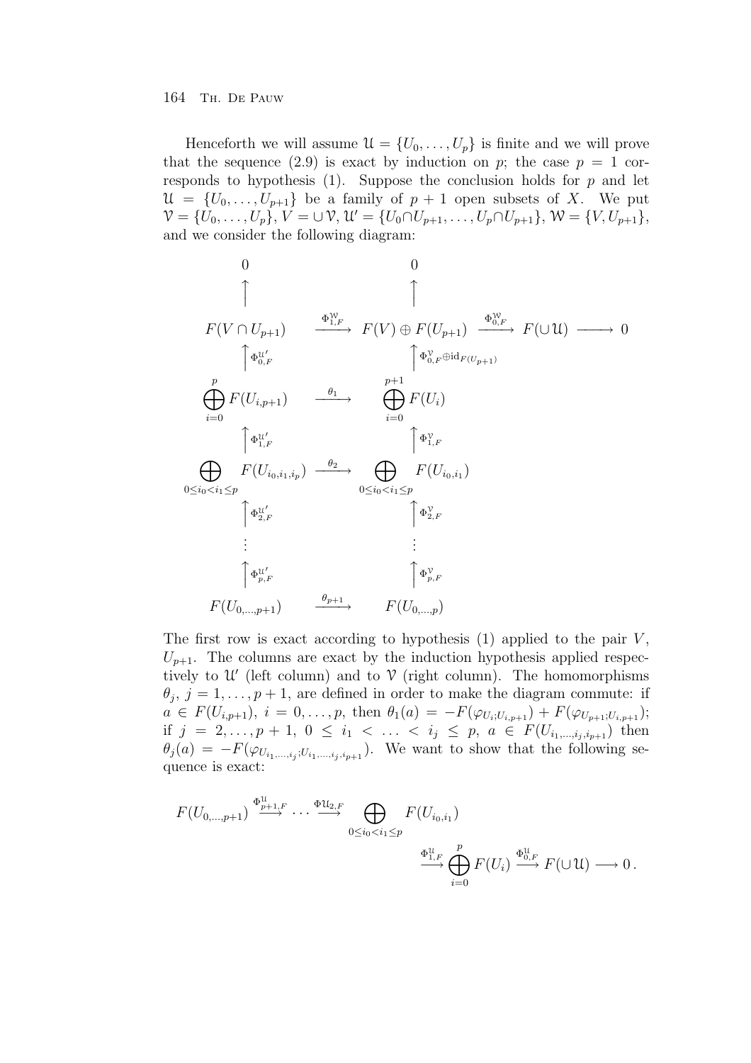Henceforth we will assume $\mathcal{U} = \{U_0, \ldots, U_p\}$ is finite and we will prove that the sequence (2.9) is exact by induction on $p$; the case $p = 1$ corresponds to hypothesis (1). Suppose the conclusion holds for $p$ and let $\mathcal{U} = \{U_0, \ldots, U_{p+1}\}$ be a family of $p+1$ open subsets of $X$. We put $\mathcal{V} = \{U_0, \ldots, U_p\}$, $V = \cup \mathcal{V}$, $\mathcal{U}' = \{U_0 \cap U_{p+1}, \ldots, U_p \cap U_{p+1}\}$, $\mathcal{W} = \{V, U_{p+1}\}$, and we consider the following diagram:

$$
\begin{array}{ccccccc}
0 & & 0 & & & & \\
\uparrow & & \uparrow & & & & \\
F(V \cap U_{p+1}) & \xrightarrow{\Phi^{\mathcal{W}}_{1,F}} & F(V) \oplus F(U_{p+1}) & \xrightarrow{\Phi^{\mathcal{W}}_{0,F}} & F(\cup \mathcal{U}) & \longrightarrow & 0 \\
\uparrow \Phi^{\mathcal{U}'}_{0,F} & & \uparrow \Phi^{\mathcal{V}}_{0,F} \oplus \mathrm{id}_{F(U_{p+1})} & & & & \\
\bigoplus_{i=0}^{p} F(U_{i,p+1}) & \xrightarrow{\theta_1} & \bigoplus_{i=0}^{p+1} F(U_i) & & & & \\
\uparrow \Phi^{\mathcal{U}'}_{1,F} & & \uparrow \Phi^{\mathcal{V}}_{1,F} & & & & \\
\bigoplus_{0 \le i_0 < i_1 \le p} F(U_{i_0,i_1,i_p}) & \xrightarrow{\theta_2} & \bigoplus_{0 \le i_0 < i_1 \le p} F(U_{i_0,i_1}) & & & & \\
\uparrow \Phi^{\mathcal{U}'}_{2,F} & & \uparrow \Phi^{\mathcal{V}}_{2,F} & & & & \\
\vdots & & \vdots & & & & \\
\uparrow \Phi^{\mathcal{U}'}_{p,F} & & \uparrow \Phi^{\mathcal{V}}_{p,F} & & & & \\
F(U_{0,\ldots,p+1}) & \xrightarrow{\theta_{p+1}} & F(U_{0,\ldots,p}) & & & &
\end{array}
$$

The first row is exact according to hypothesis (1) applied to the pair $V$, $U_{p+1}$. The columns are exact by the induction hypothesis applied respectively to $\mathcal{U}'$ (left column) and to $\mathcal{V}$ (right column). The homomorphisms $\theta_j$, $j = 1, \ldots, p+1$, are defined in order to make the diagram commute: if $a \in F(U_{i,p+1})$, $i = 0, \ldots, p$, then $\theta_1(a) = -F(\varphi_{U_i;U_{i,p+1}}) + F(\varphi_{U_{p+1};U_{i,p+1}})$; if $j = 2, \ldots, p+1$, $0 \le i_1 < \ldots < i_j \le p$, $a \in F(U_{i_1,\ldots,i_j,i_{p+1}})$ then $\theta_j(a) = -F(\varphi_{U_{i_1,\ldots,i_j};U_{i_1,\ldots,i_j,i_{p+1}}})$. We want to show that the following sequence is exact:

$$
F(U_{0,\ldots,p+1}) \xrightarrow{\Phi^{\mathcal{U}}_{p+1,F}} \cdots \xrightarrow{\Phi \mathcal{U}_{2,F}} \bigoplus_{0 \le i_0 < i_1 \le p} F(U_{i_0,i_1}) \xrightarrow{\Phi^{\mathcal{U}}_{1,F}} \bigoplus_{i=0}^{p} F(U_i) \xrightarrow{\Phi^{\mathcal{U}}_{0,F}} F(\cup \mathcal{U}) \longrightarrow 0\,.
$$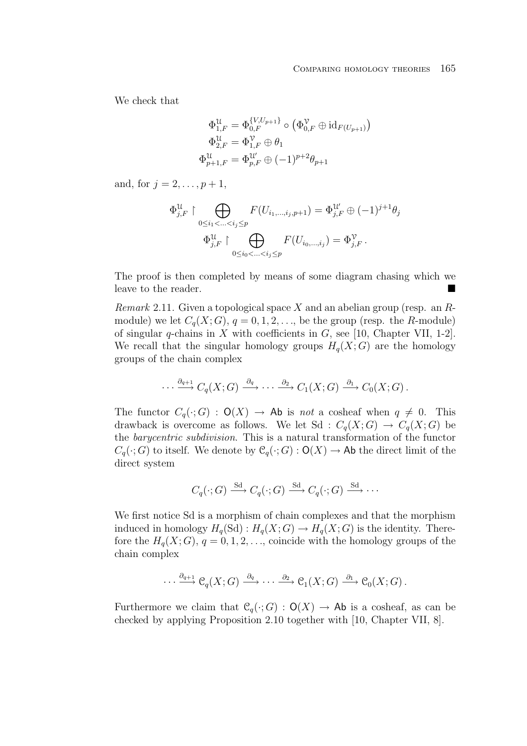We check that

$$\Phi^{\mathcal{U}}_{1,F} = \Phi^{\{V,U_{p+1}\}}_{0,F} \circ \left(\Phi^{\mathcal{V}}_{0,F} \oplus \mathrm{id}_{F(U_{p+1})}\right)$$
$$\Phi^{\mathcal{U}}_{2,F} = \Phi^{\mathcal{V}}_{1,F} \oplus \theta_1$$
$$\Phi^{\mathcal{U}}_{p+1,F} = \Phi^{\mathcal{U}'}_{p,F} \oplus (-1)^{p+2}\theta_{p+1}$$

and, for $j = 2, \ldots, p+1$,

$$\Phi^{\mathcal{U}}_{j,F} \restriction \bigoplus_{0 \le i_1 < \ldots < i_j \le p} F(U_{i_1,\ldots,i_j,p+1}) = \Phi^{\mathcal{U}'}_{j,F} \oplus (-1)^{j+1}\theta_j$$
$$\Phi^{\mathcal{U}}_{j,F} \restriction \bigoplus_{0 \le i_0 < \ldots < i_j \le p} F(U_{i_0,\ldots,i_j}) = \Phi^{\mathcal{V}}_{j,F}\,.$$

The proof is then completed by means of some diagram chasing which we leave to the reader. ∎

*Remark* 2.11. Given a topological space $X$ and an abelian group (resp. an $R$-module) we let $C_q(X;G)$, $q = 0, 1, 2, \ldots$, be the group (resp. the $R$-module) of singular $q$-chains in $X$ with coefficients in $G$, see [10, Chapter VII, 1-2]. We recall that the singular homology groups $H_q(X;G)$ are the homology groups of the chain complex

$$\cdots \xrightarrow{\partial_{q+1}} C_q(X;G) \xrightarrow{\partial_q} \cdots \xrightarrow{\partial_2} C_1(X;G) \xrightarrow{\partial_1} C_0(X;G)\,.$$

The functor $C_q(\cdot;G) : \mathsf{O}(X) \to \mathsf{Ab}$ is *not* a cosheaf when $q \neq 0$. This drawback is overcome as follows. We let $\mathrm{Sd} : C_q(X;G) \to C_q(X;G)$ be the *barycentric subdivision*. This is a natural transformation of the functor $C_q(\cdot;G)$ to itself. We denote by $\mathcal{C}_q(\cdot;G) : \mathsf{O}(X) \to \mathsf{Ab}$ the direct limit of the direct system

$$C_q(\cdot;G) \xrightarrow{\mathrm{Sd}} C_q(\cdot;G) \xrightarrow{\mathrm{Sd}} C_q(\cdot;G) \xrightarrow{\mathrm{Sd}} \cdots$$

We first notice Sd is a morphism of chain complexes and that the morphism induced in homology $H_q(\mathrm{Sd}) : H_q(X;G) \to H_q(X;G)$ is the identity. Therefore the $H_q(X;G)$, $q = 0, 1, 2, \ldots$, coincide with the homology groups of the chain complex

$$\cdots \xrightarrow{\partial_{q+1}} \mathcal{C}_q(X;G) \xrightarrow{\partial_q} \cdots \xrightarrow{\partial_2} \mathcal{C}_1(X;G) \xrightarrow{\partial_1} \mathcal{C}_0(X;G)\,.$$

Furthermore we claim that $\mathcal{C}_q(\cdot;G) : \mathsf{O}(X) \to \mathsf{Ab}$ is a cosheaf, as can be checked by applying Proposition 2.10 together with [10, Chapter VII, 8].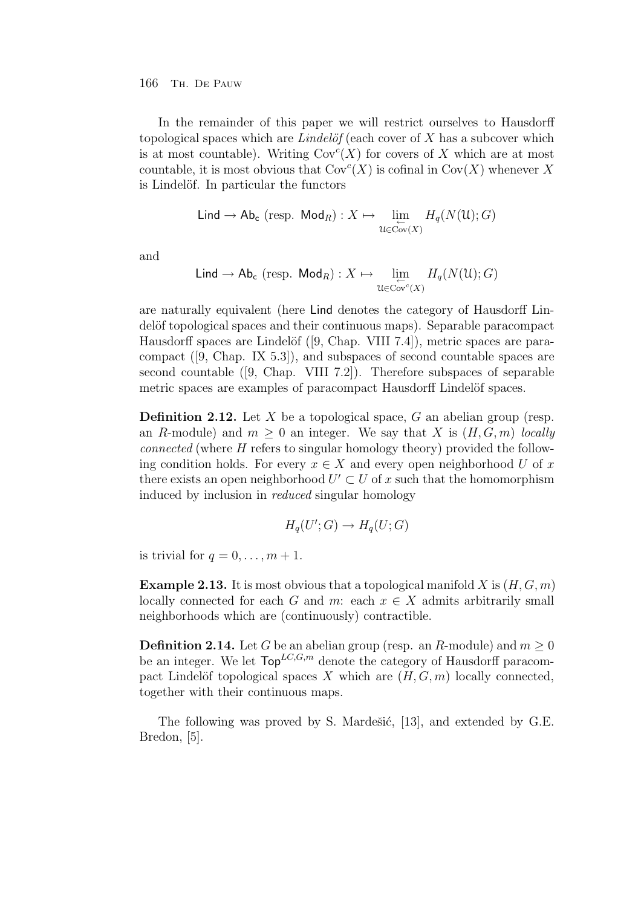In the remainder of this paper we will restrict ourselves to Hausdorff topological spaces which are *Lindelöf* (each cover of $X$ has a subcover which is at most countable). Writing $\operatorname{Cov}^c(X)$ for covers of $X$ which are at most countable, it is most obvious that $\operatorname{Cov}^c(X)$ is cofinal in $\operatorname{Cov}(X)$ whenever $X$ is Lindelöf. In particular the functors

$$\mathsf{Lind} \to \mathsf{Ab_c} \text{ (resp. } \mathsf{Mod}_R) : X \mapsto \varprojlim_{\mathcal{U} \in \operatorname{Cov}(X)} H_q(N(\mathcal{U}); G)$$

and

$$\mathsf{Lind} \to \mathsf{Ab_c} \text{ (resp. } \mathsf{Mod}_R) : X \mapsto \varprojlim_{\mathcal{U} \in \operatorname{Cov}^c(X)} H_q(N(\mathcal{U}); G)$$

are naturally equivalent (here $\mathsf{Lind}$ denotes the category of Hausdorff Lindelöf topological spaces and their continuous maps). Separable paracompact Hausdorff spaces are Lindelöf ([9, Chap. VIII 7.4]), metric spaces are paracompact ([9, Chap. IX 5.3]), and subspaces of second countable spaces are second countable ([9, Chap. VIII 7.2]). Therefore subspaces of separable metric spaces are examples of paracompact Hausdorff Lindelöf spaces.

**Definition 2.12.** Let $X$ be a topological space, $G$ an abelian group (resp. an $R$-module) and $m \geq 0$ an integer. We say that $X$ is $(H, G, m)$ *locally connected* (where $H$ refers to singular homology theory) provided the following condition holds. For every $x \in X$ and every open neighborhood $U$ of $x$ there exists an open neighborhood $U' \subset U$ of $x$ such that the homomorphism induced by inclusion in *reduced* singular homology

$$H_q(U'; G) \to H_q(U; G)$$

is trivial for $q = 0, \ldots, m+1$.

**Example 2.13.** It is most obvious that a topological manifold $X$ is $(H, G, m)$ locally connected for each $G$ and $m$: each $x \in X$ admits arbitrarily small neighborhoods which are (continuously) contractible.

**Definition 2.14.** Let $G$ be an abelian group (resp. an $R$-module) and $m \geq 0$ be an integer. We let $\mathsf{Top}^{LC,G,m}$ denote the category of Hausdorff paracompact Lindelöf topological spaces $X$ which are $(H, G, m)$ locally connected, together with their continuous maps.

The following was proved by S. Mardešić, [13], and extended by G.E. Bredon, [5].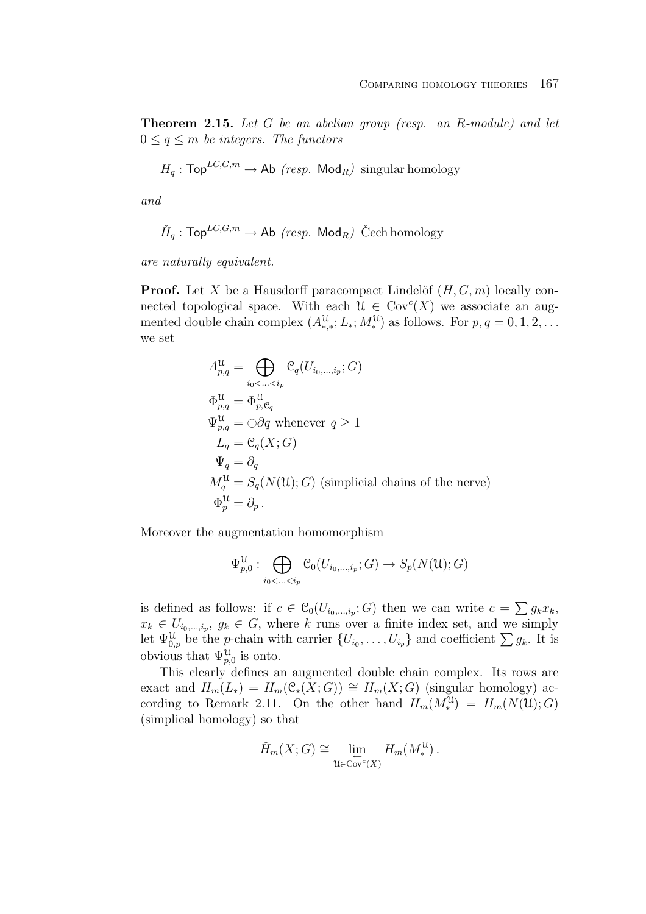**Theorem 2.15.** *Let $G$ be an abelian group (resp. an $R$-module) and let $0 \leq q \leq m$ be integers. The functors*

$$H_q : \mathsf{Top}^{LC,G,m} \to \mathsf{Ab} \textit{ (resp. } \mathsf{Mod}_R\textit{)} \text{ singular homology}$$

*and*

$$\check{H}_q : \mathsf{Top}^{LC,G,m} \to \mathsf{Ab} \textit{ (resp. } \mathsf{Mod}_R\textit{)} \text{ Čech homology}$$

*are naturally equivalent.*

**Proof.** Let $X$ be a Hausdorff paracompact Lindelöf $(H, G, m)$ locally connected topological space. With each $\mathcal{U} \in \mathrm{Cov}^c(X)$ we associate an augmented double chain complex $(A^{\mathcal{U}}_{*,*}; L_*; M^{\mathcal{U}}_*)$ as follows. For $p, q = 0, 1, 2, \ldots$ we set

$$\begin{aligned}
A^{\mathcal{U}}_{p,q} &= \bigoplus_{i_0 < \ldots < i_p} \mathcal{C}_q(U_{i_0,\ldots,i_p}; G) \\
\Phi^{\mathcal{U}}_{p,q} &= \Phi^{\mathcal{U}}_{p,\mathcal{C}_q} \\
\Psi^{\mathcal{U}}_{p,q} &= \oplus \partial q \text{ whenever } q \geq 1 \\
L_q &= \mathcal{C}_q(X; G) \\
\Psi_q &= \partial_q \\
M^{\mathcal{U}}_q &= S_q(N(\mathcal{U}); G) \text{ (simplicial chains of the nerve)} \\
\Phi^{\mathcal{U}}_p &= \partial_p \,.
\end{aligned}$$

Moreover the augmentation homomorphism

$$\Psi^{\mathcal{U}}_{p,0} \colon \bigoplus_{i_0 < \ldots < i_p} \mathcal{C}_0(U_{i_0,\ldots,i_p}; G) \to S_p(N(\mathcal{U}); G)$$

is defined as follows: if $c \in \mathcal{C}_0(U_{i_0,\ldots,i_p}; G)$ then we can write $c = \sum g_k x_k$, $x_k \in U_{i_0,\ldots,i_p}$, $g_k \in G$, where $k$ runs over a finite index set, and we simply let $\Psi^{\mathcal{U}}_{0,p}$ be the $p$-chain with carrier $\{U_{i_0}, \ldots, U_{i_p}\}$ and coefficient $\sum g_k$. It is obvious that $\Psi^{\mathcal{U}}_{p,0}$ is onto.

This clearly defines an augmented double chain complex. Its rows are exact and $H_m(L_*) = H_m(\mathcal{C}_*(X; G)) \cong H_m(X; G)$ (singular homology) according to Remark 2.11. On the other hand $H_m(M^{\mathcal{U}}_*) = H_m(N(\mathcal{U}); G)$ (simplical homology) so that

$$\check{H}_m(X; G) \cong \varprojlim_{\mathcal{U} \in \mathrm{Cov}^c(X)} H_m(M^{\mathcal{U}}_*) \,.$$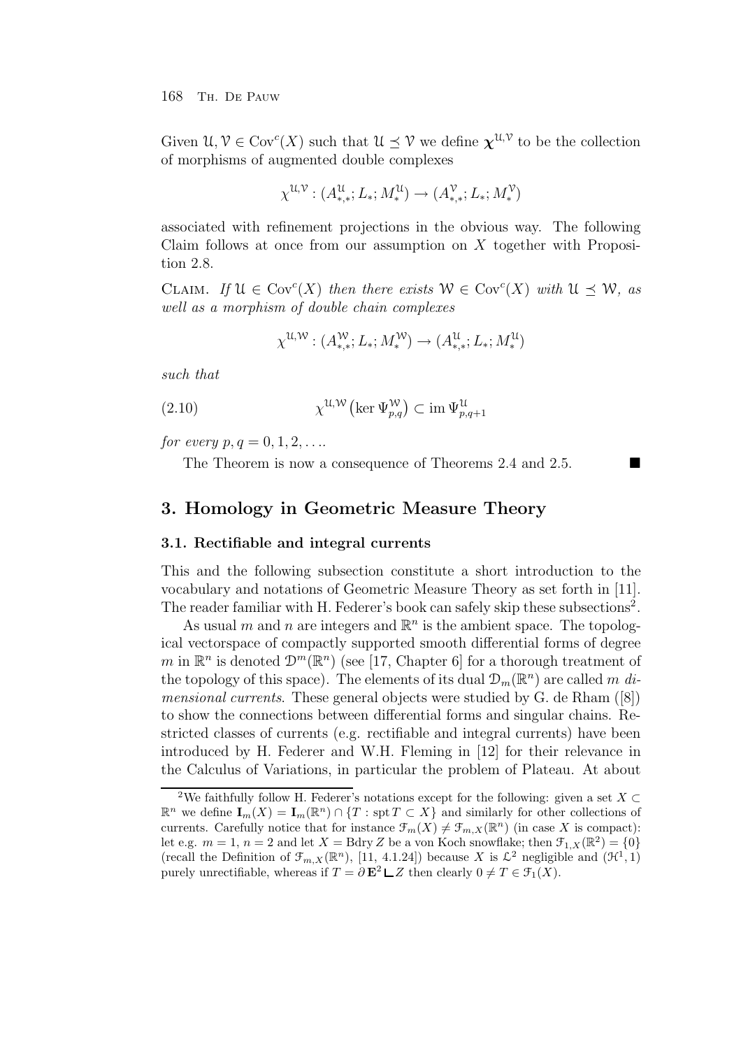Given $\mathcal{U}, \mathcal{V} \in \mathrm{Cov}^c(X)$ such that $\mathcal{U} \preceq \mathcal{V}$ we define $\boldsymbol{\chi}^{\mathcal{U},\mathcal{V}}$ to be the collection of morphisms of augmented double complexes

$$\chi^{\mathcal{U},\mathcal{V}} : (A^{\mathcal{U}}_{*,*}; L_*; M^{\mathcal{U}}_*) \to (A^{\mathcal{V}}_{*,*}; L_*; M^{\mathcal{V}}_*)$$

associated with refinement projections in the obvious way. The following Claim follows at once from our assumption on $X$ together with Proposition 2.8.

CLAIM. *If $\mathcal{U} \in \mathrm{Cov}^c(X)$ then there exists $\mathcal{W} \in \mathrm{Cov}^c(X)$ with $\mathcal{U} \preceq \mathcal{W}$, as well as a morphism of double chain complexes*

$$\chi^{\mathcal{U},\mathcal{W}} : (A^{\mathcal{W}}_{*,*}; L_*; M^{\mathcal{W}}_*) \to (A^{\mathcal{U}}_{*,*}; L_*; M^{\mathcal{U}}_*)$$

*such that*

$$\chi^{\mathcal{U},\mathcal{W}}\big(\ker \Psi^{\mathcal{W}}_{p,q}\big) \subset \mathrm{im}\, \Psi^{\mathcal{U}}_{p,q+1} \tag{2.10}$$

*for every $p, q = 0, 1, 2, \ldots$.*

The Theorem is now a consequence of Theorems 2.4 and 2.5. ∎

## 3. Homology in Geometric Measure Theory

### 3.1. Rectifiable and integral currents

This and the following subsection constitute a short introduction to the vocabulary and notations of Geometric Measure Theory as set forth in [11]. The reader familiar with H. Federer's book can safely skip these subsections[2].

As usual $m$ and $n$ are integers and $\mathbb{R}^n$ is the ambient space. The topological vectorspace of compactly supported smooth differential forms of degree $m$ in $\mathbb{R}^n$ is denoted $\mathcal{D}^m(\mathbb{R}^n)$ (see [17, Chapter 6] for a thorough treatment of the topology of this space). The elements of its dual $\mathcal{D}_m(\mathbb{R}^n)$ are called *$m$ dimensional currents*. These general objects were studied by G. de Rham ([8]) to show the connections between differential forms and singular chains. Restricted classes of currents (e.g. rectifiable and integral currents) have been introduced by H. Federer and W.H. Fleming in [12] for their relevance in the Calculus of Variations, in particular the problem of Plateau. At about

---

[2] We faithfully follow H. Federer's notations except for the following: given a set $X \subset \mathbb{R}^n$ we define $\mathbf{I}_m(X) = \mathbf{I}_m(\mathbb{R}^n) \cap \{T : \mathrm{spt}\, T \subset X\}$ and similarly for other collections of currents. Carefully notice that for instance $\mathcal{F}_m(X) \neq \mathcal{F}_{m,X}(\mathbb{R}^n)$ (in case $X$ is compact): let e.g. $m = 1$, $n = 2$ and let $X = \mathrm{Bdry}\, Z$ be a von Koch snowflake; then $\mathcal{F}_{1,X}(\mathbb{R}^2) = \{0\}$ (recall the Definition of $\mathcal{F}_{m,X}(\mathbb{R}^n)$, [11, 4.1.24]) because $X$ is $\mathcal{L}^2$ negligible and $(\mathcal{H}^1, 1)$ purely unrectifiable, whereas if $T = \partial\, \mathbf{E}^2 \llcorner Z$ then clearly $0 \neq T \in \mathcal{F}_1(X)$.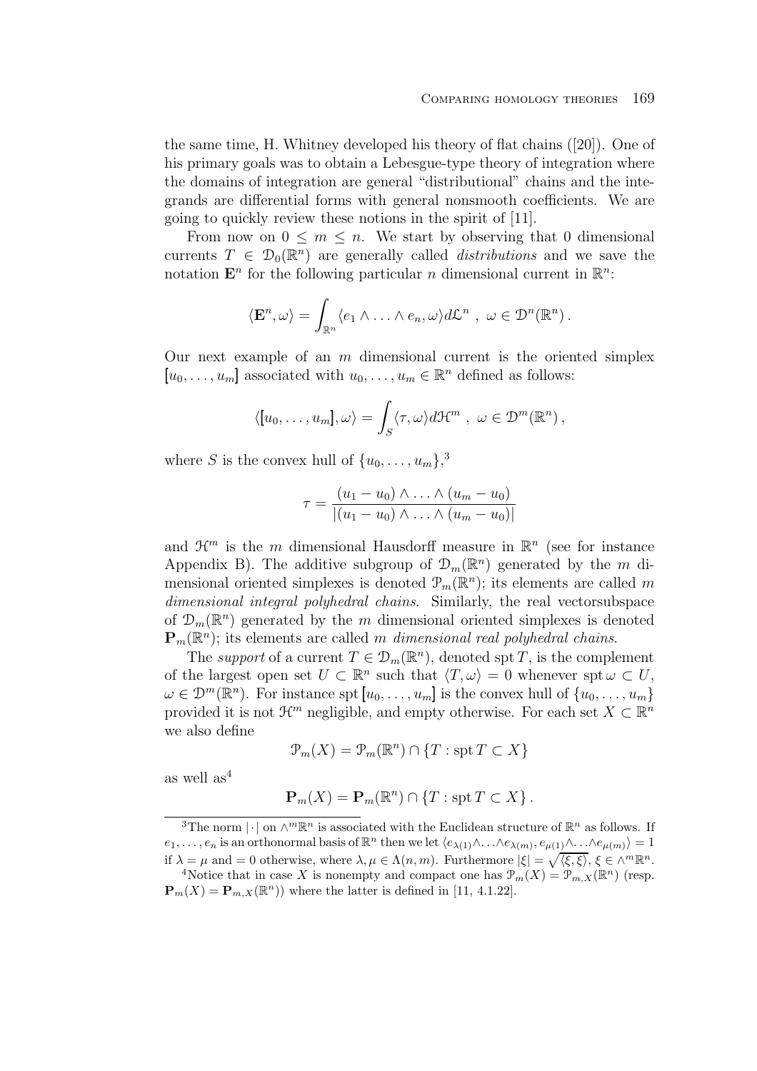the same time, H. Whitney developed his theory of flat chains ([20]). One of his primary goals was to obtain a Lebesgue-type theory of integration where the domains of integration are general "distributional" chains and the integrands are differential forms with general nonsmooth coefficients. We are going to quickly review these notions in the spirit of [11].

From now on $0 \leq m \leq n$. We start by observing that 0 dimensional currents $T \in \mathcal{D}_0(\mathbb{R}^n)$ are generally called *distributions* and we save the notation $\mathbf{E}^n$ for the following particular $n$ dimensional current in $\mathbb{R}^n$:

$$\langle \mathbf{E}^n, \omega \rangle = \int_{\mathbb{R}^n} \langle e_1 \wedge \ldots \wedge e_n, \omega \rangle d\mathcal{L}^n \ , \ \omega \in \mathcal{D}^n(\mathbb{R}^n) \, .$$

Our next example of an $m$ dimensional current is the oriented simplex $[\![u_0, \ldots, u_m]\!]$ associated with $u_0, \ldots, u_m \in \mathbb{R}^n$ defined as follows:

$$\langle [\![u_0, \ldots, u_m]\!], \omega \rangle = \int_S \langle \tau, \omega \rangle d\mathcal{H}^m \ , \ \omega \in \mathcal{D}^m(\mathbb{R}^n) \, ,$$

where $S$ is the convex hull of $\{u_0, \ldots, u_m\}$,[3]

$$\tau = \frac{(u_1 - u_0) \wedge \ldots \wedge (u_m - u_0)}{|(u_1 - u_0) \wedge \ldots \wedge (u_m - u_0)|}$$

and $\mathcal{H}^m$ is the $m$ dimensional Hausdorff measure in $\mathbb{R}^n$ (see for instance Appendix B). The additive subgroup of $\mathcal{D}_m(\mathbb{R}^n)$ generated by the $m$ dimensional oriented simplexes is denoted $\mathcal{P}_m(\mathbb{R}^n)$; its elements are called *$m$ dimensional integral polyhedral chains*. Similarly, the real vectorsubspace of $\mathcal{D}_m(\mathbb{R}^n)$ generated by the $m$ dimensional oriented simplexes is denoted $\mathbf{P}_m(\mathbb{R}^n)$; its elements are called *$m$ dimensional real polyhedral chains*.

The *support* of a current $T \in \mathcal{D}_m(\mathbb{R}^n)$, denoted $\operatorname{spt} T$, is the complement of the largest open set $U \subset \mathbb{R}^n$ such that $\langle T, \omega \rangle = 0$ whenever $\operatorname{spt} \omega \subset U$, $\omega \in \mathcal{D}^m(\mathbb{R}^n)$. For instance $\operatorname{spt} [\![u_0, \ldots, u_m]\!]$ is the convex hull of $\{u_0, \ldots, u_m\}$ provided it is not $\mathcal{H}^m$ negligible, and empty otherwise. For each set $X \subset \mathbb{R}^n$ we also define

$$\mathcal{P}_m(X) = \mathcal{P}_m(\mathbb{R}^n) \cap \{T : \operatorname{spt} T \subset X\}$$

as well as[4]

$$\mathbf{P}_m(X) = \mathbf{P}_m(\mathbb{R}^n) \cap \{T : \operatorname{spt} T \subset X\} \, .$$

---

[3] The norm $|\cdot|$ on $\wedge^m \mathbb{R}^n$ is associated with the Euclidean structure of $\mathbb{R}^n$ as follows. If $e_1, \ldots, e_n$ is an orthonormal basis of $\mathbb{R}^n$ then we let $\langle e_{\lambda(1)} \wedge \ldots \wedge e_{\lambda(m)}, e_{\mu(1)} \wedge \ldots \wedge e_{\mu(m)} \rangle = 1$ if $\lambda = \mu$ and $= 0$ otherwise, where $\lambda, \mu \in \Lambda(n, m)$. Furthermore $|\xi| = \sqrt{\langle \xi, \xi \rangle}$, $\xi \in \wedge^m \mathbb{R}^n$.

[4] Notice that in case $X$ is nonempty and compact one has $\mathcal{P}_m(X) = \mathcal{P}_{m,X}(\mathbb{R}^n)$ (resp. $\mathbf{P}_m(X) = \mathbf{P}_{m,X}(\mathbb{R}^n)$) where the latter is defined in [11, 4.1.22].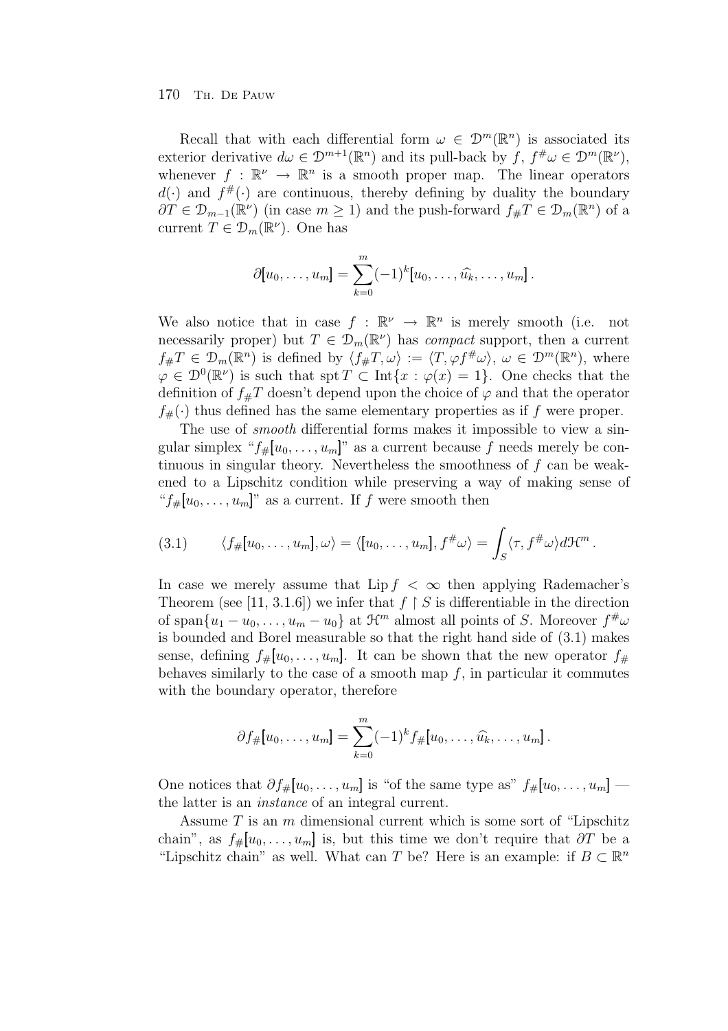Recall that with each differential form $\omega \in \mathcal{D}^m(\mathbb{R}^n)$ is associated its exterior derivative $d\omega \in \mathcal{D}^{m+1}(\mathbb{R}^n)$ and its pull-back by $f$, $f^\# \omega \in \mathcal{D}^m(\mathbb{R}^\nu)$, whenever $f : \mathbb{R}^\nu \to \mathbb{R}^n$ is a smooth proper map. The linear operators $d(\cdot)$ and $f^\#(\cdot)$ are continuous, thereby defining by duality the boundary $\partial T \in \mathcal{D}_{m-1}(\mathbb{R}^\nu)$ (in case $m \geq 1$) and the push-forward $f_\# T \in \mathcal{D}_m(\mathbb{R}^n)$ of a current $T \in \mathcal{D}_m(\mathbb{R}^\nu)$. One has

$$\partial [\![ u_0, \ldots, u_m ]\!] = \sum_{k=0}^{m} (-1)^k [\![ u_0, \ldots, \widehat{u_k}, \ldots, u_m ]\!] .$$

We also notice that in case $f : \mathbb{R}^\nu \to \mathbb{R}^n$ is merely smooth (i.e. not necessarily proper) but $T \in \mathcal{D}_m(\mathbb{R}^\nu)$ has *compact* support, then a current $f_\# T \in \mathcal{D}_m(\mathbb{R}^n)$ is defined by $\langle f_\# T, \omega \rangle := \langle T, \varphi f^\# \omega \rangle$, $\omega \in \mathcal{D}^m(\mathbb{R}^n)$, where $\varphi \in \mathcal{D}^0(\mathbb{R}^\nu)$ is such that $\operatorname{spt} T \subset \operatorname{Int}\{x : \varphi(x) = 1\}$. One checks that the definition of $f_\# T$ doesn't depend upon the choice of $\varphi$ and that the operator $f_\#(\cdot)$ thus defined has the same elementary properties as if $f$ were proper.

The use of *smooth* differential forms makes it impossible to view a singular simplex "$f_\# [\![ u_0, \ldots, u_m ]\!]$" as a current because $f$ needs merely be continuous in singular theory. Nevertheless the smoothness of $f$ can be weakened to a Lipschitz condition while preserving a way of making sense of "$f_\# [\![ u_0, \ldots, u_m ]\!]$" as a current. If $f$ were smooth then

$$\langle f_\# [\![ u_0, \ldots, u_m ]\!], \omega \rangle = \langle [\![ u_0, \ldots, u_m ]\!], f^\# \omega \rangle = \int_S \langle \tau, f^\# \omega \rangle d\mathcal{H}^m . \tag{3.1}$$

In case we merely assume that $\operatorname{Lip} f < \infty$ then applying Rademacher's Theorem (see [11, 3.1.6]) we infer that $f \restriction S$ is differentiable in the direction of $\operatorname{span}\{u_1 - u_0, \ldots, u_m - u_0\}$ at $\mathcal{H}^m$ almost all points of $S$. Moreover $f^\# \omega$ is bounded and Borel measurable so that the right hand side of (3.1) makes sense, defining $f_\# [\![ u_0, \ldots, u_m ]\!]$. It can be shown that the new operator $f_\#$ behaves similarly to the case of a smooth map $f$, in particular it commutes with the boundary operator, therefore

$$\partial f_\# [\![ u_0, \ldots, u_m ]\!] = \sum_{k=0}^{m} (-1)^k f_\# [\![ u_0, \ldots, \widehat{u_k}, \ldots, u_m ]\!] .$$

One notices that $\partial f_\# [\![ u_0, \ldots, u_m ]\!]$ is "of the same type as" $f_\# [\![ u_0, \ldots, u_m ]\!]$ — the latter is an *instance* of an integral current.

Assume $T$ is an $m$ dimensional current which is some sort of "Lipschitz chain", as $f_\# [\![ u_0, \ldots, u_m ]\!]$ is, but this time we don't require that $\partial T$ be a "Lipschitz chain" as well. What can $T$ be? Here is an example: if $B \subset \mathbb{R}^n$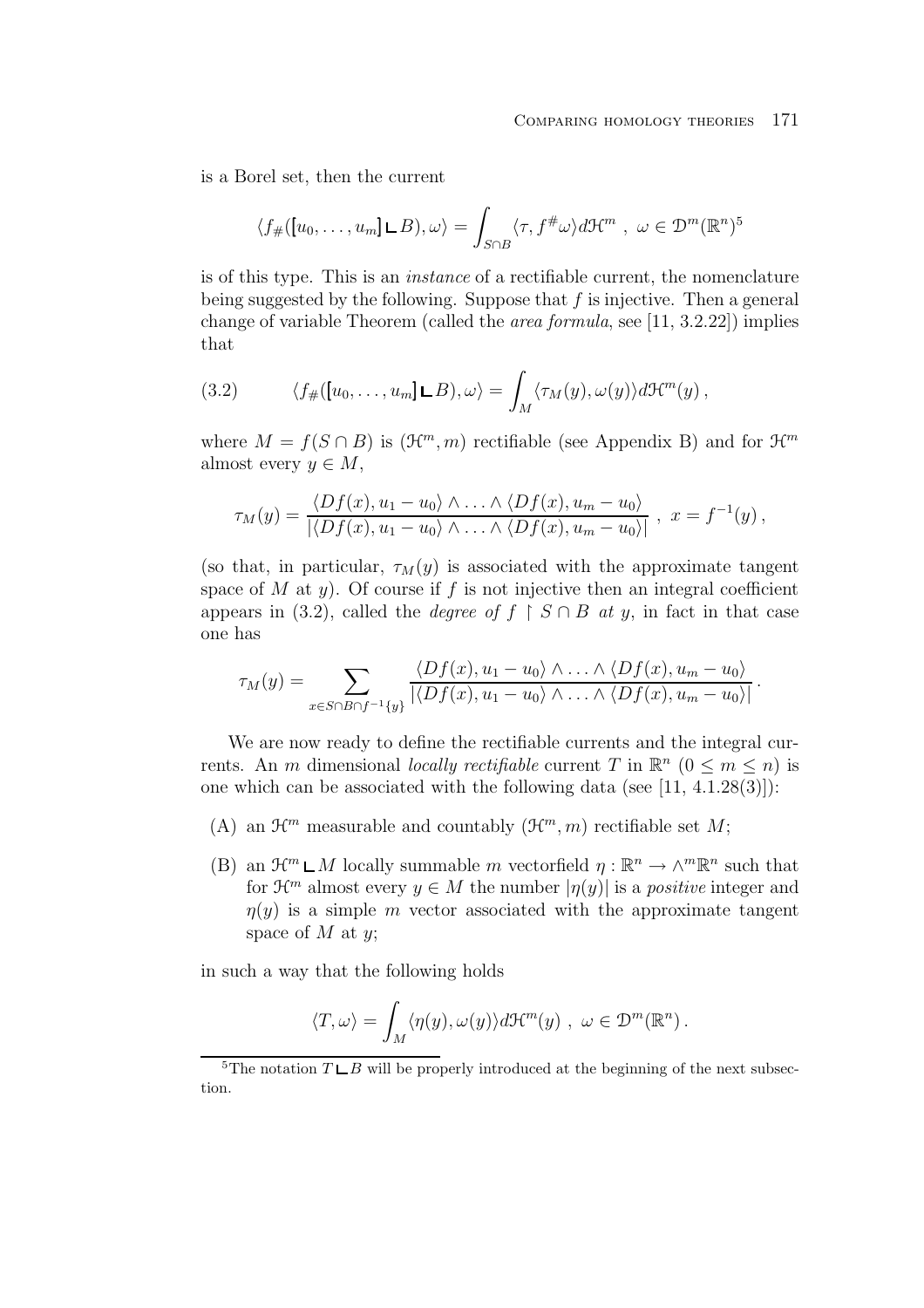is a Borel set, then the current

$$\langle f_\#([u_0, \ldots, u_m] \llcorner B), \omega \rangle = \int_{S \cap B} \langle \tau, f^\# \omega \rangle d\mathcal{H}^m \ , \ \omega \in \mathcal{D}^m(\mathbb{R}^n)^5$$

is of this type. This is an *instance* of a rectifiable current, the nomenclature being suggested by the following. Suppose that $f$ is injective. Then a general change of variable Theorem (called the *area formula*, see [11, 3.2.22]) implies that

$$\langle f_\#([u_0, \ldots, u_m] \llcorner B), \omega \rangle = \int_M \langle \tau_M(y), \omega(y) \rangle d\mathcal{H}^m(y) \,, \tag{3.2}$$

where $M = f(S \cap B)$ is $(\mathcal{H}^m, m)$ rectifiable (see Appendix B) and for $\mathcal{H}^m$ almost every $y \in M$,

$$\tau_M(y) = \frac{\langle Df(x), u_1 - u_0 \rangle \wedge \ldots \wedge \langle Df(x), u_m - u_0 \rangle}{|\langle Df(x), u_1 - u_0 \rangle \wedge \ldots \wedge \langle Df(x), u_m - u_0 \rangle|} \ , \ x = f^{-1}(y) \,,$$

(so that, in particular, $\tau_M(y)$ is associated with the approximate tangent space of $M$ at $y$). Of course if $f$ is not injective then an integral coefficient appears in (3.2), called the *degree of* $f \restriction S \cap B$ *at* $y$, in fact in that case one has

$$\tau_M(y) = \sum_{x \in S \cap B \cap f^{-1}\{y\}} \frac{\langle Df(x), u_1 - u_0 \rangle \wedge \ldots \wedge \langle Df(x), u_m - u_0 \rangle}{|\langle Df(x), u_1 - u_0 \rangle \wedge \ldots \wedge \langle Df(x), u_m - u_0 \rangle|} \,.$$

We are now ready to define the rectifiable currents and the integral currents. An $m$ dimensional *locally rectifiable* current $T$ in $\mathbb{R}^n$ ($0 \leq m \leq n$) is one which can be associated with the following data (see [11, 4.1.28(3)]):

(A) an $\mathcal{H}^m$ measurable and countably $(\mathcal{H}^m, m)$ rectifiable set $M$;

(B) an $\mathcal{H}^m \llcorner M$ locally summable $m$ vectorfield $\eta : \mathbb{R}^n \to \wedge^m \mathbb{R}^n$ such that for $\mathcal{H}^m$ almost every $y \in M$ the number $|\eta(y)|$ is a *positive* integer and $\eta(y)$ is a simple $m$ vector associated with the approximate tangent space of $M$ at $y$;

in such a way that the following holds

$$\langle T, \omega \rangle = \int_M \langle \eta(y), \omega(y) \rangle d\mathcal{H}^m(y) \ , \ \omega \in \mathcal{D}^m(\mathbb{R}^n) \,.$$

[5] The notation $T \llcorner B$ will be properly introduced at the beginning of the next subsection.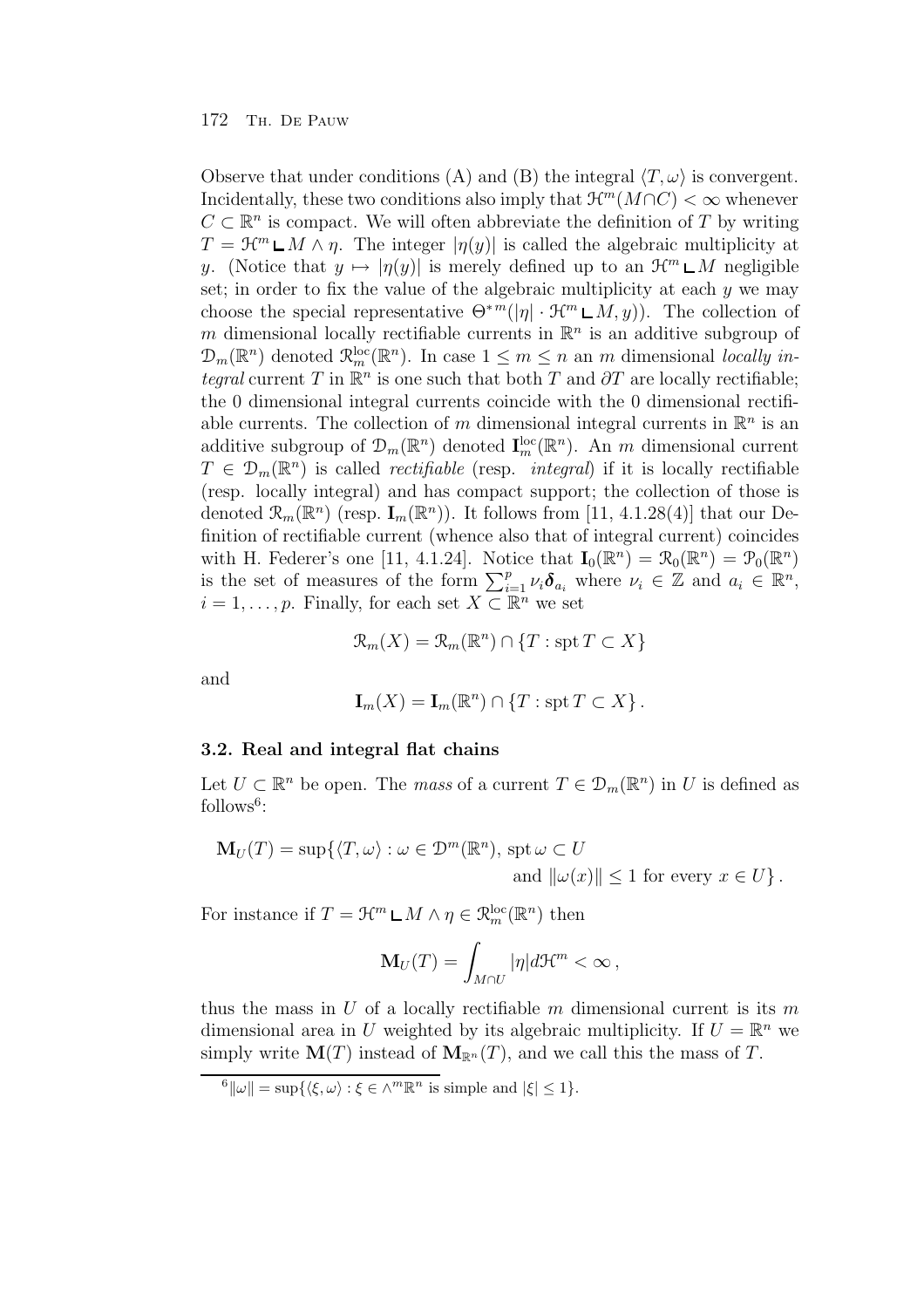Observe that under conditions (A) and (B) the integral $\langle T, \omega \rangle$ is convergent. Incidentally, these two conditions also imply that $\mathcal{H}^m(M \cap C) < \infty$ whenever $C \subset \mathbb{R}^n$ is compact. We will often abbreviate the definition of $T$ by writing $T = \mathcal{H}^m \llcorner M \wedge \eta$. The integer $|\eta(y)|$ is called the algebraic multiplicity at $y$. (Notice that $y \mapsto |\eta(y)|$ is merely defined up to an $\mathcal{H}^m \llcorner M$ negligible set; in order to fix the value of the algebraic multiplicity at each $y$ we may choose the special representative $\Theta^{*m}(|\eta| \cdot \mathcal{H}^m \llcorner M, y)$). The collection of $m$ dimensional locally rectifiable currents in $\mathbb{R}^n$ is an additive subgroup of $\mathcal{D}_m(\mathbb{R}^n)$ denoted $\mathcal{R}_m^{\mathrm{loc}}(\mathbb{R}^n)$. In case $1 \leq m \leq n$ an $m$ dimensional *locally integral* current $T$ in $\mathbb{R}^n$ is one such that both $T$ and $\partial T$ are locally rectifiable; the 0 dimensional integral currents coincide with the 0 dimensional rectifiable currents. The collection of $m$ dimensional integral currents in $\mathbb{R}^n$ is an additive subgroup of $\mathcal{D}_m(\mathbb{R}^n)$ denoted $\mathbf{I}_m^{\mathrm{loc}}(\mathbb{R}^n)$. An $m$ dimensional current $T \in \mathcal{D}_m(\mathbb{R}^n)$ is called *rectifiable* (resp. *integral*) if it is locally rectifiable (resp. locally integral) and has compact support; the collection of those is denoted $\mathcal{R}_m(\mathbb{R}^n)$ (resp. $\mathbf{I}_m(\mathbb{R}^n)$). It follows from [11, 4.1.28(4)] that our Definition of rectifiable current (whence also that of integral current) coincides with H. Federer's one [11, 4.1.24]. Notice that $\mathbf{I}_0(\mathbb{R}^n) = \mathcal{R}_0(\mathbb{R}^n) = \mathcal{P}_0(\mathbb{R}^n)$ is the set of measures of the form $\sum_{i=1}^p \nu_i \boldsymbol{\delta}_{a_i}$ where $\nu_i \in \mathbb{Z}$ and $a_i \in \mathbb{R}^n$, $i = 1, \ldots, p$. Finally, for each set $X \subset \mathbb{R}^n$ we set

$$\mathcal{R}_m(X) = \mathcal{R}_m(\mathbb{R}^n) \cap \{T : \operatorname{spt} T \subset X\}$$

and

$$\mathbf{I}_m(X) = \mathbf{I}_m(\mathbb{R}^n) \cap \{T : \operatorname{spt} T \subset X\}.$$

### 3.2. Real and integral flat chains

Let $U \subset \mathbb{R}^n$ be open. The *mass* of a current $T \in \mathcal{D}_m(\mathbb{R}^n)$ in $U$ is defined as follows[6]:

$$\mathbf{M}_U(T) = \sup\{\langle T, \omega \rangle : \omega \in \mathcal{D}^m(\mathbb{R}^n), \operatorname{spt} \omega \subset U \text{ and } \|\omega(x)\| \leq 1 \text{ for every } x \in U\}.$$

For instance if $T = \mathcal{H}^m \llcorner M \wedge \eta \in \mathcal{R}_m^{\mathrm{loc}}(\mathbb{R}^n)$ then

$$\mathbf{M}_U(T) = \int_{M \cap U} |\eta| d\mathcal{H}^m < \infty,$$

thus the mass in $U$ of a locally rectifiable $m$ dimensional current is its $m$ dimensional area in $U$ weighted by its algebraic multiplicity. If $U = \mathbb{R}^n$ we simply write $\mathbf{M}(T)$ instead of $\mathbf{M}_{\mathbb{R}^n}(T)$, and we call this the mass of $T$.

[6] $\|\omega\| = \sup\{\langle \xi, \omega \rangle : \xi \in \wedge^m \mathbb{R}^n \text{ is simple and } |\xi| \leq 1\}$.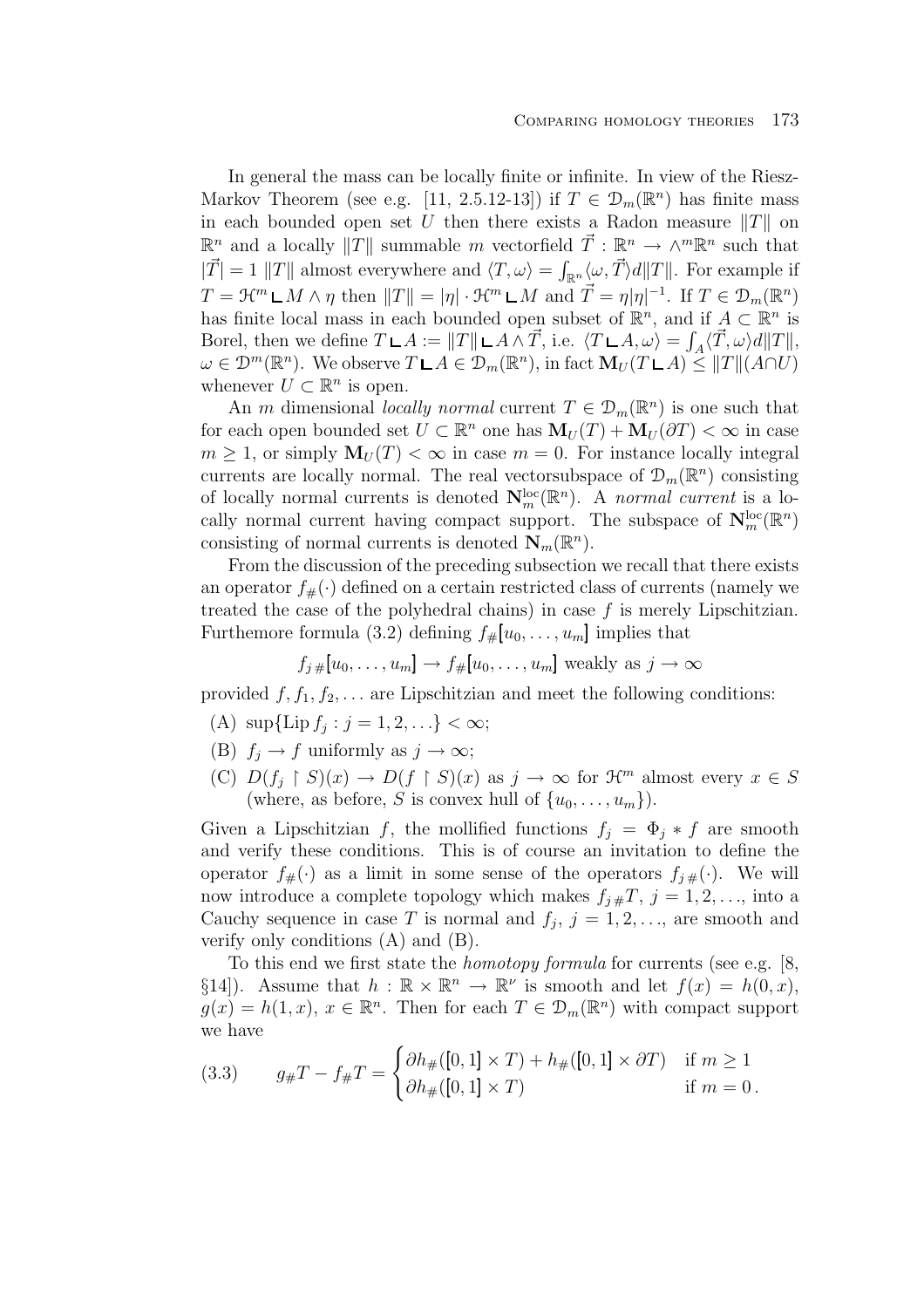In general the mass can be locally finite or infinite. In view of the Riesz-Markov Theorem (see e.g. [11, 2.5.12-13]) if $T \in \mathcal{D}_m(\mathbb{R}^n)$ has finite mass in each bounded open set $U$ then there exists a Radon measure $\|T\|$ on $\mathbb{R}^n$ and a locally $\|T\|$ summable $m$ vectorfield $\vec{T} : \mathbb{R}^n \to \wedge^m \mathbb{R}^n$ such that $|\vec{T}| = 1$ $\|T\|$ almost everywhere and $\langle T, \omega \rangle = \int_{\mathbb{R}^n} \langle \omega, \vec{T} \rangle d\|T\|$. For example if $T = \mathcal{H}^m \llcorner M \wedge \eta$ then $\|T\| = |\eta| \cdot \mathcal{H}^m \llcorner M$ and $\vec{T} = \eta |\eta|^{-1}$. If $T \in \mathcal{D}_m(\mathbb{R}^n)$ has finite local mass in each bounded open subset of $\mathbb{R}^n$, and if $A \subset \mathbb{R}^n$ is Borel, then we define $T \llcorner A := \|T\| \llcorner A \wedge \vec{T}$, i.e. $\langle T \llcorner A, \omega \rangle = \int_A \langle \vec{T}, \omega \rangle d\|T\|$, $\omega \in \mathcal{D}^m(\mathbb{R}^n)$. We observe $T \llcorner A \in \mathcal{D}_m(\mathbb{R}^n)$, in fact $\mathbf{M}_U(T \llcorner A) \leq \|T\|(A \cap U)$ whenever $U \subset \mathbb{R}^n$ is open.

An $m$ dimensional *locally normal* current $T \in \mathcal{D}_m(\mathbb{R}^n)$ is one such that for each open bounded set $U \subset \mathbb{R}^n$ one has $\mathbf{M}_U(T) + \mathbf{M}_U(\partial T) < \infty$ in case $m \geq 1$, or simply $\mathbf{M}_U(T) < \infty$ in case $m = 0$. For instance locally integral currents are locally normal. The real vectorsubspace of $\mathcal{D}_m(\mathbb{R}^n)$ consisting of locally normal currents is denoted $\mathbf{N}_m^{\mathrm{loc}}(\mathbb{R}^n)$. A *normal current* is a locally normal current having compact support. The subspace of $\mathbf{N}_m^{\mathrm{loc}}(\mathbb{R}^n)$ consisting of normal currents is denoted $\mathbf{N}_m(\mathbb{R}^n)$.

From the discussion of the preceding subsection we recall that there exists an operator $f_\#(\cdot)$ defined on a certain restricted class of currents (namely we treated the case of the polyhedral chains) in case $f$ is merely Lipschitzian. Furthemore formula (3.2) defining $f_\#[\![u_0, \ldots, u_m]\!]$ implies that

$$f_{j\,\#}[\![u_0, \ldots, u_m]\!] \to f_\#[\![u_0, \ldots, u_m]\!] \text{ weakly as } j \to \infty$$

provided $f, f_1, f_2, \ldots$ are Lipschitzian and meet the following conditions:

(A) $\sup\{\operatorname{Lip} f_j : j = 1, 2, \ldots\} < \infty$;

(B) $f_j \to f$ uniformly as $j \to \infty$;

(C) $D(f_j \restriction S)(x) \to D(f \restriction S)(x)$ as $j \to \infty$ for $\mathcal{H}^m$ almost every $x \in S$ (where, as before, $S$ is convex hull of $\{u_0, \ldots, u_m\}$).

Given a Lipschitzian $f$, the mollified functions $f_j = \Phi_j * f$ are smooth and verify these conditions. This is of course an invitation to define the operator $f_\#(\cdot)$ as a limit in some sense of the operators $f_{j\,\#}(\cdot)$. We will now introduce a complete topology which makes $f_{j\,\#}T$, $j = 1, 2, \ldots$, into a Cauchy sequence in case $T$ is normal and $f_j$, $j = 1, 2, \ldots$, are smooth and verify only conditions (A) and (B).

To this end we first state the *homotopy formula* for currents (see e.g. [8, §14]). Assume that $h : \mathbb{R} \times \mathbb{R}^n \to \mathbb{R}^\nu$ is smooth and let $f(x) = h(0, x)$, $g(x) = h(1, x)$, $x \in \mathbb{R}^n$. Then for each $T \in \mathcal{D}_m(\mathbb{R}^n)$ with compact support we have

$$g_\# T - f_\# T = \begin{cases} \partial h_\#([\![0, 1]\!] \times T) + h_\#([\![0, 1]\!] \times \partial T) & \text{if } m \geq 1 \\ \partial h_\#([\![0, 1]\!] \times T) & \text{if } m = 0\,. \end{cases} \tag{3.3}$$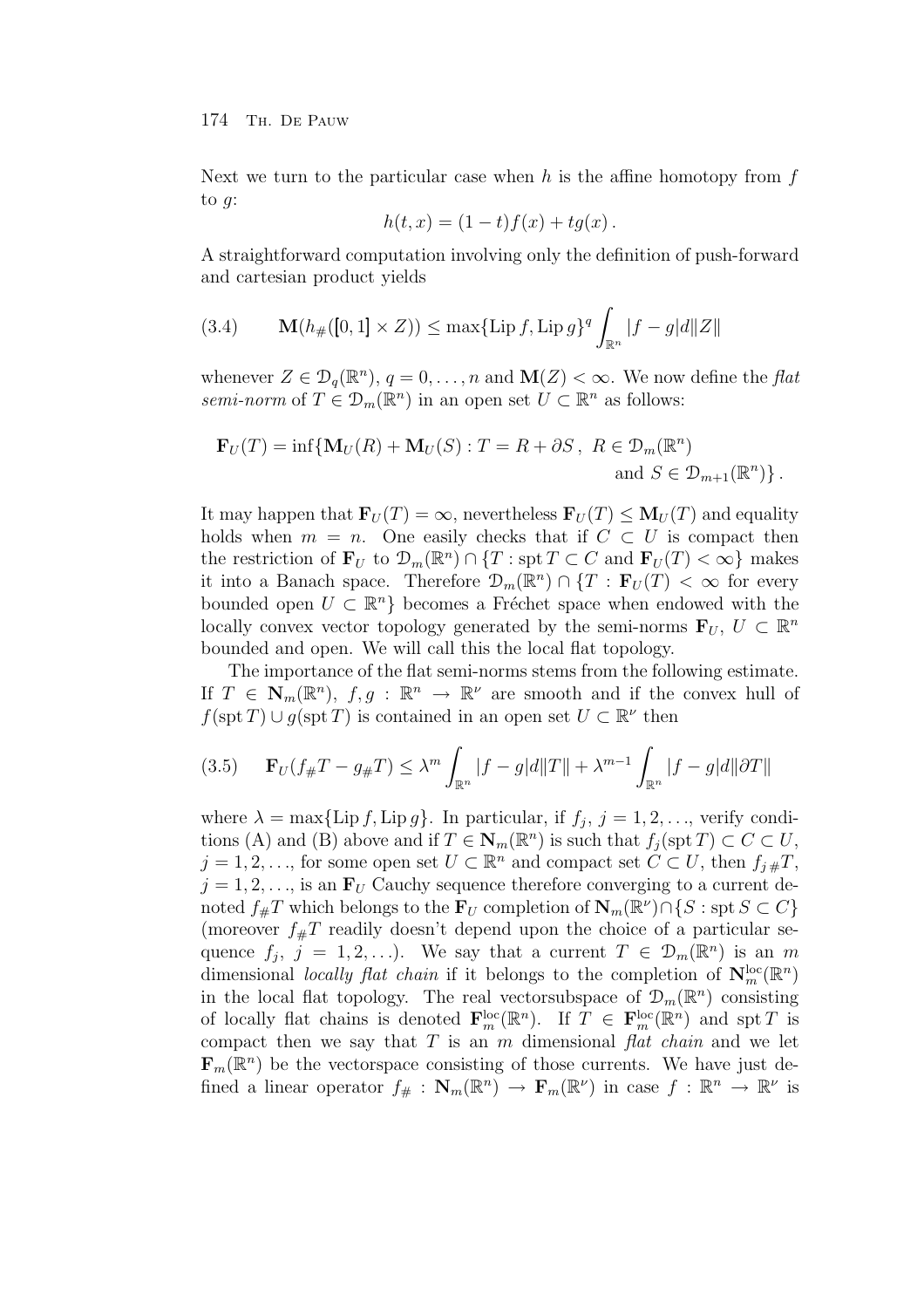Next we turn to the particular case when $h$ is the affine homotopy from $f$ to $g$:

$$h(t,x) = (1-t)f(x) + tg(x)\,.$$

A straightforward computation involving only the definition of push-forward and cartesian product yields

$$\mathbf{M}(h_\#([\![0,1]\!] \times Z)) \leq \max\{\operatorname{Lip} f, \operatorname{Lip} g\}^q \int_{\mathbb{R}^n} |f-g| d\|Z\| \tag{3.4}$$

whenever $Z \in \mathcal{D}_q(\mathbb{R}^n)$, $q = 0, \ldots, n$ and $\mathbf{M}(Z) < \infty$. We now define the *flat semi-norm* of $T \in \mathcal{D}_m(\mathbb{R}^n)$ in an open set $U \subset \mathbb{R}^n$ as follows:

$$\mathbf{F}_U(T) = \inf\{\mathbf{M}_U(R) + \mathbf{M}_U(S) : T = R + \partial S\,,\ R \in \mathcal{D}_m(\mathbb{R}^n) \text{ and } S \in \mathcal{D}_{m+1}(\mathbb{R}^n)\}\,.$$

It may happen that $\mathbf{F}_U(T) = \infty$, nevertheless $\mathbf{F}_U(T) \leq \mathbf{M}_U(T)$ and equality holds when $m = n$. One easily checks that if $C \subset U$ is compact then the restriction of $\mathbf{F}_U$ to $\mathcal{D}_m(\mathbb{R}^n) \cap \{T : \operatorname{spt} T \subset C \text{ and } \mathbf{F}_U(T) < \infty\}$ makes it into a Banach space. Therefore $\mathcal{D}_m(\mathbb{R}^n) \cap \{T : \mathbf{F}_U(T) < \infty$ for every bounded open $U \subset \mathbb{R}^n\}$ becomes a Fréchet space when endowed with the locally convex vector topology generated by the semi-norms $\mathbf{F}_U$, $U \subset \mathbb{R}^n$ bounded and open. We will call this the local flat topology.

The importance of the flat semi-norms stems from the following estimate. If $T \in \mathbf{N}_m(\mathbb{R}^n)$, $f, g : \mathbb{R}^n \to \mathbb{R}^\nu$ are smooth and if the convex hull of $f(\operatorname{spt} T) \cup g(\operatorname{spt} T)$ is contained in an open set $U \subset \mathbb{R}^\nu$ then

$$\mathbf{F}_U(f_\# T - g_\# T) \leq \lambda^m \int_{\mathbb{R}^n} |f-g| d\|T\| + \lambda^{m-1} \int_{\mathbb{R}^n} |f-g| d\|\partial T\| \tag{3.5}$$

where $\lambda = \max\{\operatorname{Lip} f, \operatorname{Lip} g\}$. In particular, if $f_j$, $j = 1, 2, \ldots$, verify conditions (A) and (B) above and if $T \in \mathbf{N}_m(\mathbb{R}^n)$ is such that $f_j(\operatorname{spt} T) \subset C \subset U$, $j = 1, 2, \ldots$, for some open set $U \subset \mathbb{R}^n$ and compact set $C \subset U$, then $f_{j\,\#} T$, $j = 1, 2, \ldots$, is an $\mathbf{F}_U$ Cauchy sequence therefore converging to a current denoted $f_\# T$ which belongs to the $\mathbf{F}_U$ completion of $\mathbf{N}_m(\mathbb{R}^\nu) \cap \{S : \operatorname{spt} S \subset C\}$ (moreover $f_\# T$ readily doesn't depend upon the choice of a particular sequence $f_j$, $j = 1, 2, \ldots$). We say that a current $T \in \mathcal{D}_m(\mathbb{R}^n)$ is an $m$ dimensional *locally flat chain* if it belongs to the completion of $\mathbf{N}_m^{\text{loc}}(\mathbb{R}^n)$ in the local flat topology. The real vectorsubspace of $\mathcal{D}_m(\mathbb{R}^n)$ consisting of locally flat chains is denoted $\mathbf{F}_m^{\text{loc}}(\mathbb{R}^n)$. If $T \in \mathbf{F}_m^{\text{loc}}(\mathbb{R}^n)$ and $\operatorname{spt} T$ is compact then we say that $T$ is an $m$ dimensional *flat chain* and we let $\mathbf{F}_m(\mathbb{R}^n)$ be the vectorspace consisting of those currents. We have just defined a linear operator $f_\# : \mathbf{N}_m(\mathbb{R}^n) \to \mathbf{F}_m(\mathbb{R}^\nu)$ in case $f : \mathbb{R}^n \to \mathbb{R}^\nu$ is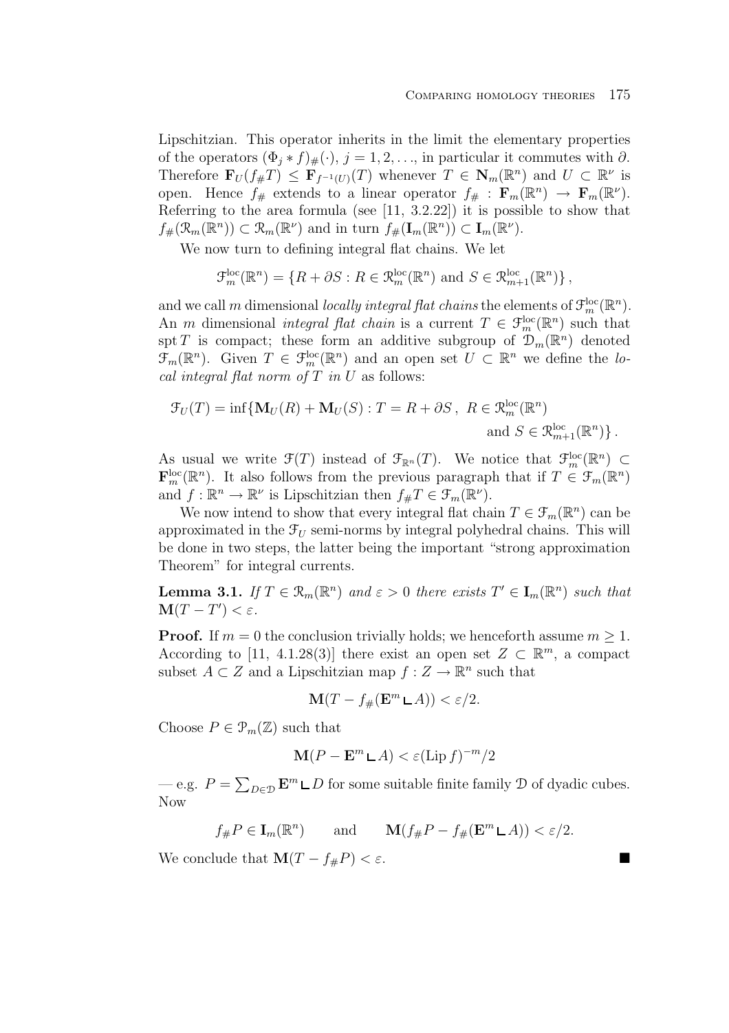Lipschitzian. This operator inherits in the limit the elementary properties of the operators $(\Phi_j * f)_\#(\cdot)$, $j = 1, 2, \ldots$, in particular it commutes with $\partial$. Therefore $\mathbf{F}_U(f_\# T) \leq \mathbf{F}_{f^{-1}(U)}(T)$ whenever $T \in \mathbf{N}_m(\mathbb{R}^n)$ and $U \subset \mathbb{R}^\nu$ is open. Hence $f_\#$ extends to a linear operator $f_\# : \mathbf{F}_m(\mathbb{R}^n) \to \mathbf{F}_m(\mathbb{R}^\nu)$. Referring to the area formula (see [11, 3.2.22]) it is possible to show that $f_\#(\mathcal{R}_m(\mathbb{R}^n)) \subset \mathcal{R}_m(\mathbb{R}^\nu)$ and in turn $f_\#(\mathbf{I}_m(\mathbb{R}^n)) \subset \mathbf{I}_m(\mathbb{R}^\nu)$.

We now turn to defining integral flat chains. We let

$$\mathcal{F}_m^{\mathrm{loc}}(\mathbb{R}^n) = \{R + \partial S : R \in \mathcal{R}_m^{\mathrm{loc}}(\mathbb{R}^n) \text{ and } S \in \mathcal{R}_{m+1}^{\mathrm{loc}}(\mathbb{R}^n)\},$$

and we call $m$ dimensional *locally integral flat chains* the elements of $\mathcal{F}_m^{\mathrm{loc}}(\mathbb{R}^n)$. An $m$ dimensional *integral flat chain* is a current $T \in \mathcal{F}_m^{\mathrm{loc}}(\mathbb{R}^n)$ such that $\operatorname{spt} T$ is compact; these form an additive subgroup of $\mathcal{D}_m(\mathbb{R}^n)$ denoted $\mathcal{F}_m(\mathbb{R}^n)$. Given $T \in \mathcal{F}_m^{\mathrm{loc}}(\mathbb{R}^n)$ and an open set $U \subset \mathbb{R}^n$ we define the *local integral flat norm of $T$ in $U$* as follows:

$$\mathcal{F}_U(T) = \inf\{\mathbf{M}_U(R) + \mathbf{M}_U(S) : T = R + \partial S\,,\ R \in \mathcal{R}_m^{\mathrm{loc}}(\mathbb{R}^n) \text{ and } S \in \mathcal{R}_{m+1}^{\mathrm{loc}}(\mathbb{R}^n)\}\,.$$

As usual we write $\mathcal{F}(T)$ instead of $\mathcal{F}_{\mathbb{R}^n}(T)$. We notice that $\mathcal{F}_m^{\mathrm{loc}}(\mathbb{R}^n) \subset \mathbf{F}_m^{\mathrm{loc}}(\mathbb{R}^n)$. It also follows from the previous paragraph that if $T \in \mathcal{F}_m(\mathbb{R}^n)$ and $f : \mathbb{R}^n \to \mathbb{R}^\nu$ is Lipschitzian then $f_\# T \in \mathcal{F}_m(\mathbb{R}^\nu)$.

We now intend to show that every integral flat chain $T \in \mathcal{F}_m(\mathbb{R}^n)$ can be approximated in the $\mathcal{F}_U$ semi-norms by integral polyhedral chains. This will be done in two steps, the latter being the important "strong approximation Theorem" for integral currents.

**Lemma 3.1.** *If $T \in \mathcal{R}_m(\mathbb{R}^n)$ and $\varepsilon > 0$ there exists $T' \in \mathbf{I}_m(\mathbb{R}^n)$ such that $\mathbf{M}(T - T') < \varepsilon$.*

**Proof.** If $m = 0$ the conclusion trivially holds; we henceforth assume $m \geq 1$. According to [11, 4.1.28(3)] there exist an open set $Z \subset \mathbb{R}^m$, a compact subset $A \subset Z$ and a Lipschitzian map $f : Z \to \mathbb{R}^n$ such that

$$\mathbf{M}(T - f_\#(\mathbf{E}^m \llcorner A)) < \varepsilon/2.$$

Choose $P \in \mathcal{P}_m(\mathbb{Z})$ such that

$$\mathbf{M}(P - \mathbf{E}^m \llcorner A) < \varepsilon(\operatorname{Lip} f)^{-m}/2$$

— e.g. $P = \sum_{D \in \mathcal{D}} \mathbf{E}^m \llcorner D$ for some suitable finite family $\mathcal{D}$ of dyadic cubes. Now

$$f_\# P \in \mathbf{I}_m(\mathbb{R}^n) \qquad \text{and} \qquad \mathbf{M}(f_\# P - f_\#(\mathbf{E}^m \llcorner A)) < \varepsilon/2.$$

We conclude that $\mathbf{M}(T - f_\# P) < \varepsilon$. ∎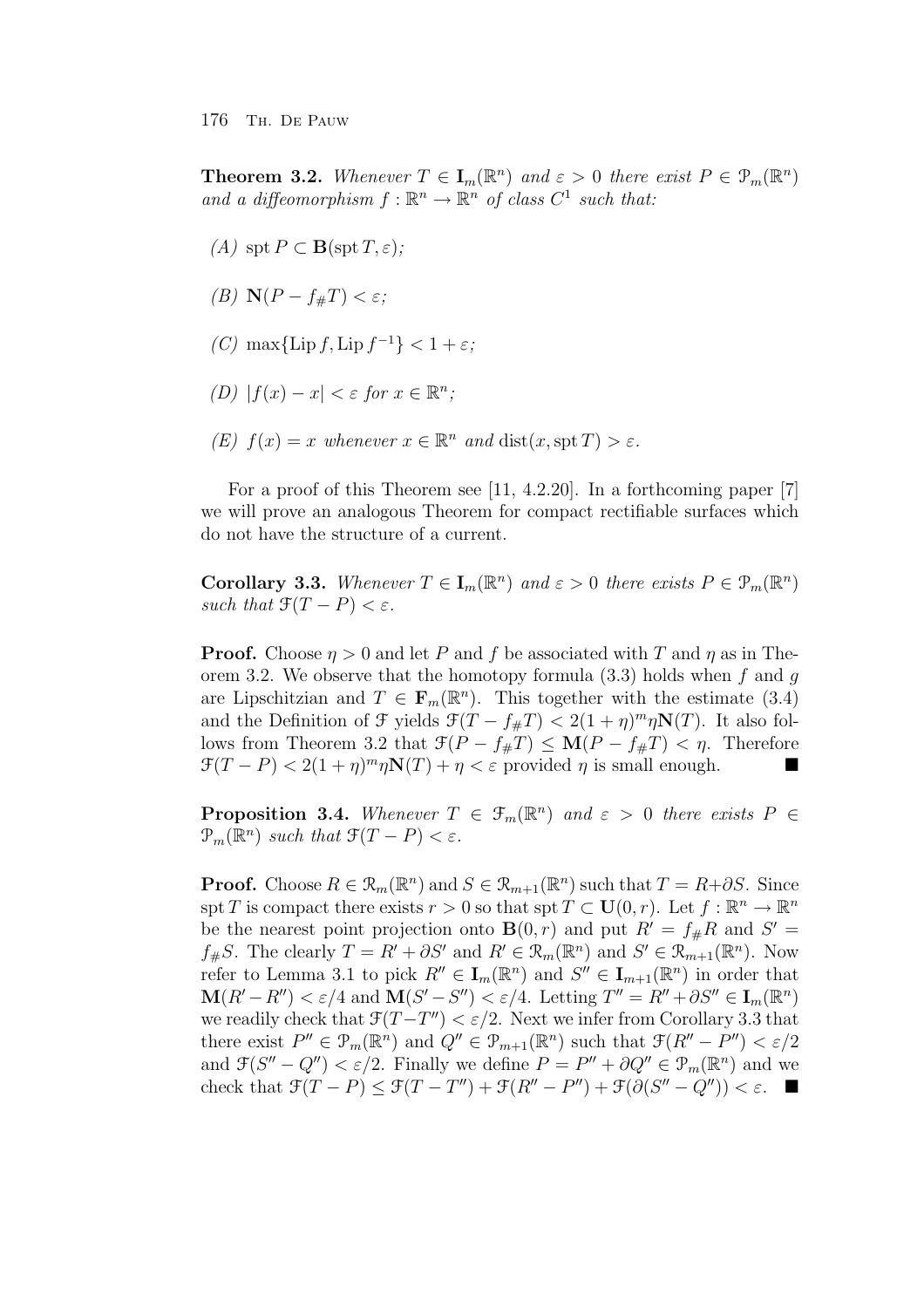**Theorem 3.2.** *Whenever $T \in \mathbf{I}_m(\mathbb{R}^n)$ and $\varepsilon > 0$ there exist $P \in \mathcal{P}_m(\mathbb{R}^n)$ and a diffeomorphism $f : \mathbb{R}^n \to \mathbb{R}^n$ of class $C^1$ such that:*

*(A)* $\operatorname{spt} P \subset \mathbf{B}(\operatorname{spt} T, \varepsilon)$*;*

*(B)* $\mathbf{N}(P - f_\# T) < \varepsilon$*;*

*(C)* $\max\{\operatorname{Lip} f, \operatorname{Lip} f^{-1}\} < 1 + \varepsilon$*;*

*(D)* $|f(x) - x| < \varepsilon$ *for* $x \in \mathbb{R}^n$*;*

*(E)* $f(x) = x$ *whenever* $x \in \mathbb{R}^n$ *and* $\operatorname{dist}(x, \operatorname{spt} T) > \varepsilon$*.*

For a proof of this Theorem see [11, 4.2.20]. In a forthcoming paper [7] we will prove an analogous Theorem for compact rectifiable surfaces which do not have the structure of a current.

**Corollary 3.3.** *Whenever $T \in \mathbf{I}_m(\mathbb{R}^n)$ and $\varepsilon > 0$ there exists $P \in \mathcal{P}_m(\mathbb{R}^n)$ such that $\mathcal{F}(T - P) < \varepsilon$.*

**Proof.** Choose $\eta > 0$ and let $P$ and $f$ be associated with $T$ and $\eta$ as in Theorem 3.2. We observe that the homotopy formula (3.3) holds when $f$ and $g$ are Lipschitzian and $T \in \mathbf{F}_m(\mathbb{R}^n)$. This together with the estimate (3.4) and the Definition of $\mathcal{F}$ yields $\mathcal{F}(T - f_\# T) < 2(1 + \eta)^m \eta \mathbf{N}(T)$. It also follows from Theorem 3.2 that $\mathcal{F}(P - f_\# T) \leq \mathbf{M}(P - f_\# T) < \eta$. Therefore $\mathcal{F}(T - P) < 2(1 + \eta)^m \eta \mathbf{N}(T) + \eta < \varepsilon$ provided $\eta$ is small enough. ∎

**Proposition 3.4.** *Whenever $T \in \mathcal{F}_m(\mathbb{R}^n)$ and $\varepsilon > 0$ there exists $P \in \mathcal{P}_m(\mathbb{R}^n)$ such that $\mathcal{F}(T - P) < \varepsilon$.*

**Proof.** Choose $R \in \mathcal{R}_m(\mathbb{R}^n)$ and $S \in \mathcal{R}_{m+1}(\mathbb{R}^n)$ such that $T = R + \partial S$. Since $\operatorname{spt} T$ is compact there exists $r > 0$ so that $\operatorname{spt} T \subset \mathbf{U}(0, r)$. Let $f : \mathbb{R}^n \to \mathbb{R}^n$ be the nearest point projection onto $\mathbf{B}(0, r)$ and put $R' = f_\# R$ and $S' = f_\# S$. The clearly $T = R' + \partial S'$ and $R' \in \mathcal{R}_m(\mathbb{R}^n)$ and $S' \in \mathcal{R}_{m+1}(\mathbb{R}^n)$. Now refer to Lemma 3.1 to pick $R'' \in \mathbf{I}_m(\mathbb{R}^n)$ and $S'' \in \mathbf{I}_{m+1}(\mathbb{R}^n)$ in order that $\mathbf{M}(R' - R'') < \varepsilon/4$ and $\mathbf{M}(S' - S'') < \varepsilon/4$. Letting $T'' = R'' + \partial S'' \in \mathbf{I}_m(\mathbb{R}^n)$ we readily check that $\mathcal{F}(T - T'') < \varepsilon/2$. Next we infer from Corollary 3.3 that there exist $P'' \in \mathcal{P}_m(\mathbb{R}^n)$ and $Q'' \in \mathcal{P}_{m+1}(\mathbb{R}^n)$ such that $\mathcal{F}(R'' - P'') < \varepsilon/2$ and $\mathcal{F}(S'' - Q'') < \varepsilon/2$. Finally we define $P = P'' + \partial Q'' \in \mathcal{P}_m(\mathbb{R}^n)$ and we check that $\mathcal{F}(T - P) \leq \mathcal{F}(T - T'') + \mathcal{F}(R'' - P'') + \mathcal{F}(\partial(S'' - Q'')) < \varepsilon$. ∎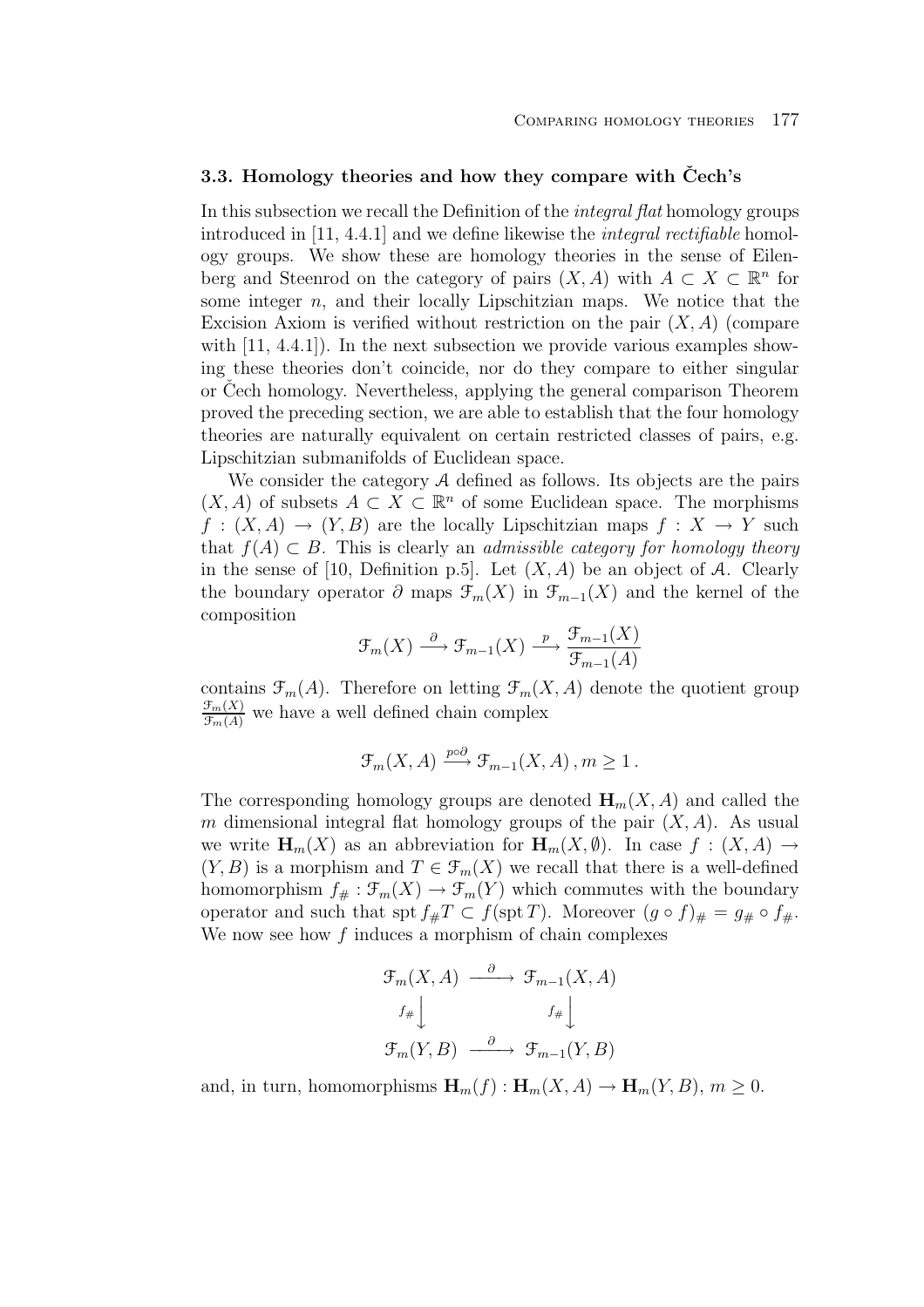### 3.3. Homology theories and how they compare with Čech's

In this subsection we recall the Definition of the *integral flat* homology groups introduced in [11, 4.4.1] and we define likewise the *integral rectifiable* homology groups. We show these are homology theories in the sense of Eilenberg and Steenrod on the category of pairs $(X, A)$ with $A \subset X \subset \mathbb{R}^n$ for some integer $n$, and their locally Lipschitzian maps. We notice that the Excision Axiom is verified without restriction on the pair $(X, A)$ (compare with [11, 4.4.1]). In the next subsection we provide various examples showing these theories don't coincide, nor do they compare to either singular or Čech homology. Nevertheless, applying the general comparison Theorem proved the preceding section, we are able to establish that the four homology theories are naturally equivalent on certain restricted classes of pairs, e.g. Lipschitzian submanifolds of Euclidean space.

We consider the category $\mathcal{A}$ defined as follows. Its objects are the pairs $(X, A)$ of subsets $A \subset X \subset \mathbb{R}^n$ of some Euclidean space. The morphisms $f : (X, A) \to (Y, B)$ are the locally Lipschitzian maps $f : X \to Y$ such that $f(A) \subset B$. This is clearly an *admissible category for homology theory* in the sense of [10, Definition p.5]. Let $(X, A)$ be an object of $\mathcal{A}$. Clearly the boundary operator $\partial$ maps $\mathscr{F}_m(X)$ in $\mathscr{F}_{m-1}(X)$ and the kernel of the composition

$$\mathscr{F}_m(X) \xrightarrow{\partial} \mathscr{F}_{m-1}(X) \xrightarrow{p} \frac{\mathscr{F}_{m-1}(X)}{\mathscr{F}_{m-1}(A)}$$

contains $\mathscr{F}_m(A)$. Therefore on letting $\mathscr{F}_m(X, A)$ denote the quotient group $\frac{\mathscr{F}_m(X)}{\mathscr{F}_m(A)}$ we have a well defined chain complex

$$\mathscr{F}_m(X, A) \xrightarrow{p \circ \partial} \mathscr{F}_{m-1}(X, A)\, , m \geq 1\, .$$

The corresponding homology groups are denoted $\mathbf{H}_m(X, A)$ and called the $m$ dimensional integral flat homology groups of the pair $(X, A)$. As usual we write $\mathbf{H}_m(X)$ as an abbreviation for $\mathbf{H}_m(X, \emptyset)$. In case $f : (X, A) \to (Y, B)$ is a morphism and $T \in \mathscr{F}_m(X)$ we recall that there is a well-defined homomorphism $f_\# : \mathscr{F}_m(X) \to \mathscr{F}_m(Y)$ which commutes with the boundary operator and such that $\operatorname{spt} f_\# T \subset f(\operatorname{spt} T)$. Moreover $(g \circ f)_\# = g_\# \circ f_\#$. We now see how $f$ induces a morphism of chain complexes

$$\begin{array}{ccc}
\mathscr{F}_m(X, A) & \xrightarrow{\partial} & \mathscr{F}_{m-1}(X, A) \\
{\scriptstyle f_\#}\big\downarrow & & {\scriptstyle f_\#}\big\downarrow \\
\mathscr{F}_m(Y, B) & \xrightarrow{\partial} & \mathscr{F}_{m-1}(Y, B)
\end{array}$$

and, in turn, homomorphisms $\mathbf{H}_m(f) : \mathbf{H}_m(X, A) \to \mathbf{H}_m(Y, B)$, $m \geq 0$.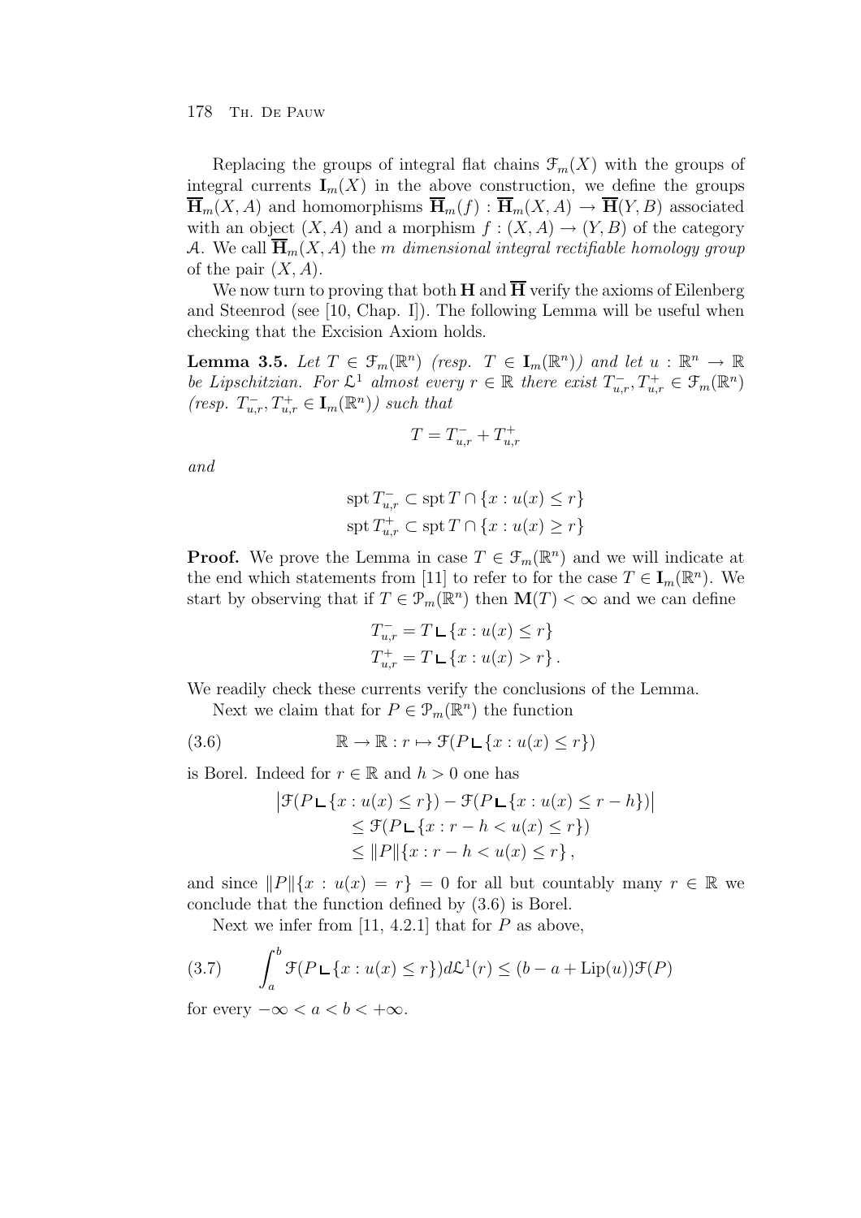Replacing the groups of integral flat chains $\mathcal{F}_m(X)$ with the groups of integral currents $\mathbf{I}_m(X)$ in the above construction, we define the groups $\overline{\mathbf{H}}_m(X,A)$ and homomorphisms $\overline{\mathbf{H}}_m(f) : \overline{\mathbf{H}}_m(X,A) \to \overline{\mathbf{H}}(Y,B)$ associated with an object $(X,A)$ and a morphism $f:(X,A) \to (Y,B)$ of the category $\mathcal{A}$. We call $\overline{\mathbf{H}}_m(X,A)$ the *m dimensional integral rectifiable homology group* of the pair $(X,A)$.

We now turn to proving that both $\mathbf{H}$ and $\overline{\mathbf{H}}$ verify the axioms of Eilenberg and Steenrod (see [10, Chap. I]). The following Lemma will be useful when checking that the Excision Axiom holds.

**Lemma 3.5.** *Let $T \in \mathcal{F}_m(\mathbb{R}^n)$ (resp. $T \in \mathbf{I}_m(\mathbb{R}^n)$) and let $u : \mathbb{R}^n \to \mathbb{R}$ be Lipschitzian. For $\mathcal{L}^1$ almost every $r \in \mathbb{R}$ there exist $T^-_{u,r}, T^+_{u,r} \in \mathcal{F}_m(\mathbb{R}^n)$ (resp. $T^-_{u,r}, T^+_{u,r} \in \mathbf{I}_m(\mathbb{R}^n)$) such that*

$$T = T^-_{u,r} + T^+_{u,r}$$

*and*

$$\begin{aligned}
\operatorname{spt} T^-_{u,r} &\subset \operatorname{spt} T \cap \{x : u(x) \le r\} \\
\operatorname{spt} T^+_{u,r} &\subset \operatorname{spt} T \cap \{x : u(x) \ge r\}
\end{aligned}$$

**Proof.** We prove the Lemma in case $T \in \mathcal{F}_m(\mathbb{R}^n)$ and we will indicate at the end which statements from [11] to refer to for the case $T \in \mathbf{I}_m(\mathbb{R}^n)$. We start by observing that if $T \in \mathcal{P}_m(\mathbb{R}^n)$ then $\mathbf{M}(T) < \infty$ and we can define

$$\begin{aligned}
T^-_{u,r} &= T \llcorner \{x : u(x) \le r\} \\
T^+_{u,r} &= T \llcorner \{x : u(x) > r\}\,.
\end{aligned}$$

We readily check these currents verify the conclusions of the Lemma.

Next we claim that for $P \in \mathcal{P}_m(\mathbb{R}^n)$ the function

$$\mathbb{R} \to \mathbb{R} : r \mapsto \mathcal{F}(P \llcorner \{x : u(x) \le r\}) \tag{3.6}$$

is Borel. Indeed for $r \in \mathbb{R}$ and $h > 0$ one has

$$\begin{aligned}
\big|\mathcal{F}(P \llcorner \{x : u(x) \le r\}) &- \mathcal{F}(P \llcorner \{x : u(x) \le r-h\})\big| \\
&\le \mathcal{F}(P \llcorner \{x : r-h < u(x) \le r\}) \\
&\le \|P\|\{x : r-h < u(x) \le r\}\,,
\end{aligned}$$

and since $\|P\|\{x : u(x) = r\} = 0$ for all but countably many $r \in \mathbb{R}$ we conclude that the function defined by (3.6) is Borel.

Next we infer from [11, 4.2.1] that for $P$ as above,

$$\int_a^b \mathcal{F}(P \llcorner \{x : u(x) \le r\}) d\mathcal{L}^1(r) \le (b - a + \operatorname{Lip}(u))\mathcal{F}(P) \tag{3.7}$$

for every $-\infty < a < b < +\infty$.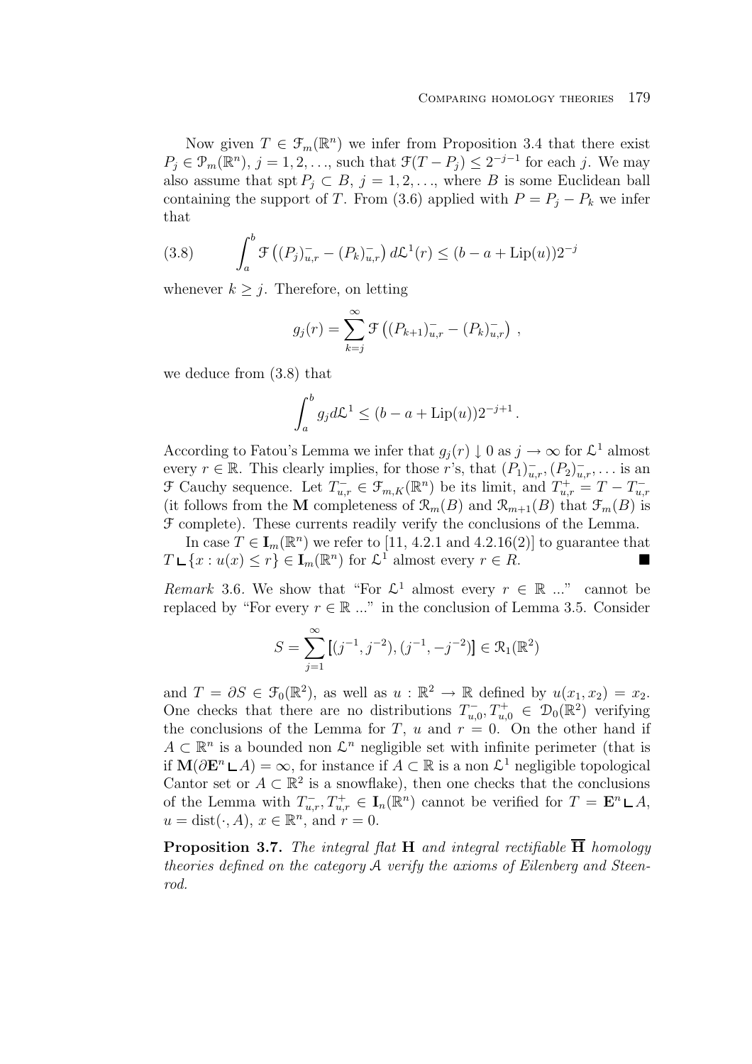Now given $T \in \mathcal{F}_m(\mathbb{R}^n)$ we infer from Proposition 3.4 that there exist $P_j \in \mathcal{P}_m(\mathbb{R}^n)$, $j = 1, 2, \ldots$, such that $\mathcal{F}(T - P_j) \leq 2^{-j-1}$ for each $j$. We may also assume that $\operatorname{spt} P_j \subset B$, $j = 1, 2, \ldots$, where $B$ is some Euclidean ball containing the support of $T$. From (3.6) applied with $P = P_j - P_k$ we infer that

$$
\int_a^b \mathcal{F}\left((P_j)^-_{u,r} - (P_k)^-_{u,r}\right) d\mathcal{L}^1(r) \leq (b - a + \operatorname{Lip}(u))2^{-j} \tag{3.8}
$$

whenever $k \geq j$. Therefore, on letting

$$
g_j(r) = \sum_{k=j}^{\infty} \mathcal{F}\left((P_{k+1})^-_{u,r} - (P_k)^-_{u,r}\right) ,
$$

we deduce from (3.8) that

$$
\int_a^b g_j d\mathcal{L}^1 \leq (b - a + \operatorname{Lip}(u))2^{-j+1} .
$$

According to Fatou's Lemma we infer that $g_j(r) \downarrow 0$ as $j \to \infty$ for $\mathcal{L}^1$ almost every $r \in \mathbb{R}$. This clearly implies, for those $r$'s, that $(P_1)^-_{u,r}, (P_2)^-_{u,r}, \ldots$ is an $\mathcal{F}$ Cauchy sequence. Let $T^-_{u,r} \in \mathcal{F}_{m,K}(\mathbb{R}^n)$ be its limit, and $T^+_{u,r} = T - T^-_{u,r}$ (it follows from the $\mathbf{M}$ completeness of $\mathcal{R}_m(B)$ and $\mathcal{R}_{m+1}(B)$ that $\mathcal{F}_m(B)$ is $\mathcal{F}$ complete). These currents readily verify the conclusions of the Lemma.

In case $T \in \mathbf{I}_m(\mathbb{R}^n)$ we refer to [11, 4.2.1 and 4.2.16(2)] to guarantee that $T \llcorner \{x : u(x) \leq r\} \in \mathbf{I}_m(\mathbb{R}^n)$ for $\mathcal{L}^1$ almost every $r \in R$. ■

*Remark* 3.6. We show that "For $\mathcal{L}^1$ almost every $r \in \mathbb{R}$ ..." cannot be replaced by "For every $r \in \mathbb{R}$ ..." in the conclusion of Lemma 3.5. Consider

$$
S = \sum_{j=1}^{\infty} [\![(j^{-1}, j^{-2}), (j^{-1}, -j^{-2})]\!] \in \mathcal{R}_1(\mathbb{R}^2)
$$

and $T = \partial S \in \mathcal{F}_0(\mathbb{R}^2)$, as well as $u : \mathbb{R}^2 \to \mathbb{R}$ defined by $u(x_1, x_2) = x_2$. One checks that there are no distributions $T^-_{u,0}, T^+_{u,0} \in \mathcal{D}_0(\mathbb{R}^2)$ verifying the conclusions of the Lemma for $T$, $u$ and $r = 0$. On the other hand if $A \subset \mathbb{R}^n$ is a bounded non $\mathcal{L}^n$ negligible set with infinite perimeter (that is if $\mathbf{M}(\partial \mathbf{E}^n \llcorner A) = \infty$, for instance if $A \subset \mathbb{R}$ is a non $\mathcal{L}^1$ negligible topological Cantor set or $A \subset \mathbb{R}^2$ is a snowflake), then one checks that the conclusions of the Lemma with $T^-_{u,r}, T^+_{u,r} \in \mathbf{I}_n(\mathbb{R}^n)$ cannot be verified for $T = \mathbf{E}^n \llcorner A$, $u = \operatorname{dist}(\cdot, A)$, $x \in \mathbb{R}^n$, and $r = 0$.

**Proposition 3.7.** *The integral flat* $\mathbf{H}$ *and integral rectifiable* $\overline{\mathbf{H}}$ *homology theories defined on the category* $\mathcal{A}$ *verify the axioms of Eilenberg and Steenrod.*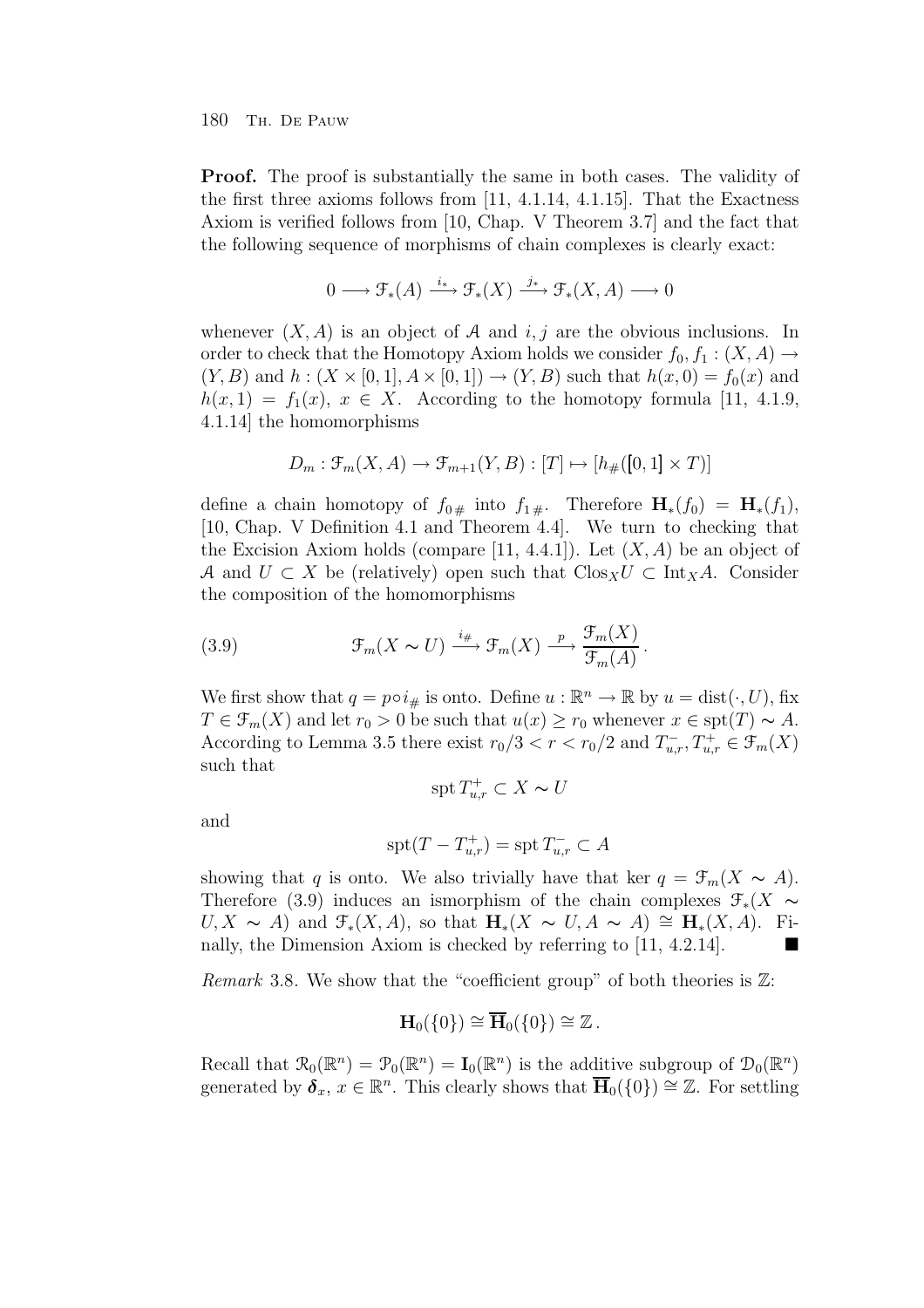**Proof.** The proof is substantially the same in both cases. The validity of the first three axioms follows from [11, 4.1.14, 4.1.15]. That the Exactness Axiom is verified follows from [10, Chap. V Theorem 3.7] and the fact that the following sequence of morphisms of chain complexes is clearly exact:

$$0 \longrightarrow \mathcal{F}_*(A) \xrightarrow{i_*} \mathcal{F}_*(X) \xrightarrow{j_*} \mathcal{F}_*(X,A) \longrightarrow 0$$

whenever $(X,A)$ is an object of $\mathcal{A}$ and $i,j$ are the obvious inclusions. In order to check that the Homotopy Axiom holds we consider $f_0, f_1 : (X,A) \to (Y,B)$ and $h : (X \times [0,1], A \times [0,1]) \to (Y,B)$ such that $h(x,0) = f_0(x)$ and $h(x,1) = f_1(x)$, $x \in X$. According to the homotopy formula [11, 4.1.9, 4.1.14] the homomorphisms

$$D_m : \mathcal{F}_m(X,A) \to \mathcal{F}_{m+1}(Y,B) : [T] \mapsto [h_\#([\![0,1]\!] \times T)]$$

define a chain homotopy of $f_{0\,\#}$ into $f_{1\,\#}$. Therefore $\mathbf{H}_*(f_0) = \mathbf{H}_*(f_1)$, [10, Chap. V Definition 4.1 and Theorem 4.4]. We turn to checking that the Excision Axiom holds (compare [11, 4.4.1]). Let $(X,A)$ be an object of $\mathcal{A}$ and $U \subset X$ be (relatively) open such that $\mathrm{Clos}_X U \subset \mathrm{Int}_X A$. Consider the composition of the homomorphisms

$$\mathcal{F}_m(X \sim U) \xrightarrow{i_\#} \mathcal{F}_m(X) \xrightarrow{p} \frac{\mathcal{F}_m(X)}{\mathcal{F}_m(A)}. \tag{3.9}$$

We first show that $q = p \circ i_\#$ is onto. Define $u : \mathbb{R}^n \to \mathbb{R}$ by $u = \mathrm{dist}(\cdot, U)$, fix $T \in \mathcal{F}_m(X)$ and let $r_0 > 0$ be such that $u(x) \geq r_0$ whenever $x \in \mathrm{spt}(T) \sim A$. According to Lemma 3.5 there exist $r_0/3 < r < r_0/2$ and $T^-_{u,r}, T^+_{u,r} \in \mathcal{F}_m(X)$ such that

$$\mathrm{spt}\, T^+_{u,r} \subset X \sim U$$

and

$$\mathrm{spt}(T - T^+_{u,r}) = \mathrm{spt}\, T^-_{u,r} \subset A$$

showing that $q$ is onto. We also trivially have that $\ker q = \mathcal{F}_m(X \sim A)$. Therefore (3.9) induces an ismorphism of the chain complexes $\mathcal{F}_*(X \sim U, X \sim A)$ and $\mathcal{F}_*(X,A)$, so that $\mathbf{H}_*(X \sim U, A \sim A) \cong \mathbf{H}_*(X,A)$. Finally, the Dimension Axiom is checked by referring to [11, 4.2.14]. ∎

*Remark* 3.8. We show that the "coefficient group" of both theories is $\mathbb{Z}$:

$$\mathbf{H}_0(\{0\}) \cong \overline{\mathbf{H}}_0(\{0\}) \cong \mathbb{Z}.$$

Recall that $\mathcal{R}_0(\mathbb{R}^n) = \mathcal{P}_0(\mathbb{R}^n) = \mathbf{I}_0(\mathbb{R}^n)$ is the additive subgroup of $\mathcal{D}_0(\mathbb{R}^n)$ generated by $\boldsymbol{\delta}_x$, $x \in \mathbb{R}^n$. This clearly shows that $\overline{\mathbf{H}}_0(\{0\}) \cong \mathbb{Z}$. For settling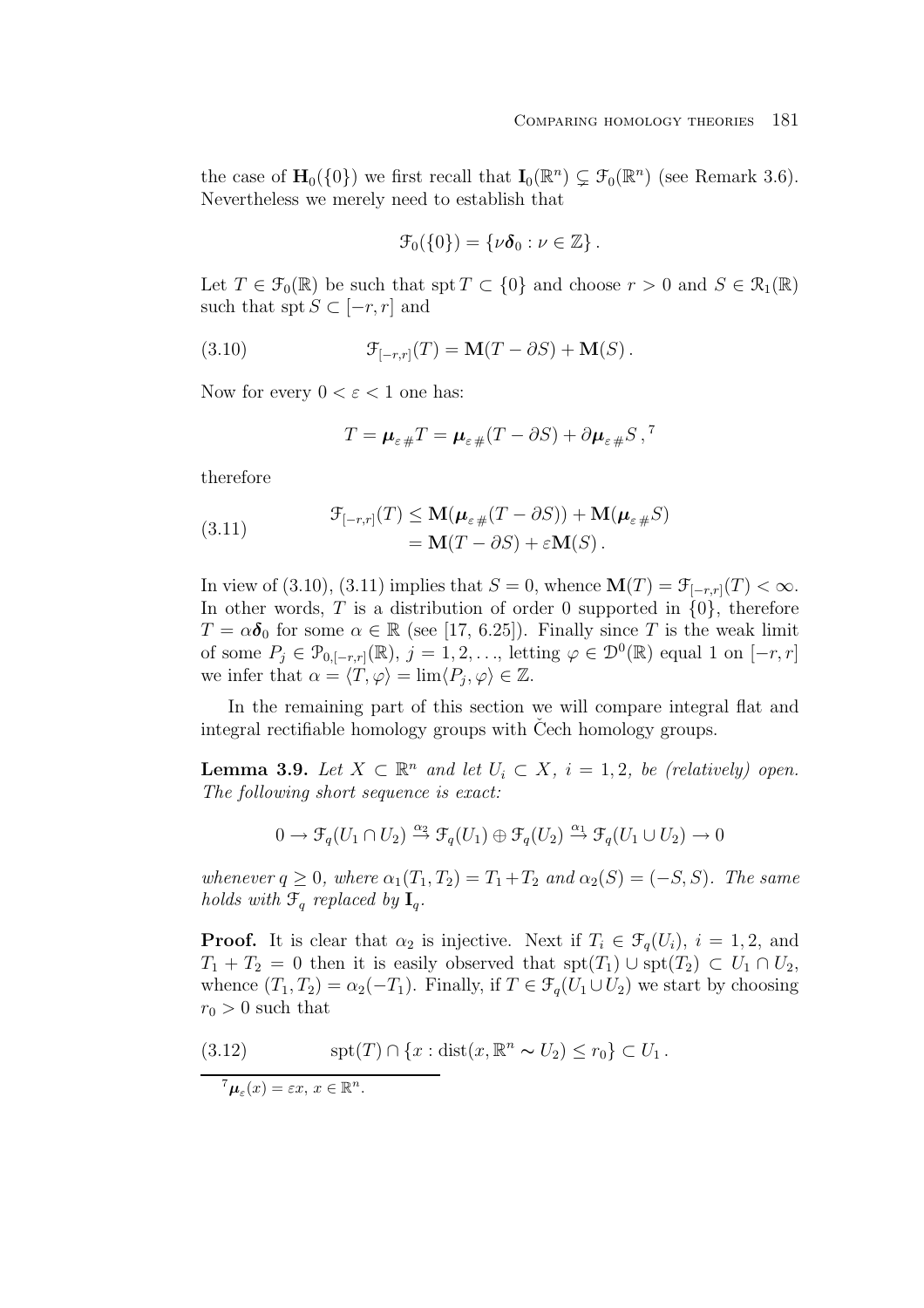the case of $\mathbf{H}_0(\{0\})$ we first recall that $\mathbf{I}_0(\mathbb{R}^n) \subsetneq \mathcal{F}_0(\mathbb{R}^n)$ (see Remark 3.6). Nevertheless we merely need to establish that

$$\mathcal{F}_0(\{0\}) = \{\nu \boldsymbol{\delta}_0 : \nu \in \mathbb{Z}\}.$$

Let $T \in \mathcal{F}_0(\mathbb{R})$ be such that $\operatorname{spt} T \subset \{0\}$ and choose $r > 0$ and $S \in \mathcal{R}_1(\mathbb{R})$ such that $\operatorname{spt} S \subset [-r, r]$ and

$$\mathcal{F}_{[-r,r]}(T) = \mathbf{M}(T - \partial S) + \mathbf{M}(S). \tag{3.10}$$

Now for every $0 < \varepsilon < 1$ one has:

$$T = \boldsymbol{\mu}_{\varepsilon\,\#} T = \boldsymbol{\mu}_{\varepsilon\,\#}(T - \partial S) + \partial \boldsymbol{\mu}_{\varepsilon\,\#} S\,,$$ [7]

therefore

$$\begin{aligned} \mathcal{F}_{[-r,r]}(T) &\leq \mathbf{M}(\boldsymbol{\mu}_{\varepsilon\,\#}(T - \partial S)) + \mathbf{M}(\boldsymbol{\mu}_{\varepsilon\,\#} S) \\ &= \mathbf{M}(T - \partial S) + \varepsilon \mathbf{M}(S). \end{aligned} \tag{3.11}$$

In view of (3.10), (3.11) implies that $S = 0$, whence $\mathbf{M}(T) = \mathcal{F}_{[-r,r]}(T) < \infty$. In other words, $T$ is a distribution of order 0 supported in $\{0\}$, therefore $T = \alpha \boldsymbol{\delta}_0$ for some $\alpha \in \mathbb{R}$ (see [17, 6.25]). Finally since $T$ is the weak limit of some $P_j \in \mathcal{P}_{0,[-r,r]}(\mathbb{R})$, $j = 1, 2, \ldots$, letting $\varphi \in \mathcal{D}^0(\mathbb{R})$ equal 1 on $[-r, r]$ we infer that $\alpha = \langle T, \varphi \rangle = \lim \langle P_j, \varphi \rangle \in \mathbb{Z}$.

In the remaining part of this section we will compare integral flat and integral rectifiable homology groups with Čech homology groups.

**Lemma 3.9.** *Let $X \subset \mathbb{R}^n$ and let $U_i \subset X$, $i = 1, 2$, be (relatively) open. The following short sequence is exact:*

$$0 \to \mathcal{F}_q(U_1 \cap U_2) \xrightarrow{\alpha_2} \mathcal{F}_q(U_1) \oplus \mathcal{F}_q(U_2) \xrightarrow{\alpha_1} \mathcal{F}_q(U_1 \cup U_2) \to 0$$

*whenever $q \geq 0$, where $\alpha_1(T_1, T_2) = T_1 + T_2$ and $\alpha_2(S) = (-S, S)$. The same holds with $\mathcal{F}_q$ replaced by $\mathbf{I}_q$.*

**Proof.** It is clear that $\alpha_2$ is injective. Next if $T_i \in \mathcal{F}_q(U_i)$, $i = 1, 2$, and $T_1 + T_2 = 0$ then it is easily observed that $\operatorname{spt}(T_1) \cup \operatorname{spt}(T_2) \subset U_1 \cap U_2$, whence $(T_1, T_2) = \alpha_2(-T_1)$. Finally, if $T \in \mathcal{F}_q(U_1 \cup U_2)$ we start by choosing $r_0 > 0$ such that

$$\operatorname{spt}(T) \cap \{x : \operatorname{dist}(x, \mathbb{R}^n \sim U_2) \leq r_0\} \subset U_1. \tag{3.12}$$

[7] $\boldsymbol{\mu}_\varepsilon(x) = \varepsilon x$, $x \in \mathbb{R}^n$.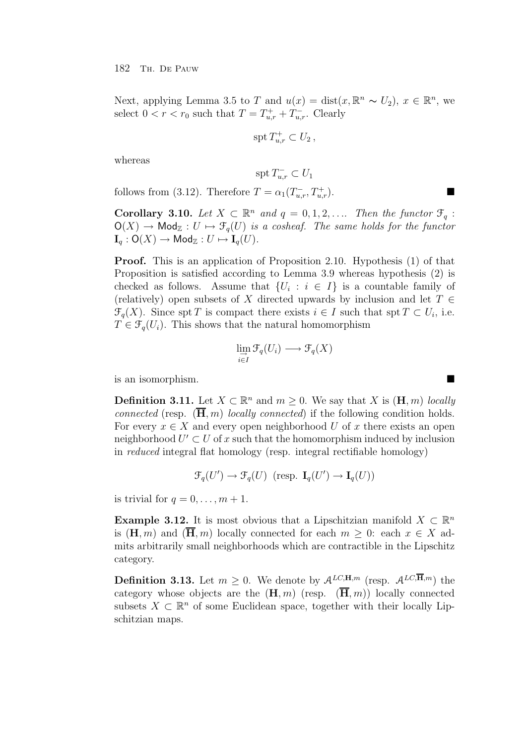Next, applying Lemma 3.5 to $T$ and $u(x) = \operatorname{dist}(x, \mathbb{R}^n \sim U_2)$, $x \in \mathbb{R}^n$, we select $0 < r < r_0$ such that $T = T^+_{u,r} + T^-_{u,r}$. Clearly

$$\operatorname{spt} T^+_{u,r} \subset U_2 \,,$$

whereas

$$\operatorname{spt} T^-_{u,r} \subset U_1$$

follows from (3.12). Therefore $T = \alpha_1(T^-_{u,r}, T^+_{u,r})$. ■

**Corollary 3.10.** *Let $X \subset \mathbb{R}^n$ and $q = 0, 1, 2, \ldots$. Then the functor $\mathcal{F}_q : \mathsf{O}(X) \to \mathsf{Mod}_{\mathbb{Z}} : U \mapsto \mathcal{F}_q(U)$ is a cosheaf. The same holds for the functor $\mathbf{I}_q : \mathsf{O}(X) \to \mathsf{Mod}_{\mathbb{Z}} : U \mapsto \mathbf{I}_q(U)$.*

**Proof.** This is an application of Proposition 2.10. Hypothesis (1) of that Proposition is satisfied according to Lemma 3.9 whereas hypothesis (2) is checked as follows. Assume that $\{U_i : i \in I\}$ is a countable family of (relatively) open subsets of $X$ directed upwards by inclusion and let $T \in \mathcal{F}_q(X)$. Since $\operatorname{spt} T$ is compact there exists $i \in I$ such that $\operatorname{spt} T \subset U_i$, i.e. $T \in \mathcal{F}_q(U_i)$. This shows that the natural homomorphism

$$\varinjlim_{i \in I} \mathcal{F}_q(U_i) \longrightarrow \mathcal{F}_q(X)$$

is an isomorphism. ■

**Definition 3.11.** Let $X \subset \mathbb{R}^n$ and $m \geq 0$. We say that $X$ is $(\mathbf{H}, m)$ *locally connected* (resp. $(\overline{\mathbf{H}}, m)$ *locally connected*) if the following condition holds. For every $x \in X$ and every open neighborhood $U$ of $x$ there exists an open neighborhood $U' \subset U$ of $x$ such that the homomorphism induced by inclusion in *reduced* integral flat homology (resp. integral rectifiable homology)

$$\mathcal{F}_q(U') \to \mathcal{F}_q(U) \ \ (\text{resp. } \mathbf{I}_q(U') \to \mathbf{I}_q(U))$$

is trivial for $q = 0, \ldots, m+1$.

**Example 3.12.** It is most obvious that a Lipschitzian manifold $X \subset \mathbb{R}^n$ is $(\mathbf{H}, m)$ and $(\overline{\mathbf{H}}, m)$ locally connected for each $m \geq 0$: each $x \in X$ admits arbitrarily small neighborhoods which are contractible in the Lipschitz category.

**Definition 3.13.** Let $m \geq 0$. We denote by $\mathcal{A}^{LC,\mathbf{H},m}$ (resp. $\mathcal{A}^{LC,\overline{\mathbf{H}},m}$) the category whose objects are the $(\mathbf{H}, m)$ (resp. $(\overline{\mathbf{H}}, m)$) locally connected subsets $X \subset \mathbb{R}^n$ of some Euclidean space, together with their locally Lipschitzian maps.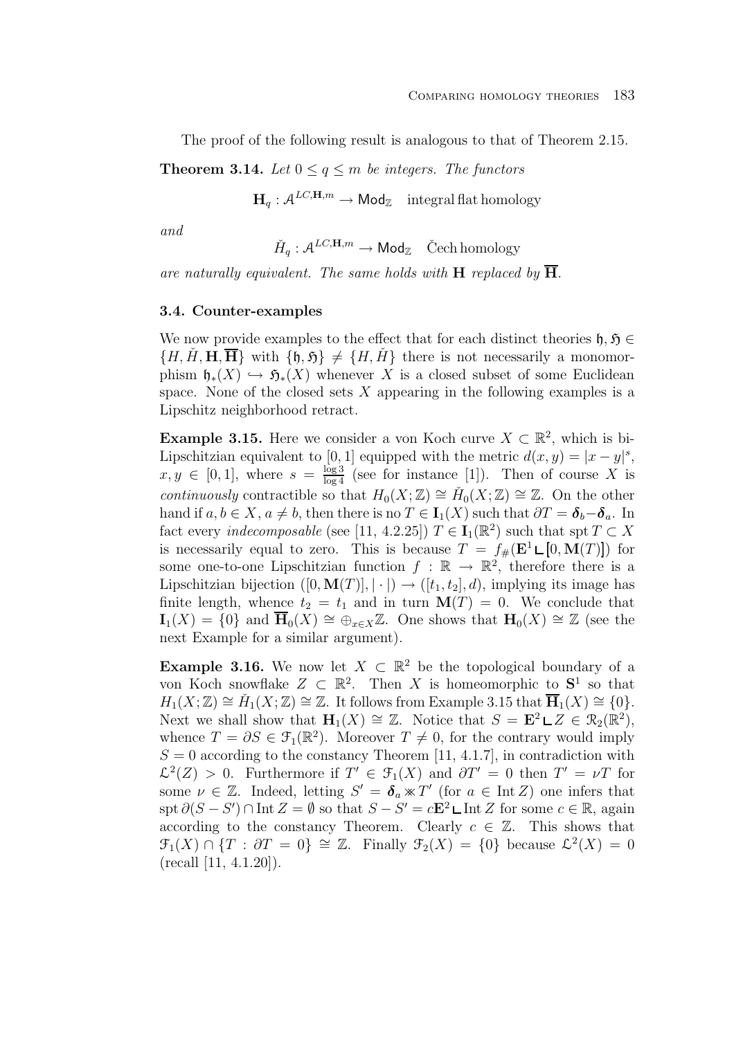The proof of the following result is analogous to that of Theorem 2.15.

**Theorem 3.14.** *Let $0 \leq q \leq m$ be integers. The functors*

$$\mathbf{H}_q : \mathcal{A}^{LC,\mathbf{H},m} \to \mathsf{Mod}_{\mathbb{Z}} \quad \text{integral flat homology}$$

*and*

$$\check{H}_q : \mathcal{A}^{LC,\mathbf{H},m} \to \mathsf{Mod}_{\mathbb{Z}} \quad \text{Čech homology}$$

*are naturally equivalent. The same holds with $\mathbf{H}$ replaced by $\overline{\mathbf{H}}$.*

### 3.4. Counter-examples

We now provide examples to the effect that for each distinct theories $\mathfrak{h}, \mathfrak{H} \in \{H, \check{H}, \mathbf{H}, \overline{\mathbf{H}}\}$ with $\{\mathfrak{h}, \mathfrak{H}\} \neq \{H, \check{H}\}$ there is not necessarily a monomorphism $\mathfrak{h}_*(X) \hookrightarrow \mathfrak{H}_*(X)$ whenever $X$ is a closed subset of some Euclidean space. None of the closed sets $X$ appearing in the following examples is a Lipschitz neighborhood retract.

**Example 3.15.** Here we consider a von Koch curve $X \subset \mathbb{R}^2$, which is bi-Lipschitzian equivalent to $[0,1]$ equipped with the metric $d(x,y) = |x-y|^s$, $x, y \in [0,1]$, where $s = \frac{\log 3}{\log 4}$ (see for instance [1]). Then of course $X$ is *continuously* contractible so that $H_0(X;\mathbb{Z}) \cong \check{H}_0(X;\mathbb{Z}) \cong \mathbb{Z}$. On the other hand if $a, b \in X$, $a \neq b$, then there is no $T \in \mathbf{I}_1(X)$ such that $\partial T = \boldsymbol{\delta}_b - \boldsymbol{\delta}_a$. In fact every *indecomposable* (see [11, 4.2.25]) $T \in \mathbf{I}_1(\mathbb{R}^2)$ such that $\operatorname{spt} T \subset X$ is necessarily equal to zero. This is because $T = f_\#(\mathbf{E}^1 \llcorner [0, \mathbf{M}(T)])$ for some one-to-one Lipschitzian function $f : \mathbb{R} \to \mathbb{R}^2$, therefore there is a Lipschitzian bijection $([0, \mathbf{M}(T)], |\cdot|) \to ([t_1, t_2], d)$, implying its image has finite length, whence $t_2 = t_1$ and in turn $\mathbf{M}(T) = 0$. We conclude that $\mathbf{I}_1(X) = \{0\}$ and $\overline{\mathbf{H}}_0(X) \cong \oplus_{x \in X} \mathbb{Z}$. One shows that $\mathbf{H}_0(X) \cong \mathbb{Z}$ (see the next Example for a similar argument).

**Example 3.16.** We now let $X \subset \mathbb{R}^2$ be the topological boundary of a von Koch snowflake $Z \subset \mathbb{R}^2$. Then $X$ is homeomorphic to $\mathbf{S}^1$ so that $H_1(X;\mathbb{Z}) \cong \check{H}_1(X;\mathbb{Z}) \cong \mathbb{Z}$. It follows from Example 3.15 that $\overline{\mathbf{H}}_1(X) \cong \{0\}$. Next we shall show that $\mathbf{H}_1(X) \cong \mathbb{Z}$. Notice that $S = \mathbf{E}^2 \llcorner Z \in \mathcal{R}_2(\mathbb{R}^2)$, whence $T = \partial S \in \mathcal{F}_1(\mathbb{R}^2)$. Moreover $T \neq 0$, for the contrary would imply $S = 0$ according to the constancy Theorem [11, 4.1.7], in contradiction with $\mathcal{L}^2(Z) > 0$. Furthermore if $T' \in \mathcal{F}_1(X)$ and $\partial T' = 0$ then $T' = \nu T$ for some $\nu \in \mathbb{Z}$. Indeed, letting $S' = \boldsymbol{\delta}_a \mathbin{⨳} T'$ (for $a \in \operatorname{Int} Z$) one infers that $\operatorname{spt} \partial(S - S') \cap \operatorname{Int} Z = \emptyset$ so that $S - S' = c\mathbf{E}^2 \llcorner \operatorname{Int} Z$ for some $c \in \mathbb{R}$, again according to the constancy Theorem. Clearly $c \in \mathbb{Z}$. This shows that $\mathcal{F}_1(X) \cap \{T : \partial T = 0\} \cong \mathbb{Z}$. Finally $\mathcal{F}_2(X) = \{0\}$ because $\mathcal{L}^2(X) = 0$ (recall [11, 4.1.20]).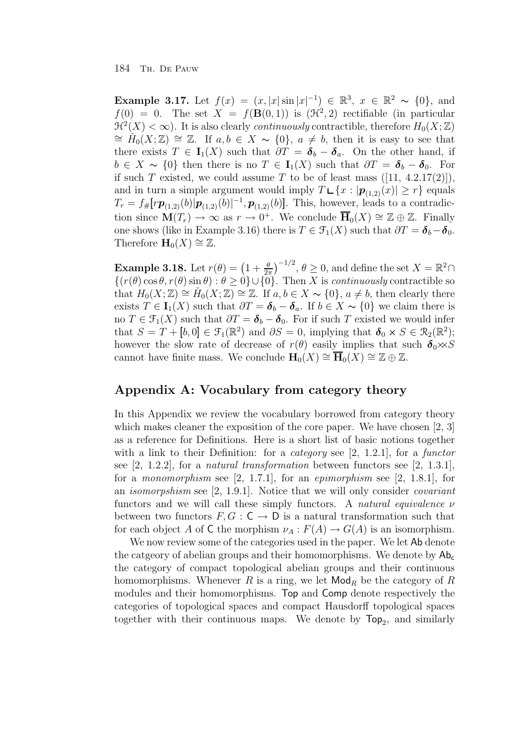**Example 3.17.** Let $f(x) = (x, |x| \sin |x|^{-1}) \in \mathbb{R}^3$, $x \in \mathbb{R}^2 \sim \{0\}$, and $f(0) = 0$. The set $X = f(\mathbf{B}(0,1))$ is $(\mathcal{H}^2, 2)$ rectifiable (in particular $\mathcal{H}^2(X) < \infty$). It is also clearly *continuously* contractible, therefore $H_0(X;\mathbb{Z}) \cong \check{H}_0(X;\mathbb{Z}) \cong \mathbb{Z}$. If $a, b \in X \sim \{0\}$, $a \neq b$, then it is easy to see that there exists $T \in \mathbf{I}_1(X)$ such that $\partial T = \boldsymbol{\delta}_b - \boldsymbol{\delta}_a$. On the other hand, if $b \in X \sim \{0\}$ then there is no $T \in \mathbf{I}_1(X)$ such that $\partial T = \boldsymbol{\delta}_b - \boldsymbol{\delta}_0$. For if such $T$ existed, we could assume $T$ to be of least mass ([11, 4.2.17(2)]), and in turn a simple argument would imply $T \llcorner \{x : |\boldsymbol{p}_{(1,2)}(x)| \geq r\}$ equals $T_r = f_\#[\![ r\boldsymbol{p}_{(1,2)}(b)|\boldsymbol{p}_{(1,2)}(b)|^{-1}, \boldsymbol{p}_{(1,2)}(b)]\!]$. This, however, leads to a contradiction since $\mathbf{M}(T_r) \to \infty$ as $r \to 0^+$. We conclude $\overline{\mathbf{H}}_0(X) \cong \mathbb{Z} \oplus \mathbb{Z}$. Finally one shows (like in Example 3.16) there is $T \in \mathcal{F}_1(X)$ such that $\partial T = \boldsymbol{\delta}_b - \boldsymbol{\delta}_0$. Therefore $\mathbf{H}_0(X) \cong \mathbb{Z}$.

**Example 3.18.** Let $r(\theta) = \left(1 + \frac{\theta}{2\pi}\right)^{-1/2}$, $\theta \geq 0$, and define the set $X = \mathbb{R}^2 \cap \{(r(\theta)\cos\theta, r(\theta)\sin\theta) : \theta \geq 0\} \cup \{0\}$. Then $X$ is *continuously* contractible so that $H_0(X;\mathbb{Z}) \cong \check{H}_0(X;\mathbb{Z}) \cong \mathbb{Z}$. If $a, b \in X \sim \{0\}$, $a \neq b$, then clearly there exists $T \in \mathbf{I}_1(X)$ such that $\partial T = \boldsymbol{\delta}_b - \boldsymbol{\delta}_a$. If $b \in X \sim \{0\}$ we claim there is no $T \in \mathcal{F}_1(X)$ such that $\partial T = \boldsymbol{\delta}_b - \boldsymbol{\delta}_0$. For if such $T$ existed we would infer that $S = T + [\![b, 0]\!] \in \mathcal{F}_1(\mathbb{R}^2)$ and $\partial S = 0$, implying that $\boldsymbol{\delta}_0 \times S \in \mathcal{R}_2(\mathbb{R}^2)$; however the slow rate of decrease of $r(\theta)$ easily implies that such $\boldsymbol{\delta}_0 \times\!\!\!\times S$ cannot have finite mass. We conclude $\mathbf{H}_0(X) \cong \overline{\mathbf{H}}_0(X) \cong \mathbb{Z} \oplus \mathbb{Z}$.

## Appendix A: Vocabulary from category theory

In this Appendix we review the vocabulary borrowed from category theory which makes cleaner the exposition of the core paper. We have chosen [2, 3] as a reference for Definitions. Here is a short list of basic notions together with a link to their Definition: for a *category* see [2, 1.2.1], for a *functor* see [2, 1.2.2], for a *natural transformation* between functors see [2, 1.3.1], for a *monomorphism* see [2, 1.7.1], for an *epimorphism* see [2, 1.8.1], for an *isomorpshism* see [2, 1.9.1]. Notice that we will only consider *covariant* functors and we will call these simply functors. A *natural equivalence* $\nu$ between two functors $F, G : \mathsf{C} \to \mathsf{D}$ is a natural transformation such that for each object $A$ of $\mathsf{C}$ the morphism $\nu_A : F(A) \to G(A)$ is an isomorphism.

We now review some of the categories used in the paper. We let $\mathsf{Ab}$ denote the catgeory of abelian groups and their homomorphisms. We denote by $\mathsf{Ab_c}$ the category of compact topological abelian groups and their continuous homomorphisms. Whenever $R$ is a ring, we let $\mathsf{Mod}_R$ be the category of $R$ modules and their homomorphisms. $\mathsf{Top}$ and $\mathsf{Comp}$ denote respectively the categories of topological spaces and compact Hausdorff topological spaces together with their continuous maps. We denote by $\mathsf{Top}_2$, and similarly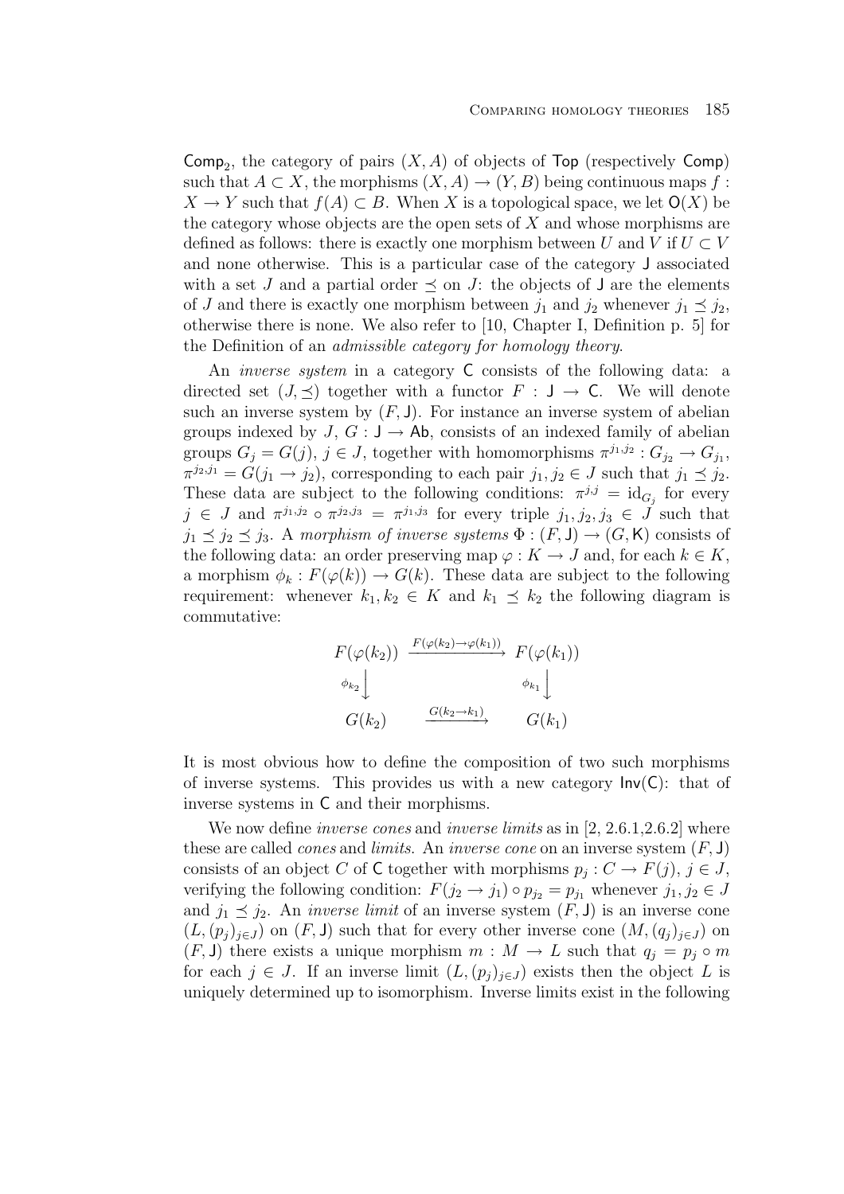$\mathsf{Comp}_2$, the category of pairs $(X, A)$ of objects of $\mathsf{Top}$ (respectively $\mathsf{Comp}$) such that $A \subset X$, the morphisms $(X, A) \to (Y, B)$ being continuous maps $f : X \to Y$ such that $f(A) \subset B$. When $X$ is a topological space, we let $\mathsf{O}(X)$ be the category whose objects are the open sets of $X$ and whose morphisms are defined as follows: there is exactly one morphism between $U$ and $V$ if $U \subset V$ and none otherwise. This is a particular case of the category $\mathsf{J}$ associated with a set $J$ and a partial order $\preceq$ on $J$: the objects of $\mathsf{J}$ are the elements of $J$ and there is exactly one morphism between $j_1$ and $j_2$ whenever $j_1 \preceq j_2$, otherwise there is none. We also refer to [10, Chapter I, Definition p. 5] for the Definition of an *admissible category for homology theory*.

An *inverse system* in a category $\mathsf{C}$ consists of the following data: a directed set $(J, \preceq)$ together with a functor $F : \mathsf{J} \to \mathsf{C}$. We will denote such an inverse system by $(F, \mathsf{J})$. For instance an inverse system of abelian groups indexed by $J$, $G : \mathsf{J} \to \mathsf{Ab}$, consists of an indexed family of abelian groups $G_j = G(j)$, $j \in J$, together with homomorphisms $\pi^{j_1, j_2} : G_{j_2} \to G_{j_1}$, $\pi^{j_2, j_1} = G(j_1 \to j_2)$, corresponding to each pair $j_1, j_2 \in J$ such that $j_1 \preceq j_2$. These data are subject to the following conditions: $\pi^{j,j} = \mathrm{id}_{G_j}$ for every $j \in J$ and $\pi^{j_1, j_2} \circ \pi^{j_2, j_3} = \pi^{j_1, j_3}$ for every triple $j_1, j_2, j_3 \in J$ such that $j_1 \preceq j_2 \preceq j_3$. A *morphism of inverse systems* $\Phi : (F, \mathsf{J}) \to (G, \mathsf{K})$ consists of the following data: an order preserving map $\varphi : K \to J$ and, for each $k \in K$, a morphism $\phi_k : F(\varphi(k)) \to G(k)$. These data are subject to the following requirement: whenever $k_1, k_2 \in K$ and $k_1 \preceq k_2$ the following diagram is commutative:

$$\begin{array}{ccc}
F(\varphi(k_2)) & \xrightarrow{F(\varphi(k_2) \to \varphi(k_1))} & F(\varphi(k_1)) \\
{\scriptstyle \phi_{k_2}} \downarrow & & {\scriptstyle \phi_{k_1}} \downarrow \\
G(k_2) & \xrightarrow{G(k_2 \to k_1)} & G(k_1)
\end{array}$$

It is most obvious how to define the composition of two such morphisms of inverse systems. This provides us with a new category $\mathsf{Inv}(\mathsf{C})$: that of inverse systems in $\mathsf{C}$ and their morphisms.

We now define *inverse cones* and *inverse limits* as in [2, 2.6.1,2.6.2] where these are called *cones* and *limits*. An *inverse cone* on an inverse system $(F, \mathsf{J})$ consists of an object $C$ of $\mathsf{C}$ together with morphisms $p_j : C \to F(j)$, $j \in J$, verifying the following condition: $F(j_2 \to j_1) \circ p_{j_2} = p_{j_1}$ whenever $j_1, j_2 \in J$ and $j_1 \preceq j_2$. An *inverse limit* of an inverse system $(F, \mathsf{J})$ is an inverse cone $(L, (p_j)_{j \in J})$ on $(F, \mathsf{J})$ such that for every other inverse cone $(M, (q_j)_{j \in J})$ on $(F, \mathsf{J})$ there exists a unique morphism $m : M \to L$ such that $q_j = p_j \circ m$ for each $j \in J$. If an inverse limit $(L, (p_j)_{j \in J})$ exists then the object $L$ is uniquely determined up to isomorphism. Inverse limits exist in the following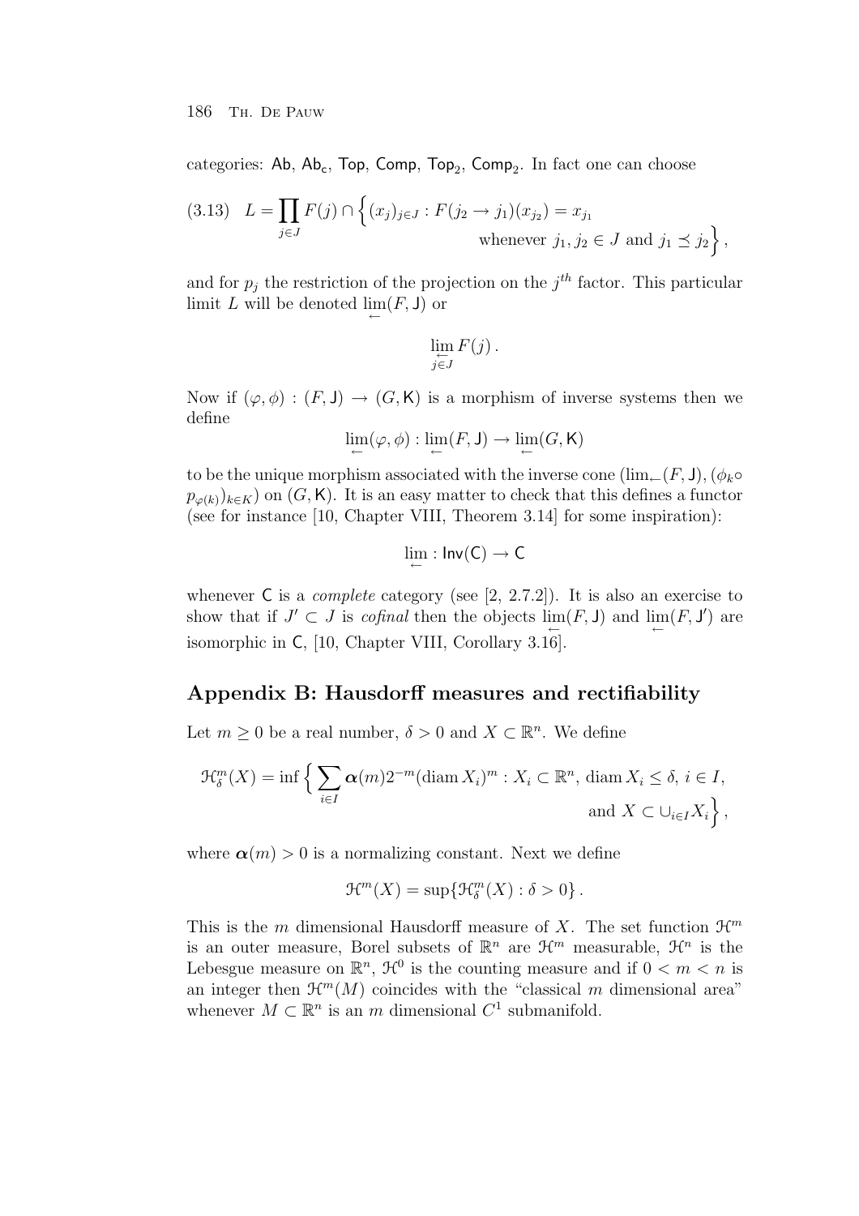categories: $\mathsf{Ab}$, $\mathsf{Ab_c}$, $\mathsf{Top}$, $\mathsf{Comp}$, $\mathsf{Top_2}$, $\mathsf{Comp_2}$. In fact one can choose

$$L = \prod_{j \in J} F(j) \cap \Big\{ (x_j)_{j \in J} : F(j_2 \to j_1)(x_{j_2}) = x_{j_1} \text{ whenever } j_1, j_2 \in J \text{ and } j_1 \preceq j_2 \Big\}, \tag{3.13}$$

and for $p_j$ the restriction of the projection on the $j^{th}$ factor. This particular limit $L$ will be denoted $\underleftarrow{\lim}(F, \mathsf{J})$ or

$$\underleftarrow{\lim}_{j \in J} F(j) .$$

Now if $(\varphi, \phi) : (F, \mathsf{J}) \to (G, \mathsf{K})$ is a morphism of inverse systems then we define

$$\underleftarrow{\lim}(\varphi, \phi) : \underleftarrow{\lim}(F, \mathsf{J}) \to \underleftarrow{\lim}(G, \mathsf{K})$$

to be the unique morphism associated with the inverse cone $(\lim_{\leftarrow}(F, \mathsf{J}), (\phi_k \circ p_{\varphi(k)})_{k \in K})$ on $(G, \mathsf{K})$. It is an easy matter to check that this defines a functor (see for instance [10, Chapter VIII, Theorem 3.14] for some inspiration):

$$\underleftarrow{\lim} : \mathsf{Inv}(\mathsf{C}) \to \mathsf{C}$$

whenever $\mathsf{C}$ is a *complete* category (see [2, 2.7.2]). It is also an exercise to show that if $J' \subset J$ is *cofinal* then the objects $\underleftarrow{\lim}(F, \mathsf{J})$ and $\underleftarrow{\lim}(F, \mathsf{J}')$ are isomorphic in $\mathsf{C}$, [10, Chapter VIII, Corollary 3.16].

## Appendix B: Hausdorff measures and rectifiability

Let $m \geq 0$ be a real number, $\delta > 0$ and $X \subset \mathbb{R}^n$. We define

$$\mathcal{H}^m_\delta(X) = \inf \Big\{ \sum_{i \in I} \boldsymbol{\alpha}(m) 2^{-m} (\operatorname{diam} X_i)^m : X_i \subset \mathbb{R}^n, \operatorname{diam} X_i \leq \delta, \, i \in I, \text{ and } X \subset \cup_{i \in I} X_i \Big\},$$

where $\boldsymbol{\alpha}(m) > 0$ is a normalizing constant. Next we define

$$\mathcal{H}^m(X) = \sup \{ \mathcal{H}^m_\delta(X) : \delta > 0 \} .$$

This is the $m$ dimensional Hausdorff measure of $X$. The set function $\mathcal{H}^m$ is an outer measure, Borel subsets of $\mathbb{R}^n$ are $\mathcal{H}^m$ measurable, $\mathcal{H}^n$ is the Lebesgue measure on $\mathbb{R}^n$, $\mathcal{H}^0$ is the counting measure and if $0 < m < n$ is an integer then $\mathcal{H}^m(M)$ coincides with the "classical $m$ dimensional area" whenever $M \subset \mathbb{R}^n$ is an $m$ dimensional $C^1$ submanifold.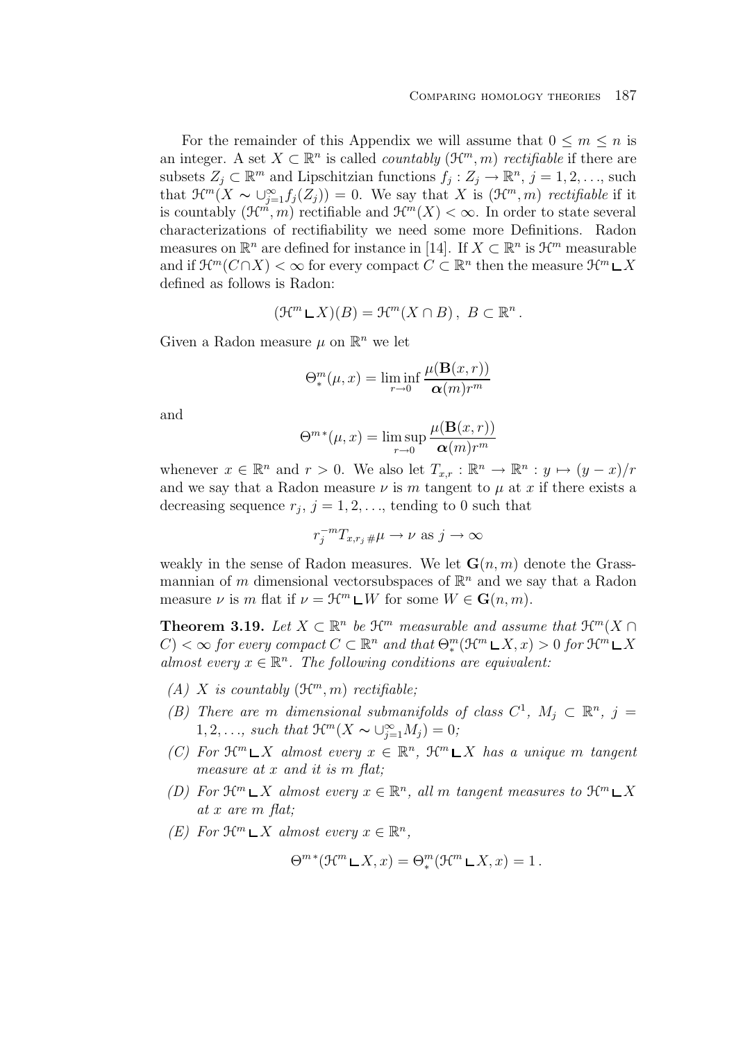For the remainder of this Appendix we will assume that $0 \leq m \leq n$ is an integer. A set $X \subset \mathbb{R}^n$ is called *countably* $(\mathcal{H}^m, m)$ *rectifiable* if there are subsets $Z_j \subset \mathbb{R}^m$ and Lipschitzian functions $f_j : Z_j \to \mathbb{R}^n$, $j = 1, 2, \ldots$, such that $\mathcal{H}^m(X \sim \cup_{j=1}^{\infty} f_j(Z_j)) = 0$. We say that $X$ is $(\mathcal{H}^m, m)$ *rectifiable* if it is countably $(\mathcal{H}^m, m)$ rectifiable and $\mathcal{H}^m(X) < \infty$. In order to state several characterizations of rectifiability we need some more Definitions. Radon measures on $\mathbb{R}^n$ are defined for instance in [14]. If $X \subset \mathbb{R}^n$ is $\mathcal{H}^m$ measurable and if $\mathcal{H}^m(C \cap X) < \infty$ for every compact $C \subset \mathbb{R}^n$ then the measure $\mathcal{H}^m \llcorner X$ defined as follows is Radon:

$$(\mathcal{H}^m \llcorner X)(B) = \mathcal{H}^m(X \cap B)\,,\ B \subset \mathbb{R}^n\,.$$

Given a Radon measure $\mu$ on $\mathbb{R}^n$ we let

$$\Theta^m_*(\mu, x) = \liminf_{r \to 0} \frac{\mu(\mathbf{B}(x,r))}{\boldsymbol{\alpha}(m) r^m}$$

and

$$\Theta^{m*}(\mu, x) = \limsup_{r \to 0} \frac{\mu(\mathbf{B}(x,r))}{\boldsymbol{\alpha}(m) r^m}$$

whenever $x \in \mathbb{R}^n$ and $r > 0$. We also let $T_{x,r} : \mathbb{R}^n \to \mathbb{R}^n : y \mapsto (y - x)/r$ and we say that a Radon measure $\nu$ is $m$ tangent to $\mu$ at $x$ if there exists a decreasing sequence $r_j$, $j = 1, 2, \ldots$, tending to 0 such that

$$r_j^{-m} T_{x, r_j \#} \mu \to \nu \text{ as } j \to \infty$$

weakly in the sense of Radon measures. We let $\mathbf{G}(n, m)$ denote the Grassmannian of $m$ dimensional vectorsubspaces of $\mathbb{R}^n$ and we say that a Radon measure $\nu$ is $m$ flat if $\nu = \mathcal{H}^m \llcorner W$ for some $W \in \mathbf{G}(n, m)$.

**Theorem 3.19.** *Let $X \subset \mathbb{R}^n$ be $\mathcal{H}^m$ measurable and assume that $\mathcal{H}^m(X \cap C) < \infty$ for every compact $C \subset \mathbb{R}^n$ and that $\Theta^m_*(\mathcal{H}^m \llcorner X, x) > 0$ for $\mathcal{H}^m \llcorner X$ almost every $x \in \mathbb{R}^n$. The following conditions are equivalent:*

- *(A) $X$ is countably $(\mathcal{H}^m, m)$ rectifiable;*
- *(B) There are $m$ dimensional submanifolds of class $C^1$, $M_j \subset \mathbb{R}^n$, $j = 1, 2, \ldots$, such that $\mathcal{H}^m(X \sim \cup_{j=1}^{\infty} M_j) = 0$;*
- *(C) For $\mathcal{H}^m \llcorner X$ almost every $x \in \mathbb{R}^n$, $\mathcal{H}^m \llcorner X$ has a unique $m$ tangent measure at $x$ and it is $m$ flat;*
- *(D) For $\mathcal{H}^m \llcorner X$ almost every $x \in \mathbb{R}^n$, all $m$ tangent measures to $\mathcal{H}^m \llcorner X$ at $x$ are $m$ flat;*
- *(E) For $\mathcal{H}^m \llcorner X$ almost every $x \in \mathbb{R}^n$,*

$$\Theta^{m*}(\mathcal{H}^m \llcorner X, x) = \Theta^m_*(\mathcal{H}^m \llcorner X, x) = 1\,.$$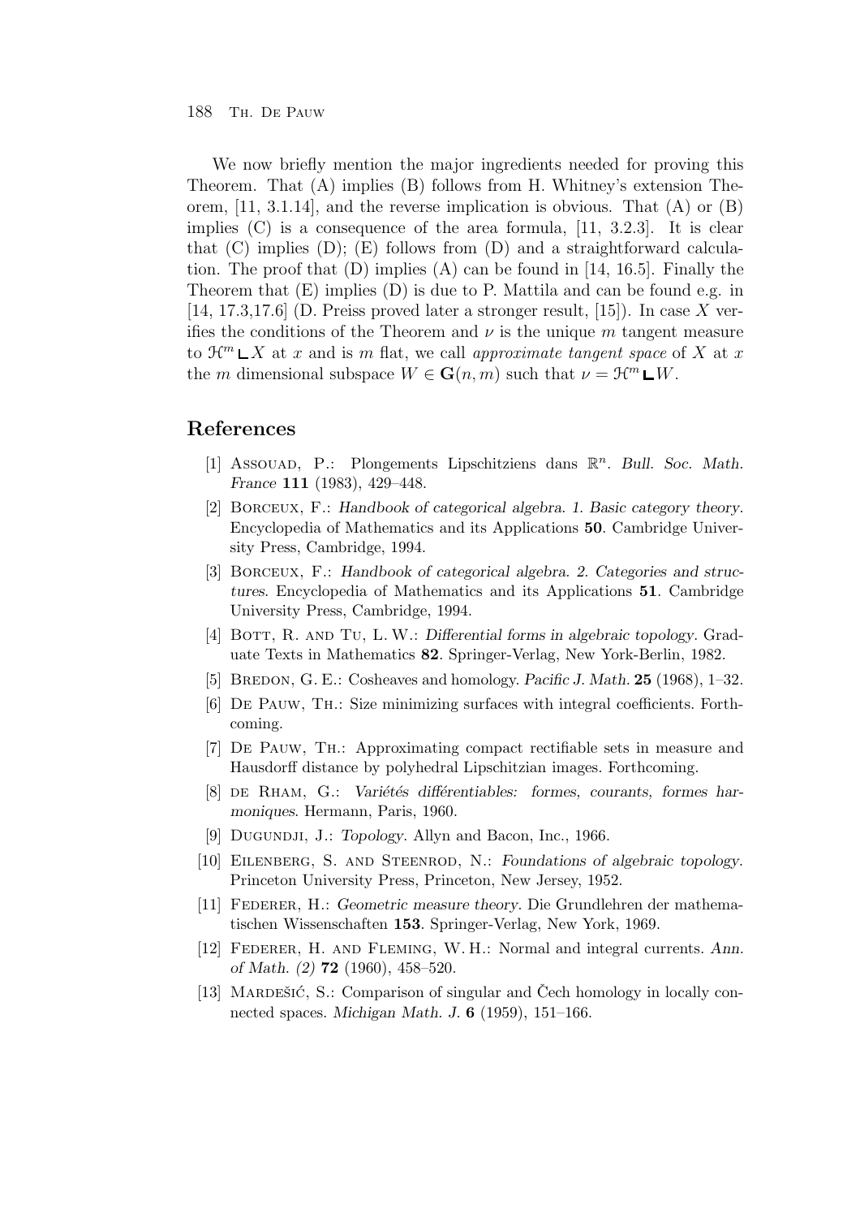We now briefly mention the major ingredients needed for proving this Theorem. That (A) implies (B) follows from H. Whitney's extension Theorem, [11, 3.1.14], and the reverse implication is obvious. That (A) or (B) implies (C) is a consequence of the area formula, [11, 3.2.3]. It is clear that (C) implies (D); (E) follows from (D) and a straightforward calculation. The proof that (D) implies (A) can be found in [14, 16.5]. Finally the Theorem that (E) implies (D) is due to P. Mattila and can be found e.g. in [14, 17.3,17.6] (D. Preiss proved later a stronger result, [15]). In case $X$ verifies the conditions of the Theorem and $\nu$ is the unique $m$ tangent measure to $\mathcal{H}^m \llcorner X$ at $x$ and is $m$ flat, we call *approximate tangent space* of $X$ at $x$ the $m$ dimensional subspace $W \in \mathbf{G}(n,m)$ such that $\nu = \mathcal{H}^m \llcorner W$.

## References

[1] Assouad, P.: Plongements Lipschitziens dans $\mathbb{R}^n$. *Bull. Soc. Math. France* **111** (1983), 429–448.

[2] Borceux, F.: *Handbook of categorical algebra. 1. Basic category theory*. Encyclopedia of Mathematics and its Applications **50**. Cambridge University Press, Cambridge, 1994.

[3] Borceux, F.: *Handbook of categorical algebra. 2. Categories and structures*. Encyclopedia of Mathematics and its Applications **51**. Cambridge University Press, Cambridge, 1994.

[4] Bott, R. and Tu, L. W.: *Differential forms in algebraic topology*. Graduate Texts in Mathematics **82**. Springer-Verlag, New York-Berlin, 1982.

[5] Bredon, G. E.: Cosheaves and homology. *Pacific J. Math.* **25** (1968), 1–32.

[6] De Pauw, Th.: Size minimizing surfaces with integral coefficients. Forthcoming.

[7] De Pauw, Th.: Approximating compact rectifiable sets in measure and Hausdorff distance by polyhedral Lipschitzian images. Forthcoming.

[8] de Rham, G.: *Variétés différentiables: formes, courants, formes harmoniques*. Hermann, Paris, 1960.

[9] Dugundji, J.: *Topology*. Allyn and Bacon, Inc., 1966.

[10] Eilenberg, S. and Steenrod, N.: *Foundations of algebraic topology*. Princeton University Press, Princeton, New Jersey, 1952.

[11] Federer, H.: *Geometric measure theory*. Die Grundlehren der mathematischen Wissenschaften **153**. Springer-Verlag, New York, 1969.

[12] Federer, H. and Fleming, W. H.: Normal and integral currents. *Ann. of Math. (2)* **72** (1960), 458–520.

[13] Mardešić, S.: Comparison of singular and Čech homology in locally connected spaces. *Michigan Math. J.* **6** (1959), 151–166.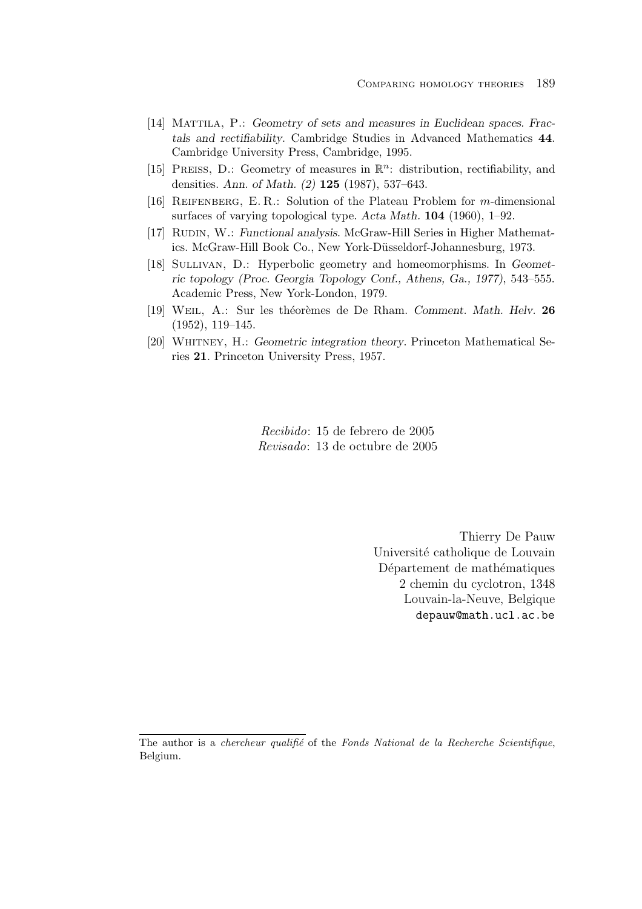[14] Mattila, P.: *Geometry of sets and measures in Euclidean spaces. Fractals and rectifiability*. Cambridge Studies in Advanced Mathematics **44**. Cambridge University Press, Cambridge, 1995.

[15] Preiss, D.: Geometry of measures in $\mathbb{R}^n$: distribution, rectifiability, and densities. *Ann. of Math. (2)* **125** (1987), 537–643.

[16] Reifenberg, E. R.: Solution of the Plateau Problem for $m$-dimensional surfaces of varying topological type. *Acta Math.* **104** (1960), 1–92.

[17] Rudin, W.: *Functional analysis*. McGraw-Hill Series in Higher Mathematics. McGraw-Hill Book Co., New York-Düsseldorf-Johannesburg, 1973.

[18] Sullivan, D.: Hyperbolic geometry and homeomorphisms. In *Geometric topology (Proc. Georgia Topology Conf., Athens, Ga., 1977)*, 543–555. Academic Press, New York-London, 1979.

[19] Weil, A.: Sur les théorèmes de De Rham. *Comment. Math. Helv.* **26** (1952), 119–145.

[20] Whitney, H.: *Geometric integration theory*. Princeton Mathematical Series **21**. Princeton University Press, 1957.

*Recibido*: 15 de febrero de 2005
*Revisado*: 13 de octubre de 2005

Thierry De Pauw
Université catholique de Louvain
Département de mathématiques
2 chemin du cyclotron, 1348
Louvain-la-Neuve, Belgique
depauw@math.ucl.ac.be

The author is a *chercheur qualifié* of the *Fonds National de la Recherche Scientifique*, Belgium.